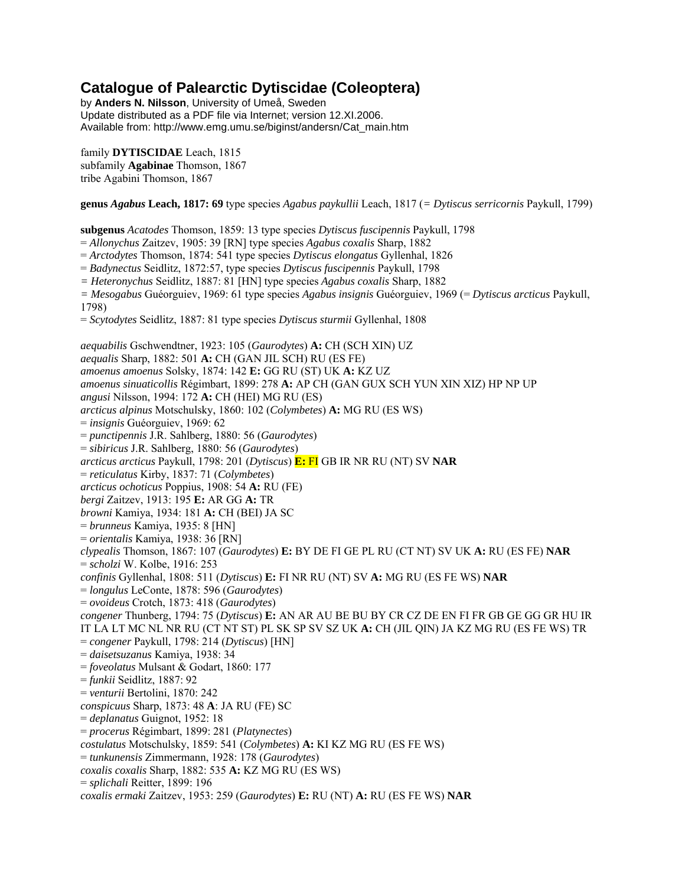# Catalogue of Palearctic Dytiscidae (Coleoptera)

by **Anders N. Nilsson**, University of Umeå, Sweden
Update distributed as a PDF file via Internet; version 12.XI.2006.
Available from: http://www.emg.umu.se/biginst/andersn/Cat_main.htm

family **DYTISCIDAE** Leach, 1815
subfamily **Agabinae** Thomson, 1867
tribe Agabini Thomson, 1867

**genus *Agabus* Leach, 1817: 69** type species *Agabus paykullii* Leach, 1817 (= *Dytiscus serricornis* Paykull, 1799)

**subgenus** *Acatodes* Thomson, 1859: 13 type species *Dytiscus fuscipennis* Paykull, 1798
= *Allonychus* Zaitzev, 1905: 39 [RN] type species *Agabus coxalis* Sharp, 1882
= *Arctodytes* Thomson, 1874: 541 type species *Dytiscus elongatus* Gyllenhal, 1826
= *Badynectus* Seidlitz, 1872:57, type species *Dytiscus fuscipennis* Paykull, 1798
= *Heteronychus* Seidlitz, 1887: 81 [HN] type species *Agabus coxalis* Sharp, 1882
= *Mesogabus* Guéorguiev, 1969: 61 type species *Agabus insignis* Guéorguiev, 1969 (= *Dytiscus arcticus* Paykull, 1798)
= *Scytodytes* Seidlitz, 1887: 81 type species *Dytiscus sturmii* Gyllenhal, 1808

*aequabilis* Gschwendtner, 1923: 105 (*Gaurodytes*) **A:** CH (SCH XIN) UZ
*aequalis* Sharp, 1882: 501 **A:** CH (GAN JIL SCH) RU (ES FE)
*amoenus amoenus* Solsky, 1874: 142 **E:** GG RU (ST) UK **A:** KZ UZ
*amoenus sinuaticollis* Régimbart, 1899: 278 **A:** AP CH (GAN GUX SCH YUN XIN XIZ) HP NP UP
*angusi* Nilsson, 1994: 172 **A:** CH (HEI) MG RU (ES)
*arcticus alpinus* Motschulsky, 1860: 102 (*Colymbetes*) **A:** MG RU (ES WS)
= *insignis* Guéorguiev, 1969: 62
= *punctipennis* J.R. Sahlberg, 1880: 56 (*Gaurodytes*)
= *sibiricus* J.R. Sahlberg, 1880: 56 (*Gaurodytes*)
*arcticus arcticus* Paykull, 1798: 201 (*Dytiscus*) **E:** FI GB IR NR RU (NT) SV **NAR**
= *reticulatus* Kirby, 1837: 71 (*Colymbetes*)
*arcticus ochoticus* Poppius, 1908: 54 **A:** RU (FE)
*bergi* Zaitzev, 1913: 195 **E:** AR GG **A:** TR
*browni* Kamiya, 1934: 181 **A:** CH (BEI) JA SC
= *brunneus* Kamiya, 1935: 8 [HN]
= *orientalis* Kamiya, 1938: 36 [RN]
*clypealis* Thomson, 1867: 107 (*Gaurodytes*) **E:** BY DE FI GE PL RU (CT NT) SV UK **A:** RU (ES FE) **NAR**
= *scholzi* W. Kolbe, 1916: 253
*confinis* Gyllenhal, 1808: 511 (*Dytiscus*) **E:** FI NR RU (NT) SV **A:** MG RU (ES FE WS) **NAR**
= *longulus* LeConte, 1878: 596 (*Gaurodytes*)
= *ovoideus* Crotch, 1873: 418 (*Gaurodytes*)
*congener* Thunberg, 1794: 75 (*Dytiscus*) **E:** AN AR AU BE BU BY CR CZ DE EN FI FR GB GE GG GR HU IR IT LA LT MC NL NR RU (CT NT ST) PL SK SP SV SZ UK **A:** CH (JIL QIN) JA KZ MG RU (ES FE WS) TR
= *congener* Paykull, 1798: 214 (*Dytiscus*) [HN]
= *daisetsuzanus* Kamiya, 1938: 34
= *foveolatus* Mulsant & Godart, 1860: 177
= *funkii* Seidlitz, 1887: 92
= *venturii* Bertolini, 1870: 242
*conspicuus* Sharp, 1873: 48 **A**: JA RU (FE) SC
= *deplanatus* Guignot, 1952: 18
= *procerus* Régimbart, 1899: 281 (*Platynectes*)
*costulatus* Motschulsky, 1859: 541 (*Colymbetes*) **A:** KI KZ MG RU (ES FE WS)
= *tunkunensis* Zimmermann, 1928: 178 (*Gaurodytes*)
*coxalis coxalis* Sharp, 1882: 535 **A:** KZ MG RU (ES WS)
= *splichali* Reitter, 1899: 196
*coxalis ermaki* Zaitzev, 1953: 259 (*Gaurodytes*) **E:** RU (NT) **A:** RU (ES FE WS) **NAR**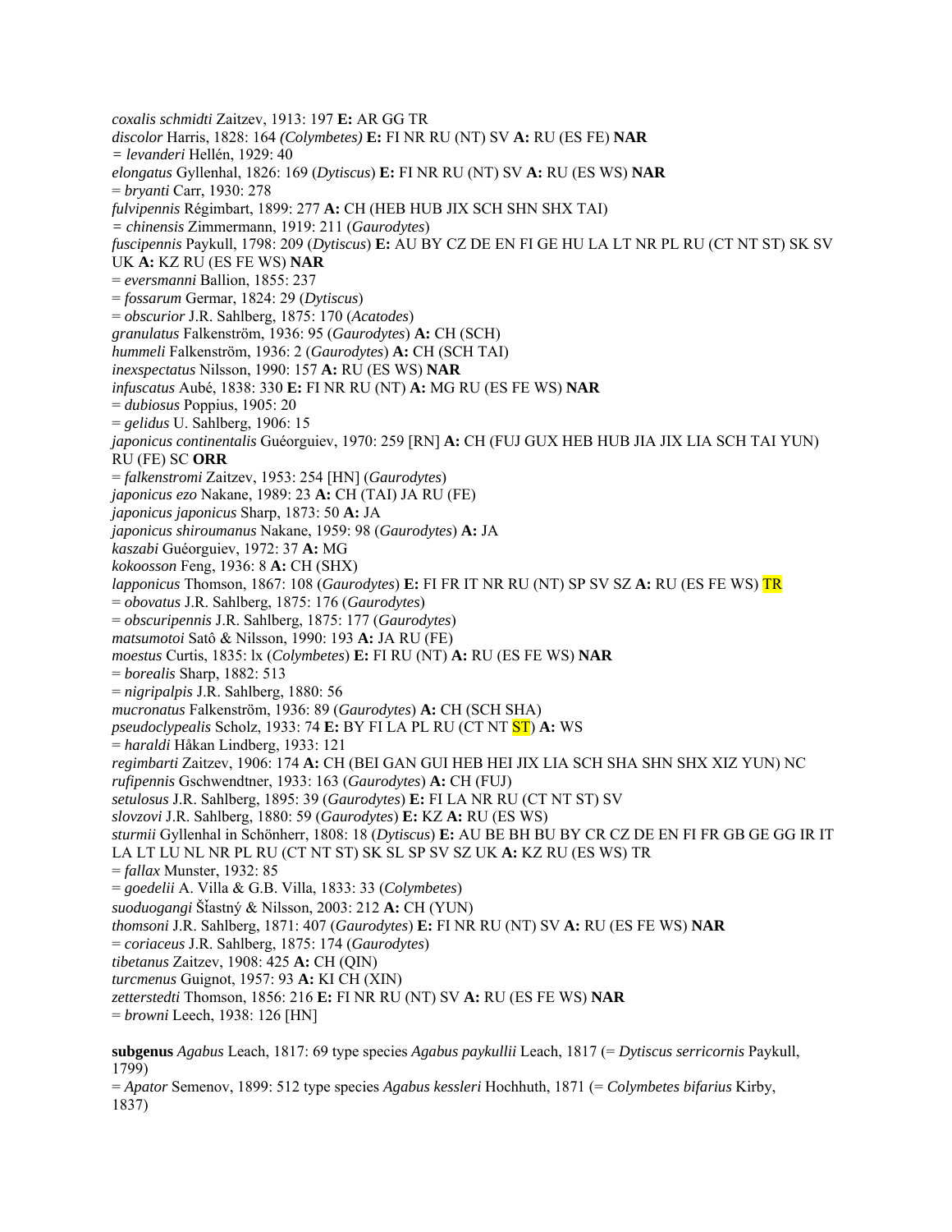*coxalis schmidti* Zaitzev, 1913: 197 **E:** AR GG TR
*discolor* Harris, 1828: 164 *(Colymbetes)* **E:** FI NR RU (NT) SV **A:** RU (ES FE) **NAR**
*= levanderi* Hellén, 1929: 40
*elongatus* Gyllenhal, 1826: 169 (*Dytiscus*) **E:** FI NR RU (NT) SV **A:** RU (ES WS) **NAR**
= *bryanti* Carr, 1930: 278
*fulvipennis* Régimbart, 1899: 277 **A:** CH (HEB HUB JIX SCH SHN SHX TAI)
*= chinensis* Zimmermann, 1919: 211 (*Gaurodytes*)
*fuscipennis* Paykull, 1798: 209 (*Dytiscus*) **E:** AU BY CZ DE EN FI GE HU LA LT NR PL RU (CT NT ST) SK SV UK **A:** KZ RU (ES FE WS) **NAR**
= *eversmanni* Ballion, 1855: 237
= *fossarum* Germar, 1824: 29 (*Dytiscus*)
= *obscurior* J.R. Sahlberg, 1875: 170 (*Acatodes*)
*granulatus* Falkenström, 1936: 95 (*Gaurodytes*) **A:** CH (SCH)
*hummeli* Falkenström, 1936: 2 (*Gaurodytes*) **A:** CH (SCH TAI)
*inexspectatus* Nilsson, 1990: 157 **A:** RU (ES WS) **NAR**
*infuscatus* Aubé, 1838: 330 **E:** FI NR RU (NT) **A:** MG RU (ES FE WS) **NAR**
= *dubiosus* Poppius, 1905: 20
= *gelidus* U. Sahlberg, 1906: 15
*japonicus continentalis* Guéorguiev, 1970: 259 [RN] **A:** CH (FUJ GUX HEB HUB JIA JIX LIA SCH TAI YUN) RU (FE) SC **ORR**
= *falkenstromi* Zaitzev, 1953: 254 [HN] (*Gaurodytes*)
*japonicus ezo* Nakane, 1989: 23 **A:** CH (TAI) JA RU (FE)
*japonicus japonicus* Sharp, 1873: 50 **A:** JA
*japonicus shiroumanus* Nakane, 1959: 98 (*Gaurodytes*) **A:** JA
*kaszabi* Guéorguiev, 1972: 37 **A:** MG
*kokoosson* Feng, 1936: 8 **A:** CH (SHX)
*lapponicus* Thomson, 1867: 108 (*Gaurodytes*) **E:** FI FR IT NR RU (NT) SP SV SZ **A:** RU (ES FE WS) TR
= *obovatus* J.R. Sahlberg, 1875: 176 (*Gaurodytes*)
= *obscuripennis* J.R. Sahlberg, 1875: 177 (*Gaurodytes*)
*matsumotoi* Satô & Nilsson, 1990: 193 **A:** JA RU (FE)
*moestus* Curtis, 1835: lx (*Colymbetes*) **E:** FI RU (NT) **A:** RU (ES FE WS) **NAR**
= *borealis* Sharp, 1882: 513
= *nigripalpis* J.R. Sahlberg, 1880: 56
*mucronatus* Falkenström, 1936: 89 (*Gaurodytes*) **A:** CH (SCH SHA)
*pseudoclypealis* Scholz, 1933: 74 **E:** BY FI LA PL RU (CT NT ST) **A:** WS
= *haraldi* Håkan Lindberg, 1933: 121
*regimbarti* Zaitzev, 1906: 174 **A:** CH (BEI GAN GUI HEB HEI JIX LIA SCH SHA SHN SHX XIZ YUN) NC
*rufipennis* Gschwendtner, 1933: 163 (*Gaurodytes*) **A:** CH (FUJ)
*setulosus* J.R. Sahlberg, 1895: 39 (*Gaurodytes*) **E:** FI LA NR RU (CT NT ST) SV
*slovzovi* J.R. Sahlberg, 1880: 59 (*Gaurodytes*) **E:** KZ **A:** RU (ES WS)
*sturmii* Gyllenhal in Schönherr, 1808: 18 (*Dytiscus*) **E:** AU BE BH BU BY CR CZ DE EN FI FR GB GE GG IR IT LA LT LU NL NR PL RU (CT NT ST) SK SL SP SV SZ UK **A:** KZ RU (ES WS) TR
= *fallax* Munster, 1932: 85
= *goedelii* A. Villa & G.B. Villa, 1833: 33 (*Colymbetes*)
*suoduogangi* Šťastný & Nilsson, 2003: 212 **A:** CH (YUN)
*thomsoni* J.R. Sahlberg, 1871: 407 (*Gaurodytes*) **E:** FI NR RU (NT) SV **A:** RU (ES FE WS) **NAR**
= *coriaceus* J.R. Sahlberg, 1875: 174 (*Gaurodytes*)
*tibetanus* Zaitzev, 1908: 425 **A:** CH (QIN)
*turcmenus* Guignot, 1957: 93 **A:** KI CH (XIN)
*zetterstedti* Thomson, 1856: 216 **E:** FI NR RU (NT) SV **A:** RU (ES FE WS) **NAR**
= *browni* Leech, 1938: 126 [HN]

**subgenus** *Agabus* Leach, 1817: 69 type species *Agabus paykullii* Leach, 1817 (= *Dytiscus serricornis* Paykull, 1799)
= *Apator* Semenov, 1899: 512 type species *Agabus kessleri* Hochhuth, 1871 (= *Colymbetes bifarius* Kirby, 1837)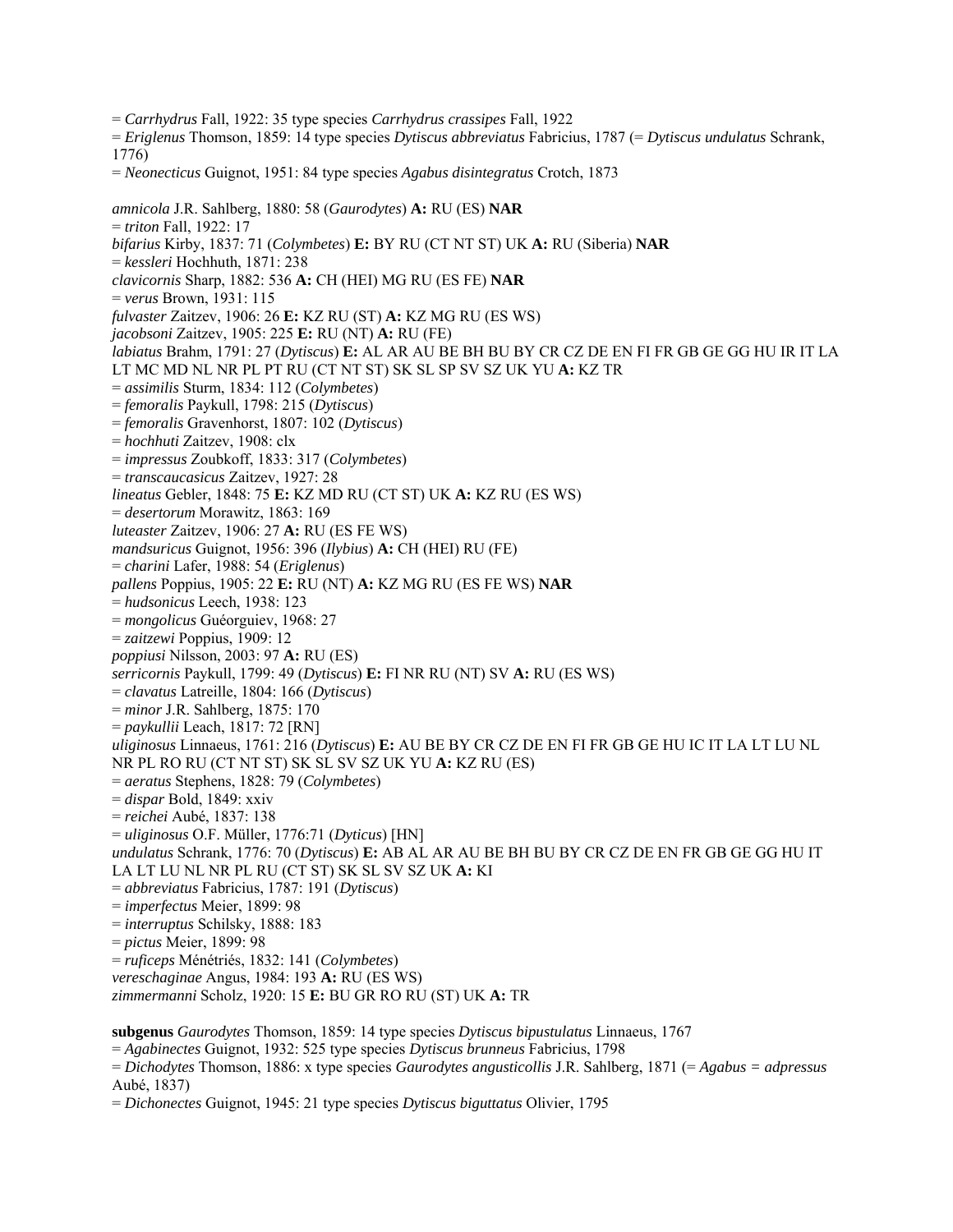= *Carrhydrus* Fall, 1922: 35 type species *Carrhydrus crassipes* Fall, 1922
= *Eriglenus* Thomson, 1859: 14 type species *Dytiscus abbreviatus* Fabricius, 1787 (= *Dytiscus undulatus* Schrank, 1776)
= *Neonecticus* Guignot, 1951: 84 type species *Agabus disintegratus* Crotch, 1873

*amnicola* J.R. Sahlberg, 1880: 58 (*Gaurodytes*) **A:** RU (ES) **NAR**
= *triton* Fall, 1922: 17
*bifarius* Kirby, 1837: 71 (*Colymbetes*) **E:** BY RU (CT NT ST) UK **A:** RU (Siberia) **NAR**
= *kessleri* Hochhuth, 1871: 238
*clavicornis* Sharp, 1882: 536 **A:** CH (HEI) MG RU (ES FE) **NAR**
= *verus* Brown, 1931: 115
*fulvaster* Zaitzev, 1906: 26 **E:** KZ RU (ST) **A:** KZ MG RU (ES WS)
*jacobsoni* Zaitzev, 1905: 225 **E:** RU (NT) **A:** RU (FE)
*labiatus* Brahm, 1791: 27 (*Dytiscus*) **E:** AL AR AU BE BH BU BY CR CZ DE EN FI FR GB GE GG HU IR IT LA LT MC MD NL NR PL PT RU (CT NT ST) SK SL SP SV SZ UK YU **A:** KZ TR
= *assimilis* Sturm, 1834: 112 (*Colymbetes*)
= *femoralis* Paykull, 1798: 215 (*Dytiscus*)
= *femoralis* Gravenhorst, 1807: 102 (*Dytiscus*)
= *hochhuti* Zaitzev, 1908: clx
= *impressus* Zoubkoff, 1833: 317 (*Colymbetes*)
= *transcaucasicus* Zaitzev, 1927: 28
*lineatus* Gebler, 1848: 75 **E:** KZ MD RU (CT ST) UK **A:** KZ RU (ES WS)
= *desertorum* Morawitz, 1863: 169
*luteaster* Zaitzev, 1906: 27 **A:** RU (ES FE WS)
*mandsuricus* Guignot, 1956: 396 (*Ilybius*) **A:** CH (HEI) RU (FE)
= *charini* Lafer, 1988: 54 (*Eriglenus*)
*pallens* Poppius, 1905: 22 **E:** RU (NT) **A:** KZ MG RU (ES FE WS) **NAR**
= *hudsonicus* Leech, 1938: 123
= *mongolicus* Guéorguiev, 1968: 27
= *zaitzewi* Poppius, 1909: 12
*poppiusi* Nilsson, 2003: 97 **A:** RU (ES)
*serricornis* Paykull, 1799: 49 (*Dytiscus*) **E:** FI NR RU (NT) SV **A:** RU (ES WS)
= *clavatus* Latreille, 1804: 166 (*Dytiscus*)
= *minor* J.R. Sahlberg, 1875: 170
= *paykullii* Leach, 1817: 72 [RN]
*uliginosus* Linnaeus, 1761: 216 (*Dytiscus*) **E:** AU BE BY CR CZ DE EN FI FR GB GE HU IC IT LA LT LU NL NR PL RO RU (CT NT ST) SK SL SV SZ UK YU **A:** KZ RU (ES)
= *aeratus* Stephens, 1828: 79 (*Colymbetes*)
= *dispar* Bold, 1849: xxiv
= *reichei* Aubé, 1837: 138
= *uliginosus* O.F. Müller, 1776:71 (*Dyticus*) [HN]
*undulatus* Schrank, 1776: 70 (*Dytiscus*) **E:** AB AL AR AU BE BH BU BY CR CZ DE EN FR GB GE GG HU IT LA LT LU NL NR PL RU (CT ST) SK SL SV SZ UK **A:** KI
= *abbreviatus* Fabricius, 1787: 191 (*Dytiscus*)
= *imperfectus* Meier, 1899: 98
= *interruptus* Schilsky, 1888: 183
= *pictus* Meier, 1899: 98
= *ruficeps* Ménétriés, 1832: 141 (*Colymbetes*)
*vereschaginae* Angus, 1984: 193 **A:** RU (ES WS)
*zimmermanni* Scholz, 1920: 15 **E:** BU GR RO RU (ST) UK **A:** TR

**subgenus** *Gaurodytes* Thomson, 1859: 14 type species *Dytiscus bipustulatus* Linnaeus, 1767
= *Agabinectes* Guignot, 1932: 525 type species *Dytiscus brunneus* Fabricius, 1798
= *Dichodytes* Thomson, 1886: x type species *Gaurodytes angusticollis* J.R. Sahlberg, 1871 (= *Agabus = adpressus* Aubé, 1837)
= *Dichonectes* Guignot, 1945: 21 type species *Dytiscus biguttatus* Olivier, 1795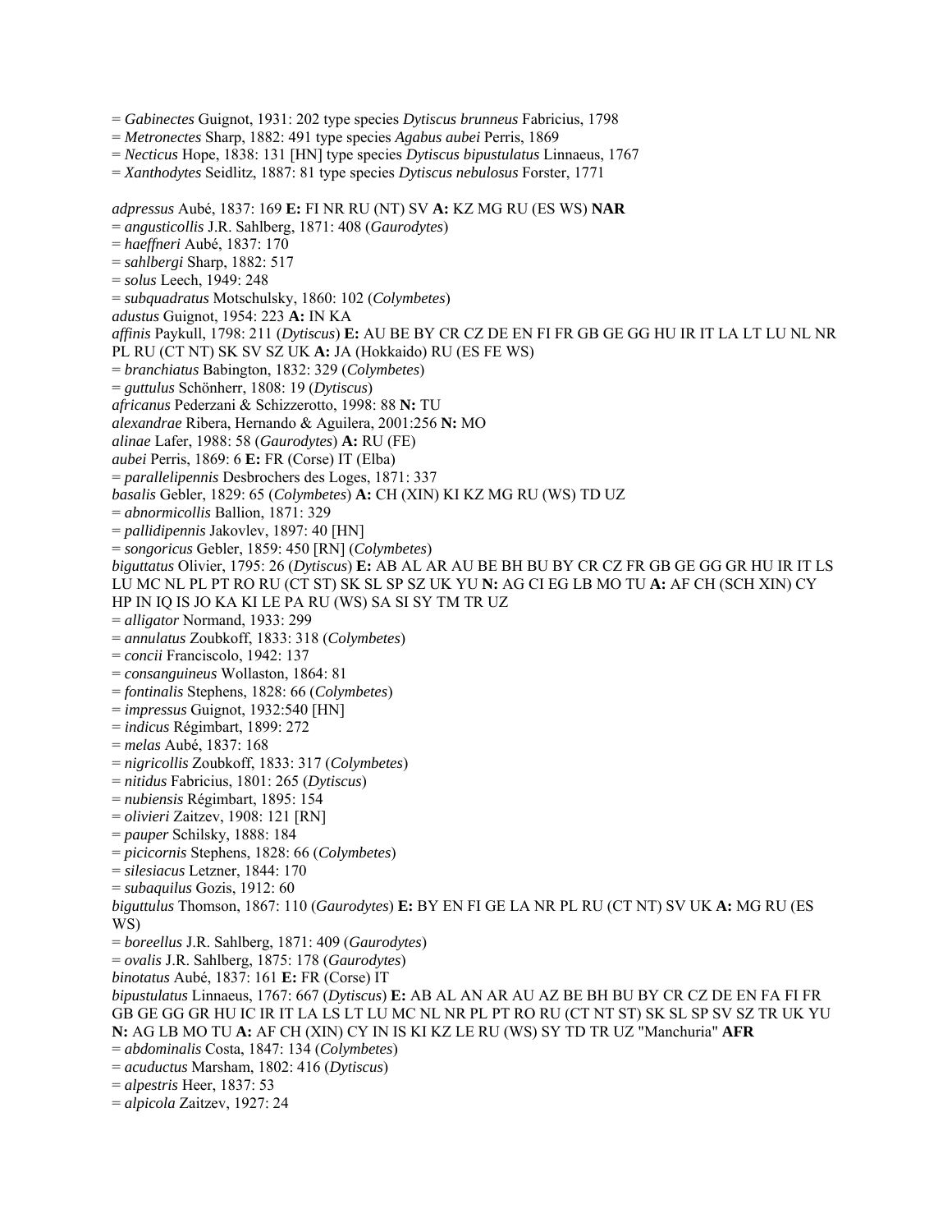= *Gabinectes* Guignot, 1931: 202 type species *Dytiscus brunneus* Fabricius, 1798
= *Metronectes* Sharp, 1882: 491 type species *Agabus aubei* Perris, 1869
= *Necticus* Hope, 1838: 131 [HN] type species *Dytiscus bipustulatus* Linnaeus, 1767
= *Xanthodytes* Seidlitz, 1887: 81 type species *Dytiscus nebulosus* Forster, 1771

*adpressus* Aubé, 1837: 169 **E:** FI NR RU (NT) SV **A:** KZ MG RU (ES WS) **NAR**
= *angusticollis* J.R. Sahlberg, 1871: 408 (*Gaurodytes*)
= *haeffneri* Aubé, 1837: 170
= *sahlbergi* Sharp, 1882: 517
= *solus* Leech, 1949: 248
= *subquadratus* Motschulsky, 1860: 102 (*Colymbetes*)
*adustus* Guignot, 1954: 223 **A:** IN KA
*affinis* Paykull, 1798: 211 (*Dytiscus*) **E:** AU BE BY CR CZ DE EN FI FR GB GE GG HU IR IT LA LT LU NL NR PL RU (CT NT) SK SV SZ UK **A:** JA (Hokkaido) RU (ES FE WS)
= *branchiatus* Babington, 1832: 329 (*Colymbetes*)
= *guttulus* Schönherr, 1808: 19 (*Dytiscus*)
*africanus* Pederzani & Schizzerotto, 1998: 88 **N:** TU
*alexandrae* Ribera, Hernando & Aguilera, 2001:256 **N:** MO
*alinae* Lafer, 1988: 58 (*Gaurodytes*) **A:** RU (FE)
*aubei* Perris, 1869: 6 **E:** FR (Corse) IT (Elba)
= *parallelipennis* Desbrochers des Loges, 1871: 337
*basalis* Gebler, 1829: 65 (*Colymbetes*) **A:** CH (XIN) KI KZ MG RU (WS) TD UZ
= *abnormicollis* Ballion, 1871: 329
= *pallidipennis* Jakovlev, 1897: 40 [HN]
= *songoricus* Gebler, 1859: 450 [RN] (*Colymbetes*)
*biguttatus* Olivier, 1795: 26 (*Dytiscus*) **E:** AB AL AR AU BE BH BU BY CR CZ FR GB GE GG GR HU IR IT LS LU MC NL PL PT RO RU (CT ST) SK SL SP SZ UK YU **N:** AG CI EG LB MO TU **A:** AF CH (SCH XIN) CY HP IN IQ IS JO KA KI LE PA RU (WS) SA SI SY TM TR UZ
= *alligator* Normand, 1933: 299
= *annulatus* Zoubkoff, 1833: 318 (*Colymbetes*)
= *concii* Franciscolo, 1942: 137
= *consanguineus* Wollaston, 1864: 81
= *fontinalis* Stephens, 1828: 66 (*Colymbetes*)
= *impressus* Guignot, 1932:540 [HN]
= *indicus* Régimbart, 1899: 272
= *melas* Aubé, 1837: 168
= *nigricollis* Zoubkoff, 1833: 317 (*Colymbetes*)
= *nitidus* Fabricius, 1801: 265 (*Dytiscus*)
= *nubiensis* Régimbart, 1895: 154
= *olivieri* Zaitzev, 1908: 121 [RN]
= *pauper* Schilsky, 1888: 184
= *picicornis* Stephens, 1828: 66 (*Colymbetes*)
= *silesiacus* Letzner, 1844: 170
= *subaquilus* Gozis, 1912: 60
*biguttulus* Thomson, 1867: 110 (*Gaurodytes*) **E:** BY EN FI GE LA NR PL RU (CT NT) SV UK **A:** MG RU (ES WS)
= *boreellus* J.R. Sahlberg, 1871: 409 (*Gaurodytes*)
= *ovalis* J.R. Sahlberg, 1875: 178 (*Gaurodytes*)
*binotatus* Aubé, 1837: 161 **E:** FR (Corse) IT
*bipustulatus* Linnaeus, 1767: 667 (*Dytiscus*) **E:** AB AL AN AR AU AZ BE BH BU BY CR CZ DE EN FA FI FR GB GE GG GR HU IC IR IT LA LS LT LU MC NL NR PL PT RO RU (CT NT ST) SK SL SP SV SZ TR UK YU **N:** AG LB MO TU **A:** AF CH (XIN) CY IN IS KI KZ LE RU (WS) SY TD TR UZ "Manchuria" **AFR**
= *abdominalis* Costa, 1847: 134 (*Colymbetes*)
= *acuductus* Marsham, 1802: 416 (*Dytiscus*)
= *alpestris* Heer, 1837: 53
= *alpicola* Zaitzev, 1927: 24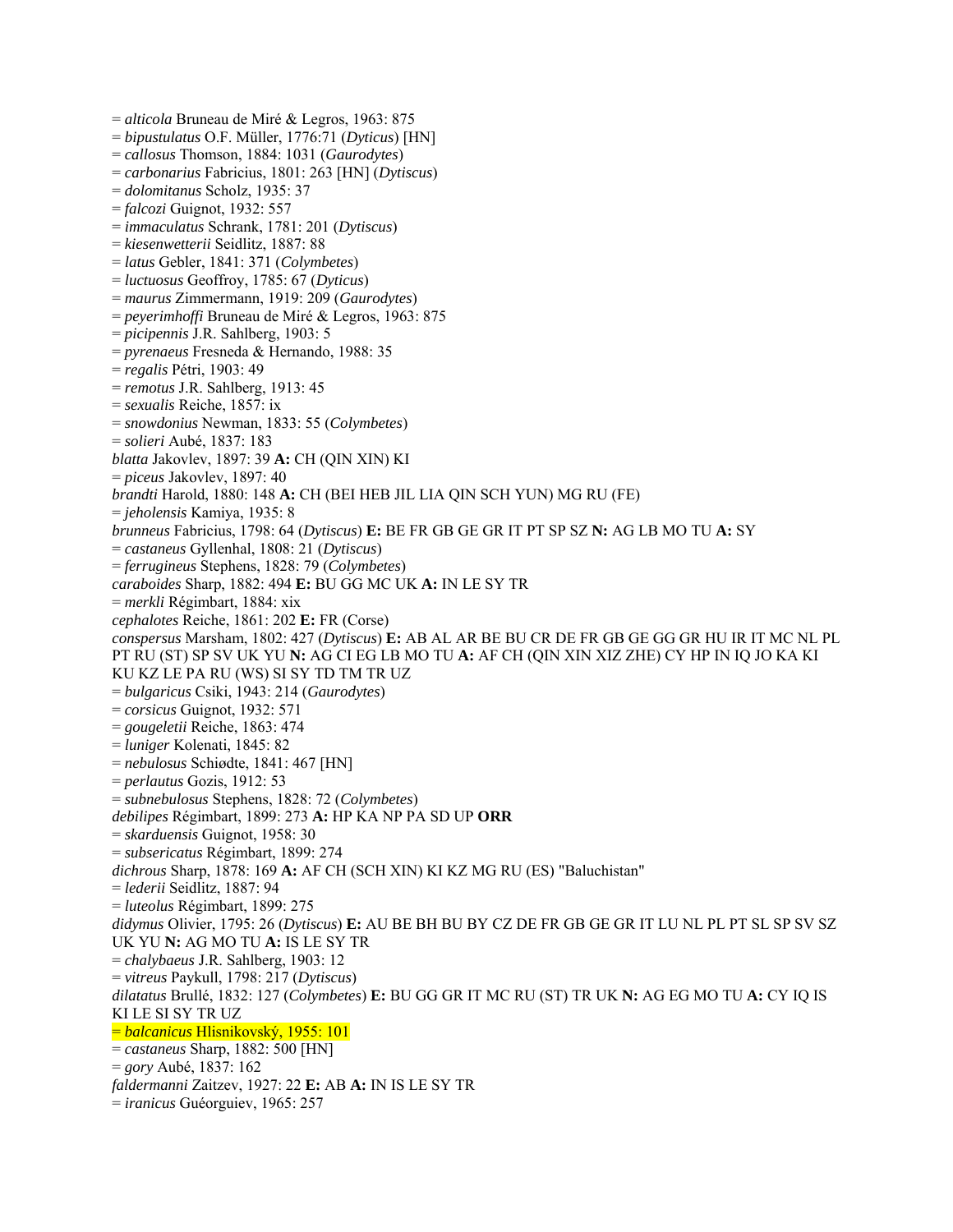= *alticola* Bruneau de Miré & Legros, 1963: 875
= *bipustulatus* O.F. Müller, 1776:71 (*Dyticus*) [HN]
= *callosus* Thomson, 1884: 1031 (*Gaurodytes*)
= *carbonarius* Fabricius, 1801: 263 [HN] (*Dytiscus*)
= *dolomitanus* Scholz, 1935: 37
= *falcozi* Guignot, 1932: 557
= *immaculatus* Schrank, 1781: 201 (*Dytiscus*)
= *kiesenwetterii* Seidlitz, 1887: 88
= *latus* Gebler, 1841: 371 (*Colymbetes*)
= *luctuosus* Geoffroy, 1785: 67 (*Dyticus*)
= *maurus* Zimmermann, 1919: 209 (*Gaurodytes*)
= *peyerimhoffi* Bruneau de Miré & Legros, 1963: 875
= *picipennis* J.R. Sahlberg, 1903: 5
= *pyrenaeus* Fresneda & Hernando, 1988: 35
= *regalis* Pétri, 1903: 49
= *remotus* J.R. Sahlberg, 1913: 45
= *sexualis* Reiche, 1857: ix
= *snowdonius* Newman, 1833: 55 (*Colymbetes*)
= *solieri* Aubé, 1837: 183
*blatta* Jakovlev, 1897: 39 **A:** CH (QIN XIN) KI
= *piceus* Jakovlev, 1897: 40
*brandti* Harold, 1880: 148 **A:** CH (BEI HEB JIL LIA QIN SCH YUN) MG RU (FE)
= *jeholensis* Kamiya, 1935: 8
*brunneus* Fabricius, 1798: 64 (*Dytiscus*) **E:** BE FR GB GE GR IT PT SP SZ **N:** AG LB MO TU **A:** SY
= *castaneus* Gyllenhal, 1808: 21 (*Dytiscus*)
= *ferrugineus* Stephens, 1828: 79 (*Colymbetes*)
*caraboides* Sharp, 1882: 494 **E:** BU GG MC UK **A:** IN LE SY TR
= *merkli* Régimbart, 1884: xix
*cephalotes* Reiche, 1861: 202 **E:** FR (Corse)
*conspersus* Marsham, 1802: 427 (*Dytiscus*) **E:** AB AL AR BE BU CR DE FR GB GE GG GR HU IR IT MC NL PL PT RU (ST) SP SV UK YU **N:** AG CI EG LB MO TU **A:** AF CH (QIN XIN XIZ ZHE) CY HP IN IQ JO KA KI KU KZ LE PA RU (WS) SI SY TD TM TR UZ
= *bulgaricus* Csiki, 1943: 214 (*Gaurodytes*)
= *corsicus* Guignot, 1932: 571
= *gougeletii* Reiche, 1863: 474
= *luniger* Kolenati, 1845: 82
= *nebulosus* Schiødte, 1841: 467 [HN]
= *perlautus* Gozis, 1912: 53
= *subnebulosus* Stephens, 1828: 72 (*Colymbetes*)
*debilipes* Régimbart, 1899: 273 **A:** HP KA NP PA SD UP **ORR**
= *skarduensis* Guignot, 1958: 30
= *subsericatus* Régimbart, 1899: 274
*dichrous* Sharp, 1878: 169 **A:** AF CH (SCH XIN) KI KZ MG RU (ES) "Baluchistan"
= *lederii* Seidlitz, 1887: 94
= *luteolus* Régimbart, 1899: 275
*didymus* Olivier, 1795: 26 (*Dytiscus*) **E:** AU BE BH BU BY CZ DE FR GB GE GR IT LU NL PL PT SL SP SV SZ UK YU **N:** AG MO TU **A:** IS LE SY TR
= *chalybaeus* J.R. Sahlberg, 1903: 12
= *vitreus* Paykull, 1798: 217 (*Dytiscus*)
*dilatatus* Brullé, 1832: 127 (*Colymbetes*) **E:** BU GG GR IT MC RU (ST) TR UK **N:** AG EG MO TU **A:** CY IQ IS KI LE SI SY TR UZ
= *balcanicus* Hlisnikovský, 1955: 101
= *castaneus* Sharp, 1882: 500 [HN]
= *gory* Aubé, 1837: 162
*faldermanni* Zaitzev, 1927: 22 **E:** AB **A:** IN IS LE SY TR
= *iranicus* Guéorguiev, 1965: 257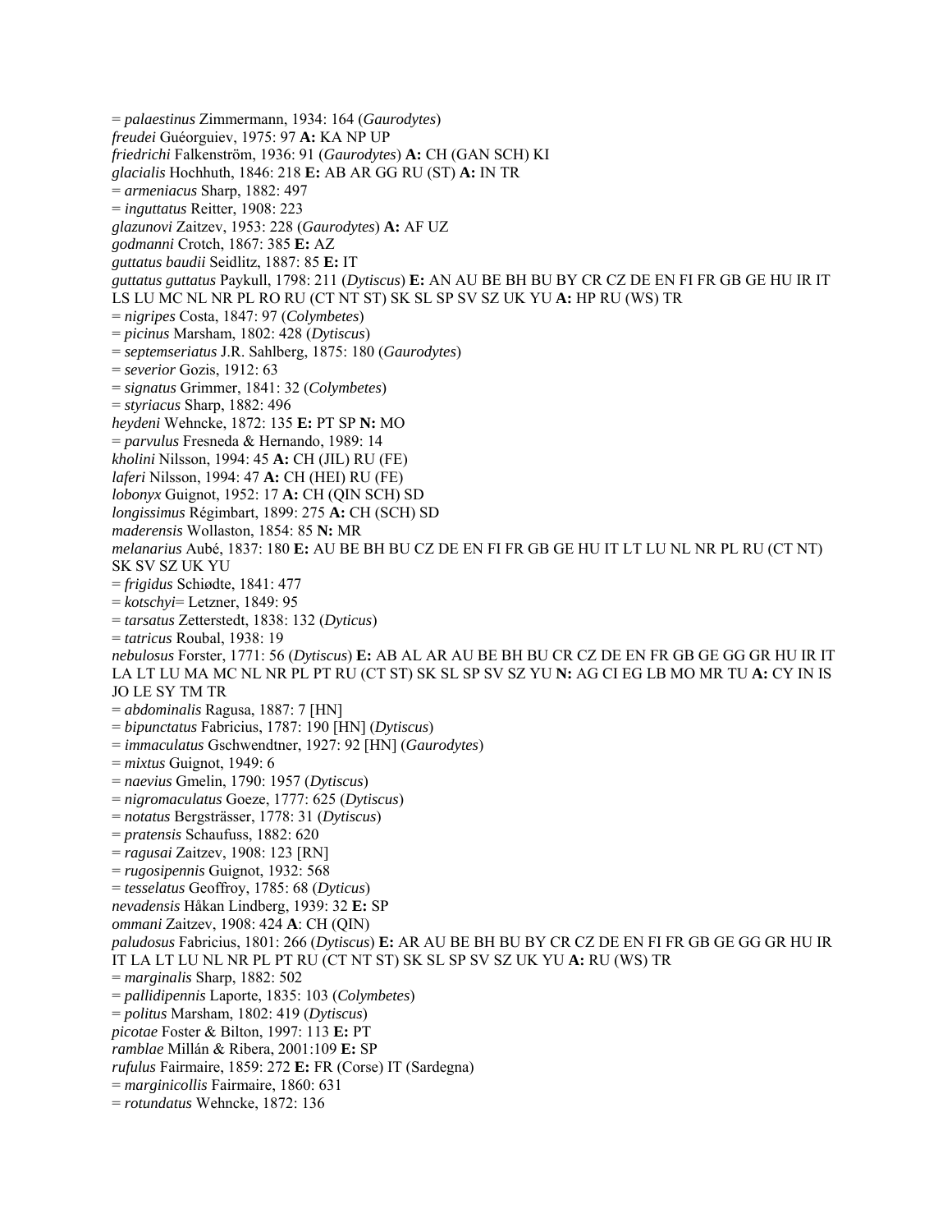= *palaestinus* Zimmermann, 1934: 164 (*Gaurodytes*)
*freudei* Guéorguiev, 1975: 97 **A:** KA NP UP
*friedrichi* Falkenström, 1936: 91 (*Gaurodytes*) **A:** CH (GAN SCH) KI
*glacialis* Hochhuth, 1846: 218 **E:** AB AR GG RU (ST) **A:** IN TR
= *armeniacus* Sharp, 1882: 497
= *inguttatus* Reitter, 1908: 223
*glazunovi* Zaitzev, 1953: 228 (*Gaurodytes*) **A:** AF UZ
*godmanni* Crotch, 1867: 385 **E:** AZ
*guttatus baudii* Seidlitz, 1887: 85 **E:** IT
*guttatus guttatus* Paykull, 1798: 211 (*Dytiscus*) **E:** AN AU BE BH BU BY CR CZ DE EN FI FR GB GE HU IR IT LS LU MC NL NR PL RO RU (CT NT ST) SK SL SP SV SZ UK YU **A:** HP RU (WS) TR
= *nigripes* Costa, 1847: 97 (*Colymbetes*)
= *picinus* Marsham, 1802: 428 (*Dytiscus*)
= *septemseriatus* J.R. Sahlberg, 1875: 180 (*Gaurodytes*)
= *severior* Gozis, 1912: 63
= *signatus* Grimmer, 1841: 32 (*Colymbetes*)
= *styriacus* Sharp, 1882: 496
*heydeni* Wehncke, 1872: 135 **E:** PT SP **N:** MO
= *parvulus* Fresneda & Hernando, 1989: 14
*kholini* Nilsson, 1994: 45 **A:** CH (JIL) RU (FE)
*laferi* Nilsson, 1994: 47 **A:** CH (HEI) RU (FE)
*lobonyx* Guignot, 1952: 17 **A:** CH (QIN SCH) SD
*longissimus* Régimbart, 1899: 275 **A:** CH (SCH) SD
*maderensis* Wollaston, 1854: 85 **N:** MR
*melanarius* Aubé, 1837: 180 **E:** AU BE BH BU CZ DE EN FI FR GB GE HU IT LT LU NL NR PL RU (CT NT) SK SV SZ UK YU
= *frigidus* Schiødte, 1841: 477
= *kotschyi*= Letzner, 1849: 95
= *tarsatus* Zetterstedt, 1838: 132 (*Dyticus*)
= *tatricus* Roubal, 1938: 19
*nebulosus* Forster, 1771: 56 (*Dytiscus*) **E:** AB AL AR AU BE BH BU CR CZ DE EN FR GB GE GG GR HU IR IT LA LT LU MA MC NL NR PL PT RU (CT ST) SK SL SP SV SZ YU **N:** AG CI EG LB MO MR TU **A:** CY IN IS JO LE SY TM TR
= *abdominalis* Ragusa, 1887: 7 [HN]
= *bipunctatus* Fabricius, 1787: 190 [HN] (*Dytiscus*)
= *immaculatus* Gschwendtner, 1927: 92 [HN] (*Gaurodytes*)
= *mixtus* Guignot, 1949: 6
= *naevius* Gmelin, 1790: 1957 (*Dytiscus*)
= *nigromaculatus* Goeze, 1777: 625 (*Dytiscus*)
= *notatus* Bergsträsser, 1778: 31 (*Dytiscus*)
= *pratensis* Schaufuss, 1882: 620
= *ragusai* Zaitzev, 1908: 123 [RN]
= *rugosipennis* Guignot, 1932: 568
= *tesselatus* Geoffroy, 1785: 68 (*Dyticus*)
*nevadensis* Håkan Lindberg, 1939: 32 **E:** SP
*ommani* Zaitzev, 1908: 424 **A**: CH (QIN)
*paludosus* Fabricius, 1801: 266 (*Dytiscus*) **E:** AR AU BE BH BU BY CR CZ DE EN FI FR GB GE GG GR HU IR IT LA LT LU NL NR PL PT RU (CT NT ST) SK SL SP SV SZ UK YU **A:** RU (WS) TR
= *marginalis* Sharp, 1882: 502
= *pallidipennis* Laporte, 1835: 103 (*Colymbetes*)
= *politus* Marsham, 1802: 419 (*Dytiscus*)
*picotae* Foster & Bilton, 1997: 113 **E:** PT
*ramblae* Millán & Ribera, 2001:109 **E:** SP
*rufulus* Fairmaire, 1859: 272 **E:** FR (Corse) IT (Sardegna)
= *marginicollis* Fairmaire, 1860: 631
= *rotundatus* Wehncke, 1872: 136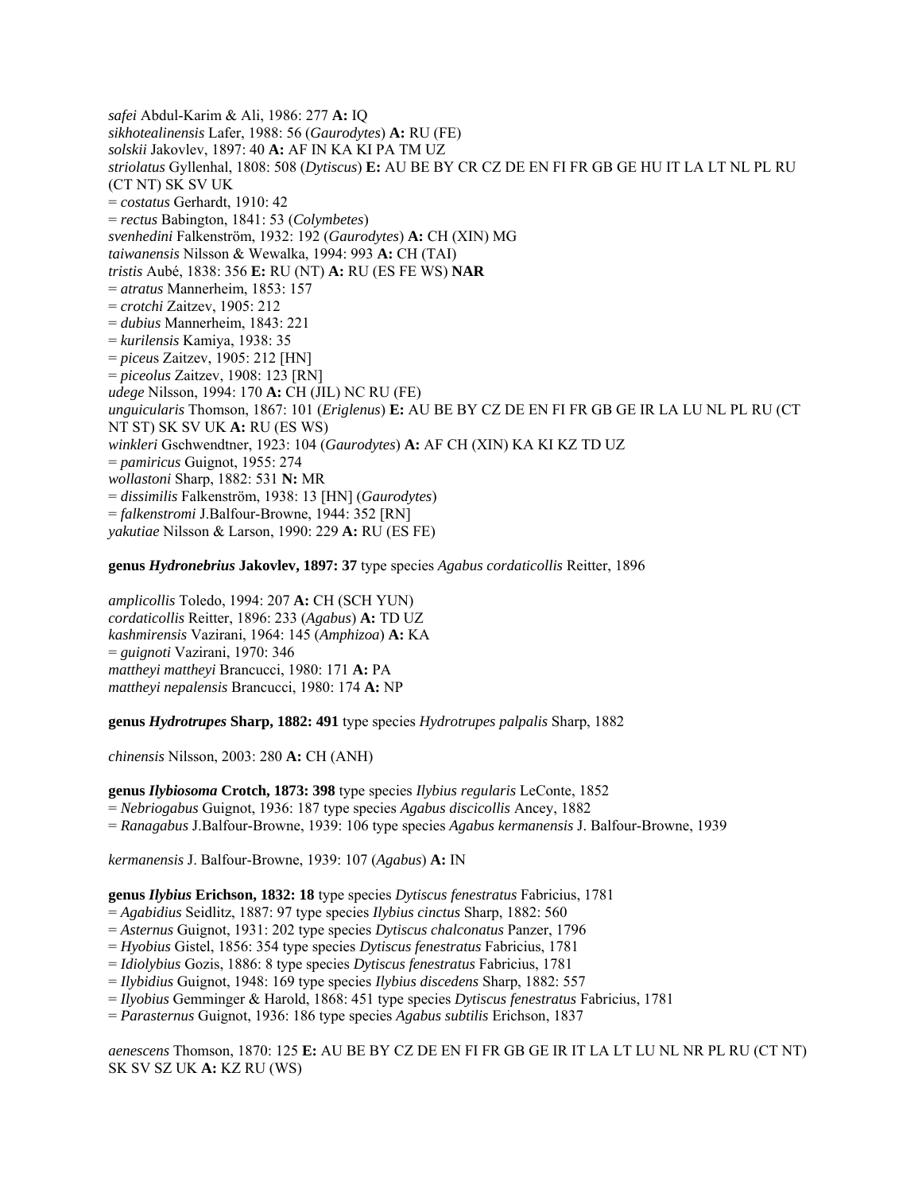*safei* Abdul-Karim & Ali, 1986: 277 **A:** IQ
*sikhotealinensis* Lafer, 1988: 56 (*Gaurodytes*) **A:** RU (FE)
*solskii* Jakovlev, 1897: 40 **A:** AF IN KA KI PA TM UZ
*striolatus* Gyllenhal, 1808: 508 (*Dytiscus*) **E:** AU BE BY CR CZ DE EN FI FR GB GE HU IT LA LT NL PL RU (CT NT) SK SV UK
= *costatus* Gerhardt, 1910: 42
= *rectus* Babington, 1841: 53 (*Colymbetes*)
*svenhedini* Falkenström, 1932: 192 (*Gaurodytes*) **A:** CH (XIN) MG
*taiwanensis* Nilsson & Wewalka, 1994: 993 **A:** CH (TAI)
*tristis* Aubé, 1838: 356 **E:** RU (NT) **A:** RU (ES FE WS) **NAR**
= *atratus* Mannerheim, 1853: 157
= *crotchi* Zaitzev, 1905: 212
= *dubius* Mannerheim, 1843: 221
= *kurilensis* Kamiya, 1938: 35
= *piceus* Zaitzev, 1905: 212 [HN]
= *piceolus* Zaitzev, 1908: 123 [RN]
*udege* Nilsson, 1994: 170 **A:** CH (JIL) NC RU (FE)
*unguicularis* Thomson, 1867: 101 (*Eriglenus*) **E:** AU BE BY CZ DE EN FI FR GB GE IR LA LU NL PL RU (CT NT ST) SK SV UK **A:** RU (ES WS)
*winkleri* Gschwendtner, 1923: 104 (*Gaurodytes*) **A:** AF CH (XIN) KA KI KZ TD UZ
= *pamiricus* Guignot, 1955: 274
*wollastoni* Sharp, 1882: 531 **N:** MR
= *dissimilis* Falkenström, 1938: 13 [HN] (*Gaurodytes*)
= *falkenstromi* J.Balfour-Browne, 1944: 352 [RN]
*yakutiae* Nilsson & Larson, 1990: 229 **A:** RU (ES FE)

**genus *Hydronebrius* Jakovlev, 1897: 37** type species *Agabus cordaticollis* Reitter, 1896

*amplicollis* Toledo, 1994: 207 **A:** CH (SCH YUN)
*cordaticollis* Reitter, 1896: 233 (*Agabus*) **A:** TD UZ
*kashmirensis* Vazirani, 1964: 145 (*Amphizoa*) **A:** KA
= *guignoti* Vazirani, 1970: 346
*mattheyi mattheyi* Brancucci, 1980: 171 **A:** PA
*mattheyi nepalensis* Brancucci, 1980: 174 **A:** NP

**genus *Hydrotrupes* Sharp, 1882: 491** type species *Hydrotrupes palpalis* Sharp, 1882

*chinensis* Nilsson, 2003: 280 **A:** CH (ANH)

**genus *Ilybiosoma* Crotch, 1873: 398** type species *Ilybius regularis* LeConte, 1852
= *Nebriogabus* Guignot, 1936: 187 type species *Agabus discicollis* Ancey, 1882
= *Ranagabus* J.Balfour-Browne, 1939: 106 type species *Agabus kermanensis* J. Balfour-Browne, 1939

*kermanensis* J. Balfour-Browne, 1939: 107 (*Agabus*) **A:** IN

**genus *Ilybius* Erichson, 1832: 18** type species *Dytiscus fenestratus* Fabricius, 1781
= *Agabidius* Seidlitz, 1887: 97 type species *Ilybius cinctus* Sharp, 1882: 560
= *Asternus* Guignot, 1931: 202 type species *Dytiscus chalconatus* Panzer, 1796
= *Hyobius* Gistel, 1856: 354 type species *Dytiscus fenestratus* Fabricius, 1781
= *Idiolybius* Gozis, 1886: 8 type species *Dytiscus fenestratus* Fabricius, 1781
= *Ilybidius* Guignot, 1948: 169 type species *Ilybius discedens* Sharp, 1882: 557
= *Ilyobius* Gemminger & Harold, 1868: 451 type species *Dytiscus fenestratus* Fabricius, 1781
= *Parasternus* Guignot, 1936: 186 type species *Agabus subtilis* Erichson, 1837

*aenescens* Thomson, 1870: 125 **E:** AU BE BY CZ DE EN FI FR GB GE IR IT LA LT LU NL NR PL RU (CT NT) SK SV SZ UK **A:** KZ RU (WS)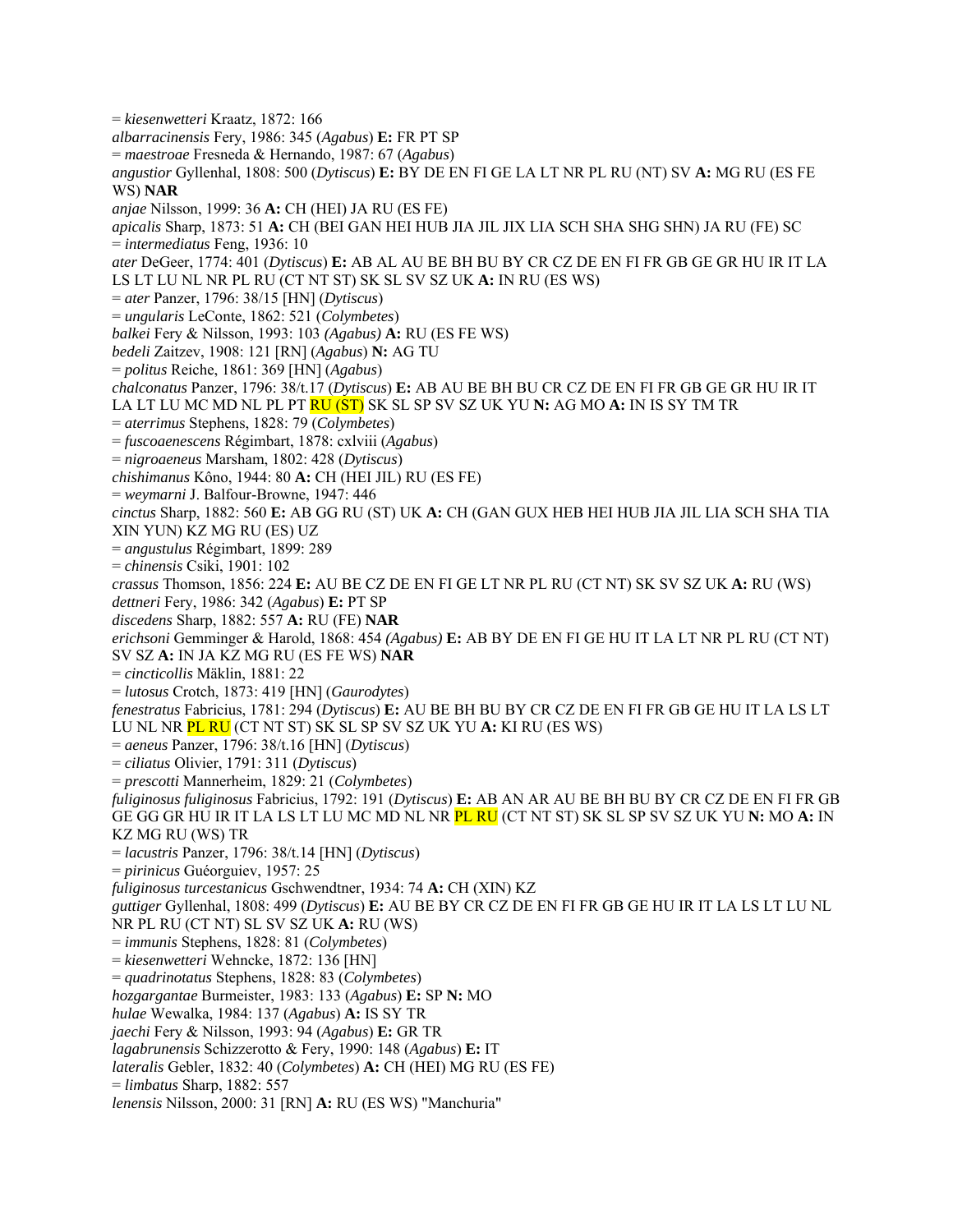= *kiesenwetteri* Kraatz, 1872: 166
*albarracinensis* Fery, 1986: 345 (*Agabus*) **E:** FR PT SP
= *maestroae* Fresneda & Hernando, 1987: 67 (*Agabus*)
*angustior* Gyllenhal, 1808: 500 (*Dytiscus*) **E:** BY DE EN FI GE LA LT NR PL RU (NT) SV **A:** MG RU (ES FE WS) **NAR**
*anjae* Nilsson, 1999: 36 **A:** CH (HEI) JA RU (ES FE)
*apicalis* Sharp, 1873: 51 **A:** CH (BEI GAN HEI HUB JIA JIL JIX LIA SCH SHA SHG SHN) JA RU (FE) SC
= *intermediatus* Feng, 1936: 10
*ater* DeGeer, 1774: 401 (*Dytiscus*) **E:** AB AL AU BE BH BU BY CR CZ DE EN FI FR GB GE GR HU IR IT LA LS LT LU NL NR PL RU (CT NT ST) SK SL SV SZ UK **A:** IN RU (ES WS)
= *ater* Panzer, 1796: 38/15 [HN] (*Dytiscus*)
= *ungularis* LeConte, 1862: 521 (*Colymbetes*)
*balkei* Fery & Nilsson, 1993: 103 *(Agabus)* **A:** RU (ES FE WS)
*bedeli* Zaitzev, 1908: 121 [RN] (*Agabus*) **N:** AG TU
= *politus* Reiche, 1861: 369 [HN] (*Agabus*)
*chalconatus* Panzer, 1796: 38/t.17 (*Dytiscus*) **E:** AB AU BE BH BU CR CZ DE EN FI FR GB GE GR HU IR IT LA LT LU MC MD NL PL PT RU (ST) SK SL SP SV SZ UK YU **N:** AG MO **A:** IN IS SY TM TR
= *aterrimus* Stephens, 1828: 79 (*Colymbetes*)
= *fuscoaenescens* Régimbart, 1878: cxlviii (*Agabus*)
= *nigroaeneus* Marsham, 1802: 428 (*Dytiscus*)
*chishimanus* Kôno, 1944: 80 **A:** CH (HEI JIL) RU (ES FE)
= *weymarni* J. Balfour-Browne, 1947: 446
*cinctus* Sharp, 1882: 560 **E:** AB GG RU (ST) UK **A:** CH (GAN GUX HEB HEI HUB JIA JIL LIA SCH SHA TIA XIN YUN) KZ MG RU (ES) UZ
= *angustulus* Régimbart, 1899: 289
= *chinensis* Csiki, 1901: 102
*crassus* Thomson, 1856: 224 **E:** AU BE CZ DE EN FI GE LT NR PL RU (CT NT) SK SV SZ UK **A:** RU (WS)
*dettneri* Fery, 1986: 342 (*Agabus*) **E:** PT SP
*discedens* Sharp, 1882: 557 **A:** RU (FE) **NAR**
*erichsoni* Gemminger & Harold, 1868: 454 *(Agabus)* **E:** AB BY DE EN FI GE HU IT LA LT NR PL RU (CT NT) SV SZ **A:** IN JA KZ MG RU (ES FE WS) **NAR**
= *cincticollis* Mäklin, 1881: 22
= *lutosus* Crotch, 1873: 419 [HN] (*Gaurodytes*)
*fenestratus* Fabricius, 1781: 294 (*Dytiscus*) **E:** AU BE BH BU BY CR CZ DE EN FI FR GB GE HU IT LA LS LT LU NL NR PL RU (CT NT ST) SK SL SP SV SZ UK YU **A:** KI RU (ES WS)
= *aeneus* Panzer, 1796: 38/t.16 [HN] (*Dytiscus*)
= *ciliatus* Olivier, 1791: 311 (*Dytiscus*)
= *prescotti* Mannerheim, 1829: 21 (*Colymbetes*)
*fuliginosus fuliginosus* Fabricius, 1792: 191 (*Dytiscus*) **E:** AB AN AR AU BE BH BU BY CR CZ DE EN FI FR GB GE GG GR HU IR IT LA LS LT LU MC MD NL NR PL RU (CT NT ST) SK SL SP SV SZ UK YU **N:** MO **A:** IN KZ MG RU (WS) TR
= *lacustris* Panzer, 1796: 38/t.14 [HN] (*Dytiscus*)
= *pirinicus* Guéorguiev, 1957: 25
*fuliginosus turcestanicus* Gschwendtner, 1934: 74 **A:** CH (XIN) KZ
*guttiger* Gyllenhal, 1808: 499 (*Dytiscus*) **E:** AU BE BY CR CZ DE EN FI FR GB GE HU IR IT LA LS LT LU NL NR PL RU (CT NT) SL SV SZ UK **A:** RU (WS)
= *immunis* Stephens, 1828: 81 (*Colymbetes*)
= *kiesenwetteri* Wehncke, 1872: 136 [HN]
= *quadrinotatus* Stephens, 1828: 83 (*Colymbetes*)
*hozgargantae* Burmeister, 1983: 133 (*Agabus*) **E:** SP **N:** MO
*hulae* Wewalka, 1984: 137 (*Agabus*) **A:** IS SY TR
*jaechi* Fery & Nilsson, 1993: 94 (*Agabus*) **E:** GR TR
*lagabrunensis* Schizzerotto & Fery, 1990: 148 (*Agabus*) **E:** IT
*lateralis* Gebler, 1832: 40 (*Colymbetes*) **A:** CH (HEI) MG RU (ES FE)
= *limbatus* Sharp, 1882: 557
*lenensis* Nilsson, 2000: 31 [RN] **A:** RU (ES WS) "Manchuria"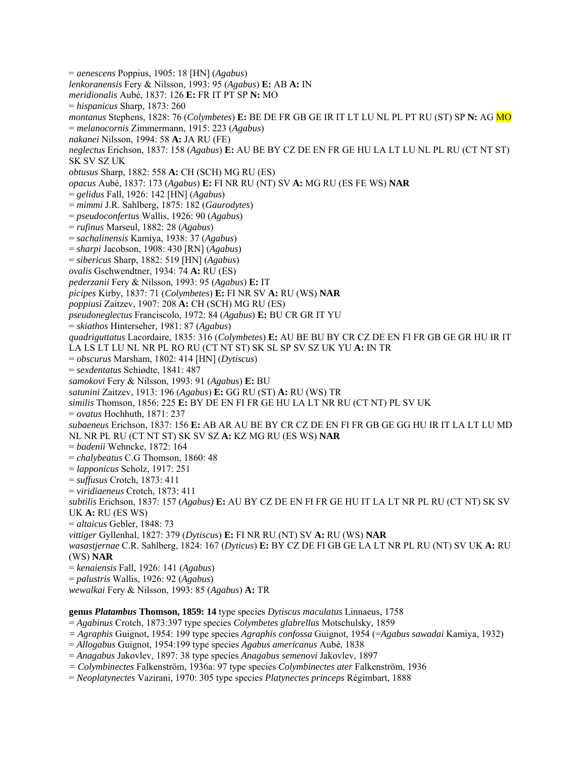= *aenescens* Poppius, 1905: 18 [HN] (*Agabus*)
*lenkoranensis* Fery & Nilsson, 1993: 95 (*Agabus*) **E:** AB **A:** IN
*meridionalis* Aubé, 1837: 126 **E:** FR IT PT SP **N:** MO
= *hispanicus* Sharp, 1873: 260
*montanus* Stephens, 1828: 76 (*Colymbetes*) **E:** BE DE FR GB GE IR IT LT LU NL PL PT RU (ST) SP **N:** AG MO
= *melanocornis* Zimmermann, 1915: 223 (*Agabus*)
*nakanei* Nilsson, 1994: 58 **A:** JA RU (FE)
*neglectus* Erichson, 1837: 158 (*Agabus*) **E:** AU BE BY CZ DE EN FR GE HU LA LT LU NL PL RU (CT NT ST) SK SV SZ UK
*obtusus* Sharp, 1882: 558 **A:** CH (SCH) MG RU (ES)
*opacus* Aubé, 1837: 173 (*Agabus*) **E:** FI NR RU (NT) SV **A:** MG RU (ES FE WS) **NAR**
= *gelidus* Fall, 1926: 142 [HN] (*Agabus*)
= *mimmi* J.R. Sahlberg, 1875: 182 (*Gaurodytes*)
= *pseudoconfertus* Wallis, 1926: 90 (*Agabus*)
= *rufinus* Marseul, 1882: 28 (*Agabus*)
= *sachalinensis* Kamiya, 1938: 37 (*Agabus*)
= *sharpi* Jacobson, 1908: 430 [RN] (*Agabus*)
= *sibericus* Sharp, 1882: 519 [HN] (*Agabus*)
*ovalis* Gschwendtner, 1934: 74 **A:** RU (ES)
*pederzanii* Fery & Nilsson, 1993: 95 (*Agabus*) **E:** IT
*picipes* Kirby, 1837: 71 (*Colymbetes*) **E:** FI NR SV **A:** RU (WS) **NAR**
*poppiusi* Zaitzev, 1907: 208 **A:** CH (SCH) MG RU (ES)
*pseudoneglectus* Franciscolo, 1972: 84 (*Agabus*) **E:** BU CR GR IT YU
= *skiathos* Hinterseher, 1981: 87 (*Agabus*)
*quadriguttatus* Lacordaire, 1835: 316 (*Colymbetes*) **E:** AU BE BU BY CR CZ DE EN FI FR GB GE GR HU IR IT LA LS LT LU NL NR PL RO RU (CT NT ST) SK SL SP SV SZ UK YU **A:** IN TR
= *obscurus* Marsham, 1802: 414 [HN] (*Dytiscus*)
= *sexdentatus* Schiødte, 1841: 487
*samokovi* Fery & Nilsson, 1993: 91 (*Agabus*) **E:** BU
*satunini* Zaitzev, 1913: 196 (*Agabus*) **E:** GG RU (ST) **A:** RU (WS) TR
*similis* Thomson, 1856: 225 **E:** BY DE EN FI FR GE HU LA LT NR RU (CT NT) PL SV UK
= *ovatus* Hochhuth, 1871: 237
*subaeneus* Erichson, 1837: 156 **E:** AB AR AU BE BY CR CZ DE EN FI FR GB GE GG HU IR IT LA LT LU MD NL NR PL RU (CT NT ST) SK SV SZ **A:** KZ MG RU (ES WS) **NAR**
= *badenii* Wehncke, 1872: 164
= *chalybeatus* C.G Thomson, 1860: 48
= *lapponicus* Scholz, 1917: 251
= *suffusus* Crotch, 1873: 411
= *viridiaeneus* Crotch, 1873: 411
*subtilis* Erichson, 1837: 157 (*Agabus)* **E:** AU BY CZ DE EN FI FR GE HU IT LA LT NR PL RU (CT NT) SK SV UK **A:** RU (ES WS)
= *altaicus* Gebler, 1848: 73
*vittiger* Gyllenhal, 1827: 379 (*Dytiscus*) **E:** FI NR RU (NT) SV **A:** RU (WS) **NAR**
*wasastjernae* C.R. Sahlberg, 1824: 167 (*Dyticus*) **E:** BY CZ DE FI GB GE LA LT NR PL RU (NT) SV UK **A:** RU (WS) **NAR**
= *kenaiensis* Fall, 1926: 141 (*Agabus*)
= *palustris* Wallis, 1926: 92 (*Agabus*)
*wewalkai* Fery & Nilsson, 1993: 85 (*Agabus*) **A:** TR

**genus *Platambus* Thomson, 1859: 14** type species *Dytiscus maculatus* Linnaeus, 1758
= *Agabinus* Crotch, 1873:397 type species *Colymbetes glabrellus* Motschulsky, 1859
= *Agraphis* Guignot, 1954: 199 type species *Agraphis confossa* Guignot, 1954 (=*Agabus sawadai* Kamiya, 1932)
= *Allogabus* Guignot, 1954:199 type species *Agabus americanus* Aubé, 1838
= *Anagabus* Jakovlev, 1897: 38 type species *Anagabus semenovi* Jakovlev, 1897
= *Colymbinectes* Falkenström, 1936a: 97 type species *Colymbinectes ater* Falkenström, 1936
= *Neoplatynectes* Vazirani, 1970: 305 type species *Platynectes princeps* Régimbart, 1888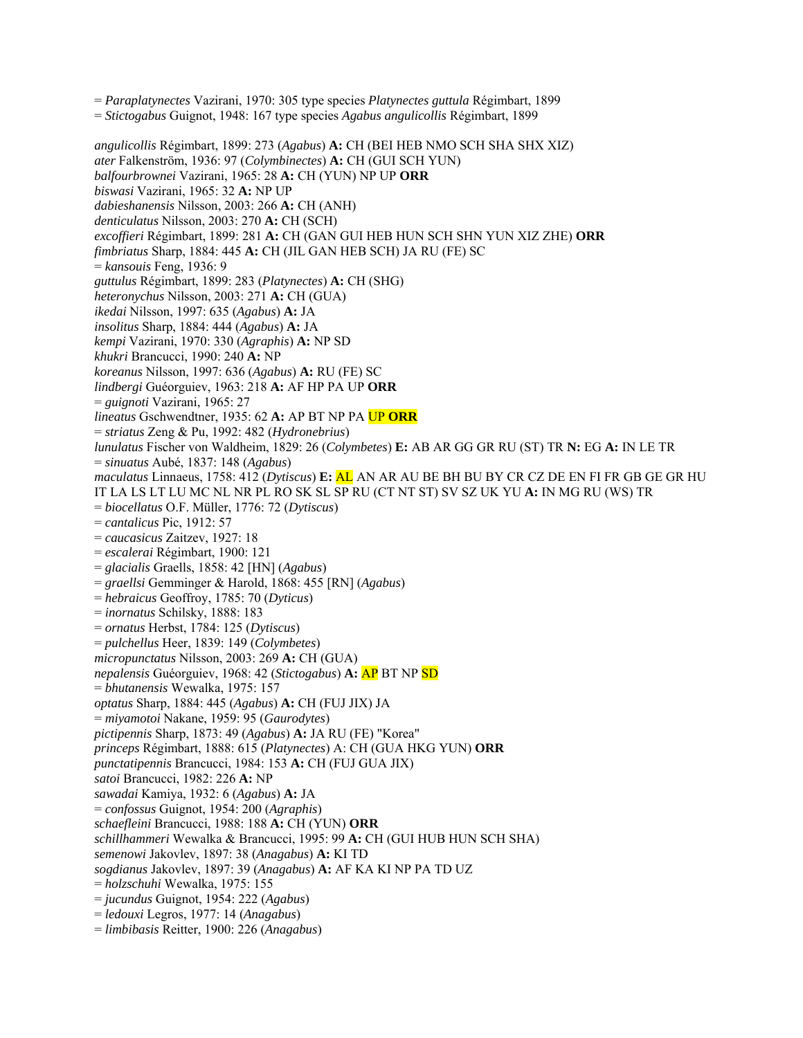= *Paraplatynectes* Vazirani, 1970: 305 type species *Platynectes guttula* Régimbart, 1899
= *Stictogabus* Guignot, 1948: 167 type species *Agabus angulicollis* Régimbart, 1899

*angulicollis* Régimbart, 1899: 273 (*Agabus*) **A:** CH (BEI HEB NMO SCH SHA SHX XIZ)
*ater* Falkenström, 1936: 97 (*Colymbinectes*) **A:** CH (GUI SCH YUN)
*balfourbrownei* Vazirani, 1965: 28 **A:** CH (YUN) NP UP **ORR**
*biswasi* Vazirani, 1965: 32 **A:** NP UP
*dabieshanensis* Nilsson, 2003: 266 **A:** CH (ANH)
*denticulatus* Nilsson, 2003: 270 **A:** CH (SCH)
*excoffieri* Régimbart, 1899: 281 **A:** CH (GAN GUI HEB HUN SCH SHN YUN XIZ ZHE) **ORR**
*fimbriatus* Sharp, 1884: 445 **A:** CH (JIL GAN HEB SCH) JA RU (FE) SC
= *kansouis* Feng, 1936: 9
*guttulus* Régimbart, 1899: 283 (*Platynectes*) **A:** CH (SHG)
*heteronychus* Nilsson, 2003: 271 **A:** CH (GUA)
*ikedai* Nilsson, 1997: 635 (*Agabus*) **A:** JA
*insolitus* Sharp, 1884: 444 (*Agabus*) **A:** JA
*kempi* Vazirani, 1970: 330 (*Agraphis*) **A:** NP SD
*khukri* Brancucci, 1990: 240 **A:** NP
*koreanus* Nilsson, 1997: 636 (*Agabus*) **A:** RU (FE) SC
*lindbergi* Guéorguiev, 1963: 218 **A:** AF HP PA UP **ORR**
= *guignoti* Vazirani, 1965: 27
*lineatus* Gschwendtner, 1935: 62 **A:** AP BT NP PA UP **ORR**
= *striatus* Zeng & Pu, 1992: 482 (*Hydronebrius*)
*lunulatus* Fischer von Waldheim, 1829: 26 (*Colymbetes*) **E:** AB AR GG GR RU (ST) TR **N:** EG **A:** IN LE TR
= *sinuatus* Aubé, 1837: 148 (*Agabus*)
*maculatus* Linnaeus, 1758: 412 (*Dytiscus*) **E:** AL AN AR AU BE BH BU BY CR CZ DE EN FI FR GB GE GR HU IT LA LS LT LU MC NL NR PL RO SK SL SP RU (CT NT ST) SV SZ UK YU **A:** IN MG RU (WS) TR
= *biocellatus* O.F. Müller, 1776: 72 (*Dytiscus*)
= *cantalicus* Pic, 1912: 57
= *caucasicus* Zaitzev, 1927: 18
= *escalerai* Régimbart, 1900: 121
= *glacialis* Graells, 1858: 42 [HN] (*Agabus*)
= *graellsi* Gemminger & Harold, 1868: 455 [RN] (*Agabus*)
= *hebraicus* Geoffroy, 1785: 70 (*Dyticus*)
= *inornatus* Schilsky, 1888: 183
= *ornatus* Herbst, 1784: 125 (*Dytiscus*)
= *pulchellus* Heer, 1839: 149 (*Colymbetes*)
*micropunctatus* Nilsson, 2003: 269 **A:** CH (GUA)
*nepalensis* Guéorguiev, 1968: 42 (*Stictogabus*) **A:** AP BT NP SD
= *bhutanensis* Wewalka, 1975: 157
*optatus* Sharp, 1884: 445 (*Agabus*) **A:** CH (FUJ JIX) JA
= *miyamotoi* Nakane, 1959: 95 (*Gaurodytes*)
*pictipennis* Sharp, 1873: 49 (*Agabus*) **A:** JA RU (FE) "Korea"
*princeps* Régimbart, 1888: 615 (*Platynectes*) A: CH (GUA HKG YUN) **ORR**
*punctatipennis* Brancucci, 1984: 153 **A:** CH (FUJ GUA JIX)
*satoi* Brancucci, 1982: 226 **A:** NP
*sawadai* Kamiya, 1932: 6 (*Agabus*) **A:** JA
= *confossus* Guignot, 1954: 200 (*Agraphis*)
*schaefleini* Brancucci, 1988: 188 **A:** CH (YUN) **ORR**
*schillhammeri* Wewalka & Brancucci, 1995: 99 **A:** CH (GUI HUB HUN SCH SHA)
*semenowi* Jakovlev, 1897: 38 (*Anagabus*) **A:** KI TD
*sogdianus* Jakovlev, 1897: 39 (*Anagabus*) **A:** AF KA KI NP PA TD UZ
= *holzschuhi* Wewalka, 1975: 155
= *jucundus* Guignot, 1954: 222 (*Agabus*)
= *ledouxi* Legros, 1977: 14 (*Anagabus*)
= *limbibasis* Reitter, 1900: 226 (*Anagabus*)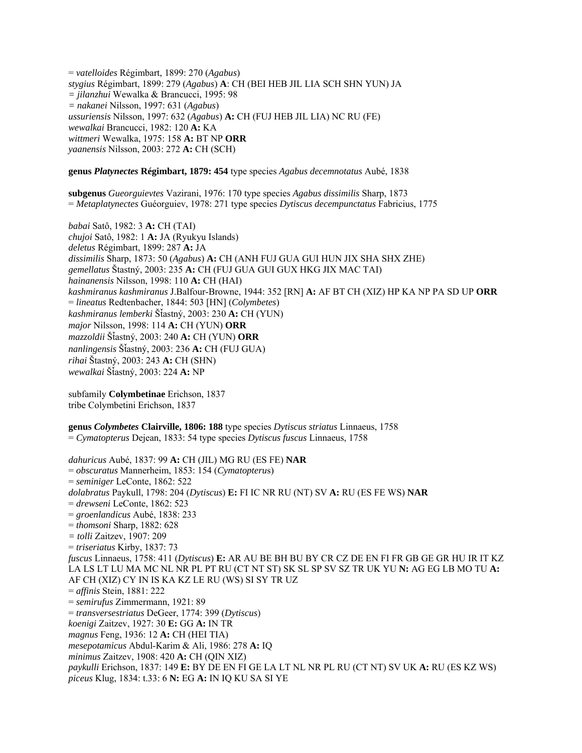= *vatelloides* Régimbart, 1899: 270 (*Agabus*)
*stygius* Régimbart, 1899: 279 (*Agabus*) **A**: CH (BEI HEB JIL LIA SCH SHN YUN) JA
= *jilanzhui* Wewalka & Brancucci, 1995: 98
= *nakanei* Nilsson, 1997: 631 (*Agabus*)
*ussuriensis* Nilsson, 1997: 632 (*Agabus*) **A:** CH (FUJ HEB JIL LIA) NC RU (FE)
*wewalkai* Brancucci, 1982: 120 **A:** KA
*wittmeri* Wewalka, 1975: 158 **A:** BT NP **ORR**
*yaanensis* Nilsson, 2003: 272 **A:** CH (SCH)

**genus *Platynectes* Régimbart, 1879: 454** type species *Agabus decemnotatus* Aubé, 1838

**subgenus** *Gueorguievtes* Vazirani, 1976: 170 type species *Agabus dissimilis* Sharp, 1873
= *Metaplatynectes* Guéorguiev, 1978: 271 type species *Dytiscus decempunctatus* Fabricius, 1775

*babai* Satô, 1982: 3 **A:** CH (TAI)
*chujoi* Satô, 1982: 1 **A:** JA (Ryukyu Islands)
*deletus* Régimbart, 1899: 287 **A:** JA
*dissimilis* Sharp, 1873: 50 (*Agabus*) **A:** CH (ANH FUJ GUA GUI HUN JIX SHA SHX ZHE)
*gemellatus* Štastný, 2003: 235 **A:** CH (FUJ GUA GUI GUX HKG JIX MAC TAI)
*hainanensis* Nilsson, 1998: 110 **A:** CH (HAI)
*kashmiranus kashmiranus* J.Balfour-Browne, 1944: 352 [RN] **A:** AF BT CH (XIZ) HP KA NP PA SD UP **ORR**
= *lineatus* Redtenbacher, 1844: 503 [HN] (*Colymbetes*)
*kashmiranus lemberki* Šťastný, 2003: 230 **A:** CH (YUN)
*major* Nilsson, 1998: 114 **A:** CH (YUN) **ORR**
*mazzoldii* Šťastný, 2003: 240 **A:** CH (YUN) **ORR**
*nanlingensis* Šťastný, 2003: 236 **A:** CH (FUJ GUA)
*rihai* Štastný, 2003: 243 **A:** CH (SHN)
*wewalkai* Šťastný, 2003: 224 **A:** NP

subfamily **Colymbetinae** Erichson, 1837
tribe Colymbetini Erichson, 1837

**genus *Colymbetes* Clairville, 1806: 188** type species *Dytiscus striatus* Linnaeus, 1758
= *Cymatopterus* Dejean, 1833: 54 type species *Dytiscus fuscus* Linnaeus, 1758

*dahuricus* Aubé, 1837: 99 **A:** CH (JIL) MG RU (ES FE) **NAR**
= *obscuratus* Mannerheim, 1853: 154 (*Cymatopterus*)
= *seminiger* LeConte, 1862: 522
*dolabratus* Paykull, 1798: 204 (*Dytiscus*) **E:** FI IC NR RU (NT) SV **A:** RU (ES FE WS) **NAR**
= *drewseni* LeConte, 1862: 523
= *groenlandicus* Aubé, 1838: 233
= *thomsoni* Sharp, 1882: 628
= *tolli* Zaitzev, 1907: 209
= *triseriatus* Kirby, 1837: 73
*fuscus* Linnaeus, 1758: 411 (*Dytiscus*) **E:** AR AU BE BH BU BY CR CZ DE EN FI FR GB GE GR HU IR IT KZ LA LS LT LU MA MC NL NR PL PT RU (CT NT ST) SK SL SP SV SZ TR UK YU **N:** AG EG LB MO TU **A:** AF CH (XIZ) CY IN IS KA KZ LE RU (WS) SI SY TR UZ
= *affinis* Stein, 1881: 222
= *semirufus* Zimmermann, 1921: 89
= *transversestriatus* DeGeer, 1774: 399 (*Dytiscus*)
*koenigi* Zaitzev, 1927: 30 **E:** GG **A:** IN TR
*magnus* Feng, 1936: 12 **A:** CH (HEI TIA)
*mesepotamicus* Abdul-Karim & Ali, 1986: 278 **A:** IQ
*minimus* Zaitzev, 1908: 420 **A:** CH (QIN XIZ)
*paykulli* Erichson, 1837: 149 **E:** BY DE EN FI GE LA LT NL NR PL RU (CT NT) SV UK **A:** RU (ES KZ WS)
*piceus* Klug, 1834: t.33: 6 **N:** EG **A:** IN IQ KU SA SI YE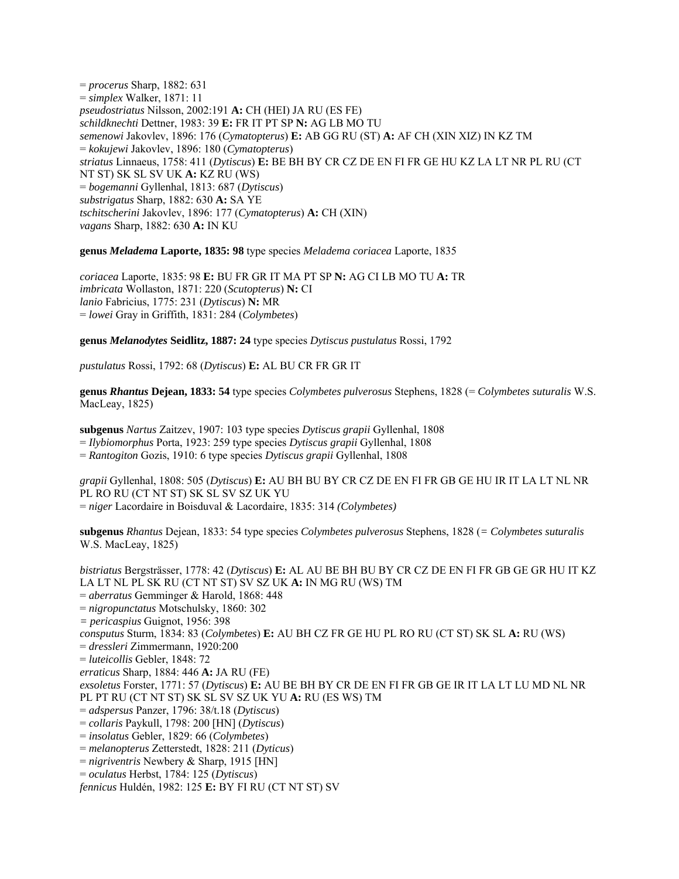= *procerus* Sharp, 1882: 631
= *simplex* Walker, 1871: 11
*pseudostriatus* Nilsson, 2002:191 **A:** CH (HEI) JA RU (ES FE)
*schildknechti* Dettner, 1983: 39 **E:** FR IT PT SP **N:** AG LB MO TU
*semenowi* Jakovlev, 1896: 176 (*Cymatopterus*) **E:** AB GG RU (ST) **A:** AF CH (XIN XIZ) IN KZ TM
= *kokujewi* Jakovlev, 1896: 180 (*Cymatopterus*)
*striatus* Linnaeus, 1758: 411 (*Dytiscus*) **E:** BE BH BY CR CZ DE EN FI FR GE HU KZ LA LT NR PL RU (CT NT ST) SK SL SV UK **A:** KZ RU (WS)
= *bogemanni* Gyllenhal, 1813: 687 (*Dytiscus*)
*substrigatus* Sharp, 1882: 630 **A:** SA YE
*tschitscherini* Jakovlev, 1896: 177 (*Cymatopterus*) **A:** CH (XIN)
*vagans* Sharp, 1882: 630 **A:** IN KU

**genus *Meladema* Laporte, 1835: 98** type species *Meladema coriacea* Laporte, 1835

*coriacea* Laporte, 1835: 98 **E:** BU FR GR IT MA PT SP **N:** AG CI LB MO TU **A:** TR
*imbricata* Wollaston, 1871: 220 (*Scutopterus*) **N:** CI
*lanio* Fabricius, 1775: 231 (*Dytiscus*) **N:** MR
= *lowei* Gray in Griffith, 1831: 284 (*Colymbetes*)

**genus *Melanodytes* Seidlitz, 1887: 24** type species *Dytiscus pustulatus* Rossi, 1792

*pustulatus* Rossi, 1792: 68 (*Dytiscus*) **E:** AL BU CR FR GR IT

**genus *Rhantus* Dejean, 1833: 54** type species *Colymbetes pulverosus* Stephens, 1828 (= *Colymbetes suturalis* W.S. MacLeay, 1825)

**subgenus** *Nartus* Zaitzev, 1907: 103 type species *Dytiscus grapii* Gyllenhal, 1808
= *Ilybiomorphus* Porta, 1923: 259 type species *Dytiscus grapii* Gyllenhal, 1808
= *Rantogiton* Gozis, 1910: 6 type species *Dytiscus grapii* Gyllenhal, 1808

*grapii* Gyllenhal, 1808: 505 (*Dytiscus*) **E:** AU BH BU BY CR CZ DE EN FI FR GB GE HU IR IT LA LT NL NR PL RO RU (CT NT ST) SK SL SV SZ UK YU
= *niger* Lacordaire in Boisduval & Lacordaire, 1835: 314 *(Colymbetes)*

**subgenus** *Rhantus* Dejean, 1833: 54 type species *Colymbetes pulverosus* Stephens, 1828 (= *Colymbetes suturalis* W.S. MacLeay, 1825)

*bistriatus* Bergsträsser, 1778: 42 (*Dytiscus*) **E:** AL AU BE BH BU BY CR CZ DE EN FI FR GB GE GR HU IT KZ LA LT NL PL SK RU (CT NT ST) SV SZ UK **A:** IN MG RU (WS) TM
= *aberratus* Gemminger & Harold, 1868: 448
= *nigropunctatus* Motschulsky, 1860: 302
= *pericaspius* Guignot, 1956: 398
*consputus* Sturm, 1834: 83 (*Colymbetes*) **E:** AU BH CZ FR GE HU PL RO RU (CT ST) SK SL **A:** RU (WS)
= *dressleri* Zimmermann, 1920:200
= *luteicollis* Gebler, 1848: 72
*erraticus* Sharp, 1884: 446 **A:** JA RU (FE)
*exsoletus* Forster, 1771: 57 (*Dytiscus*) **E:** AU BE BH BY CR DE EN FI FR GB GE IR IT LA LT LU MD NL NR PL PT RU (CT NT ST) SK SL SV SZ UK YU **A:** RU (ES WS) TM
= *adspersus* Panzer, 1796: 38/t.18 (*Dytiscus*)
= *collaris* Paykull, 1798: 200 [HN] (*Dytiscus*)
= *insolatus* Gebler, 1829: 66 (*Colymbetes*)
= *melanopterus* Zetterstedt, 1828: 211 (*Dyticus*)
= *nigriventris* Newbery & Sharp, 1915 [HN]
= *oculatus* Herbst, 1784: 125 (*Dytiscus*)
*fennicus* Huldén, 1982: 125 **E:** BY FI RU (CT NT ST) SV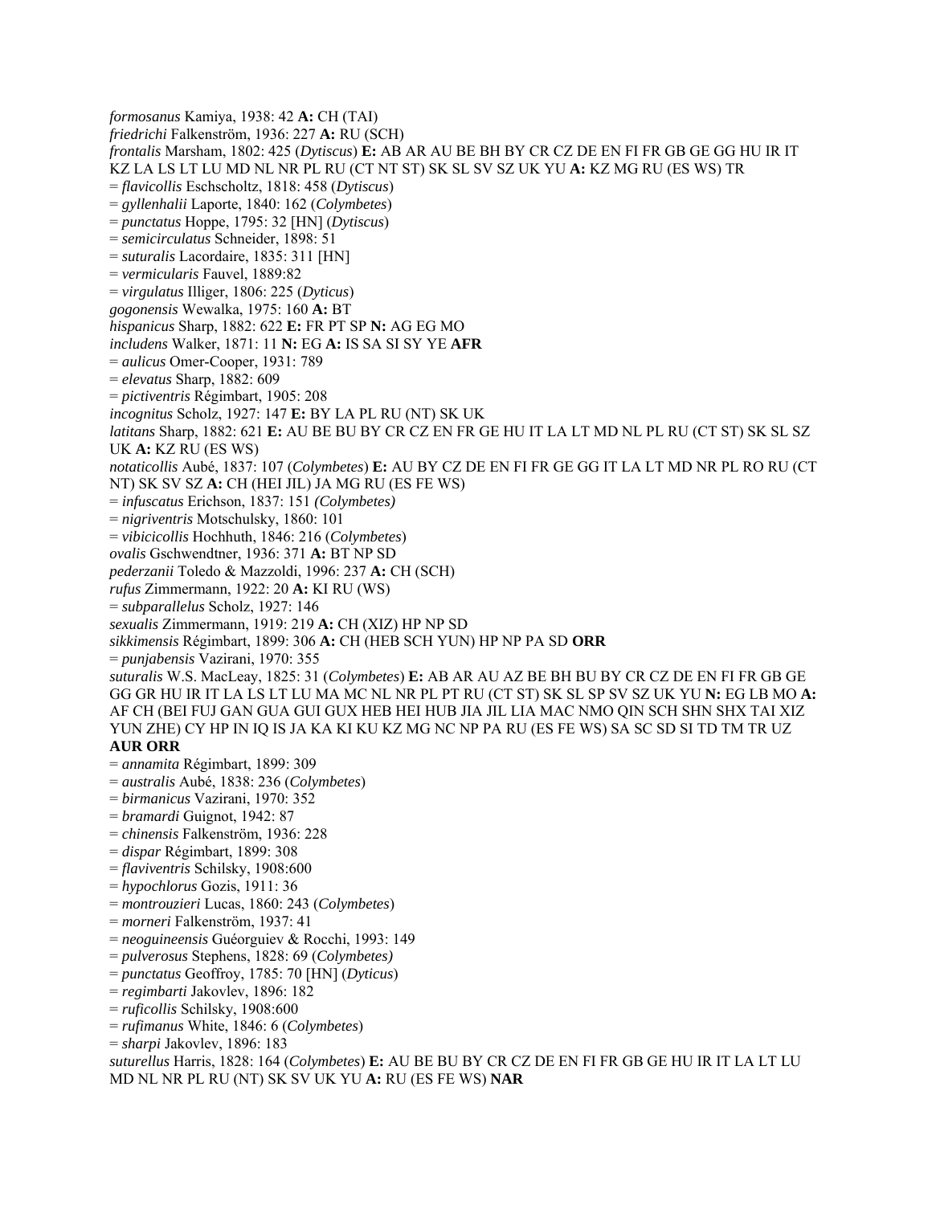*formosanus* Kamiya, 1938: 42 **A:** CH (TAI)
*friedrichi* Falkenström, 1936: 227 **A:** RU (SCH)
*frontalis* Marsham, 1802: 425 (*Dytiscus*) **E:** AB AR AU BE BH BY CR CZ DE EN FI FR GB GE GG HU IR IT KZ LA LS LT LU MD NL NR PL RU (CT NT ST) SK SL SV SZ UK YU **A:** KZ MG RU (ES WS) TR
= *flavicollis* Eschscholtz, 1818: 458 (*Dytiscus*)
= *gyllenhalii* Laporte, 1840: 162 (*Colymbetes*)
= *punctatus* Hoppe, 1795: 32 [HN] (*Dytiscus*)
= *semicirculatus* Schneider, 1898: 51
= *suturalis* Lacordaire, 1835: 311 [HN]
= *vermicularis* Fauvel, 1889:82
= *virgulatus* Illiger, 1806: 225 (*Dyticus*)
*gogonensis* Wewalka, 1975: 160 **A:** BT
*hispanicus* Sharp, 1882: 622 **E:** FR PT SP **N:** AG EG MO
*includens* Walker, 1871: 11 **N:** EG **A:** IS SA SI SY YE **AFR**
= *aulicus* Omer-Cooper, 1931: 789
= *elevatus* Sharp, 1882: 609
= *pictiventris* Régimbart, 1905: 208
*incognitus* Scholz, 1927: 147 **E:** BY LA PL RU (NT) SK UK
*latitans* Sharp, 1882: 621 **E:** AU BE BU BY CR CZ EN FR GE HU IT LA LT MD NL PL RU (CT ST) SK SL SZ UK **A:** KZ RU (ES WS)
*notaticollis* Aubé, 1837: 107 (*Colymbetes*) **E:** AU BY CZ DE EN FI FR GE GG IT LA LT MD NR PL RO RU (CT NT) SK SV SZ **A:** CH (HEI JIL) JA MG RU (ES FE WS)
= *infuscatus* Erichson, 1837: 151 *(Colymbetes)*
= *nigriventris* Motschulsky, 1860: 101
= *vibicicollis* Hochhuth, 1846: 216 (*Colymbetes*)
*ovalis* Gschwendtner, 1936: 371 **A:** BT NP SD
*pederzanii* Toledo & Mazzoldi, 1996: 237 **A:** CH (SCH)
*rufus* Zimmermann, 1922: 20 **A:** KI RU (WS)
= *subparallelus* Scholz, 1927: 146
*sexualis* Zimmermann, 1919: 219 **A:** CH (XIZ) HP NP SD
*sikkimensis* Régimbart, 1899: 306 **A:** CH (HEB SCH YUN) HP NP PA SD **ORR**
= *punjabensis* Vazirani, 1970: 355
*suturalis* W.S. MacLeay, 1825: 31 (*Colymbetes*) **E:** AB AR AU AZ BE BH BU BY CR CZ DE EN FI FR GB GE GG GR HU IR IT LA LS LT LU MA MC NL NR PL PT RU (CT ST) SK SL SP SV SZ UK YU **N:** EG LB MO **A:** AF CH (BEI FUJ GAN GUA GUI GUX HEB HEI HUB JIA JIL LIA MAC NMO QIN SCH SHN SHX TAI XIZ YUN ZHE) CY HP IN IQ IS JA KA KI KU KZ MG NC NP PA RU (ES FE WS) SA SC SD SI TD TM TR UZ **AUR ORR**
= *annamita* Régimbart, 1899: 309
= *australis* Aubé, 1838: 236 (*Colymbetes*)
= *birmanicus* Vazirani, 1970: 352
= *bramardi* Guignot, 1942: 87
= *chinensis* Falkenström, 1936: 228
= *dispar* Régimbart, 1899: 308
= *flaviventris* Schilsky, 1908:600
= *hypochlorus* Gozis, 1911: 36
= *montrouzieri* Lucas, 1860: 243 (*Colymbetes*)
= *morneri* Falkenström, 1937: 41
= *neoguineensis* Guéorguiev & Rocchi, 1993: 149
= *pulverosus* Stephens, 1828: 69 (*Colymbetes)*
= *punctatus* Geoffroy, 1785: 70 [HN] (*Dyticus*)
= *regimbarti* Jakovlev, 1896: 182
= *ruficollis* Schilsky, 1908:600
= *rufimanus* White, 1846: 6 (*Colymbetes*)
= *sharpi* Jakovlev, 1896: 183
*suturellus* Harris, 1828: 164 (*Colymbetes*) **E:** AU BE BU BY CR CZ DE EN FI FR GB GE HU IR IT LA LT LU MD NL NR PL RU (NT) SK SV UK YU **A:** RU (ES FE WS) **NAR**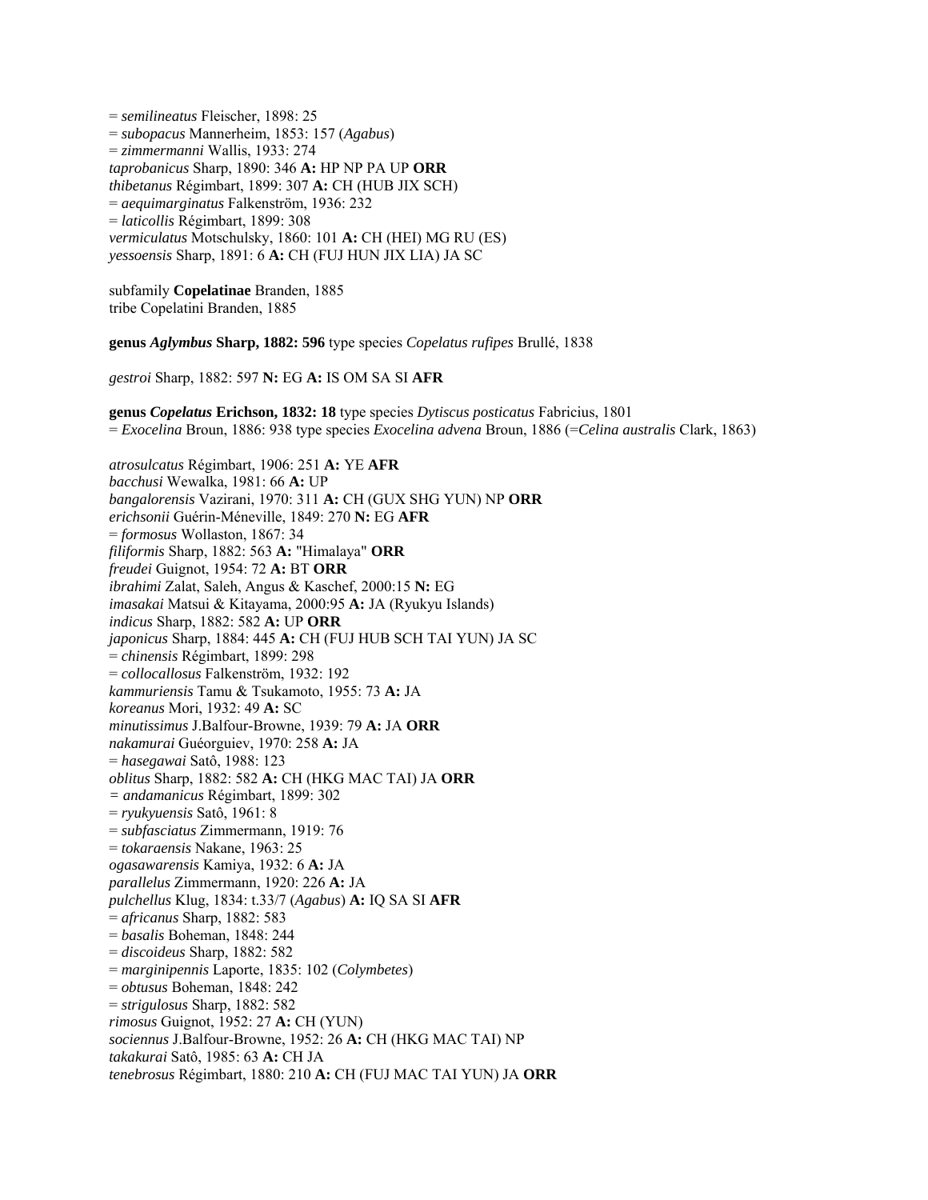= *semilineatus* Fleischer, 1898: 25
= *subopacus* Mannerheim, 1853: 157 (*Agabus*)
= *zimmermanni* Wallis, 1933: 274
*taprobanicus* Sharp, 1890: 346 **A:** HP NP PA UP **ORR**
*thibetanus* Régimbart, 1899: 307 **A:** CH (HUB JIX SCH)
= *aequimarginatus* Falkenström, 1936: 232
= *laticollis* Régimbart, 1899: 308
*vermiculatus* Motschulsky, 1860: 101 **A:** CH (HEI) MG RU (ES)
*yessoensis* Sharp, 1891: 6 **A:** CH (FUJ HUN JIX LIA) JA SC

subfamily **Copelatinae** Branden, 1885
tribe Copelatini Branden, 1885

**genus *Aglymbus* Sharp, 1882: 596** type species *Copelatus rufipes* Brullé, 1838

*gestroi* Sharp, 1882: 597 **N:** EG **A:** IS OM SA SI **AFR**

**genus *Copelatus* Erichson, 1832: 18** type species *Dytiscus posticatus* Fabricius, 1801
= *Exocelina* Broun, 1886: 938 type species *Exocelina advena* Broun, 1886 (=*Celina australis* Clark, 1863)

*atrosulcatus* Régimbart, 1906: 251 **A:** YE **AFR**
*bacchusi* Wewalka, 1981: 66 **A:** UP
*bangalorensis* Vazirani, 1970: 311 **A:** CH (GUX SHG YUN) NP **ORR**
*erichsonii* Guérin-Méneville, 1849: 270 **N:** EG **AFR**
= *formosus* Wollaston, 1867: 34
*filiformis* Sharp, 1882: 563 **A:** "Himalaya" **ORR**
*freudei* Guignot, 1954: 72 **A:** BT **ORR**
*ibrahimi* Zalat, Saleh, Angus & Kaschef, 2000:15 **N:** EG
*imasakai* Matsui & Kitayama, 2000:95 **A:** JA (Ryukyu Islands)
*indicus* Sharp, 1882: 582 **A:** UP **ORR**
*japonicus* Sharp, 1884: 445 **A:** CH (FUJ HUB SCH TAI YUN) JA SC
= *chinensis* Régimbart, 1899: 298
= *collocallosus* Falkenström, 1932: 192
*kammuriensis* Tamu & Tsukamoto, 1955: 73 **A:** JA
*koreanus* Mori, 1932: 49 **A:** SC
*minutissimus* J.Balfour-Browne, 1939: 79 **A:** JA **ORR**
*nakamurai* Guéorguiev, 1970: 258 **A:** JA
= *hasegawai* Satô, 1988: 123
*oblitus* Sharp, 1882: 582 **A:** CH (HKG MAC TAI) JA **ORR**
= *andamanicus* Régimbart, 1899: 302
= *ryukyuensis* Satô, 1961: 8
= *subfasciatus* Zimmermann, 1919: 76
= *tokaraensis* Nakane, 1963: 25
*ogasawarensis* Kamiya, 1932: 6 **A:** JA
*parallelus* Zimmermann, 1920: 226 **A:** JA
*pulchellus* Klug, 1834: t.33/7 (*Agabus*) **A:** IQ SA SI **AFR**
= *africanus* Sharp, 1882: 583
= *basalis* Boheman, 1848: 244
= *discoideus* Sharp, 1882: 582
= *marginipennis* Laporte, 1835: 102 (*Colymbetes*)
= *obtusus* Boheman, 1848: 242
= *strigulosus* Sharp, 1882: 582
*rimosus* Guignot, 1952: 27 **A:** CH (YUN)
*sociennus* J.Balfour-Browne, 1952: 26 **A:** CH (HKG MAC TAI) NP
*takakurai* Satô, 1985: 63 **A:** CH JA
*tenebrosus* Régimbart, 1880: 210 **A:** CH (FUJ MAC TAI YUN) JA **ORR**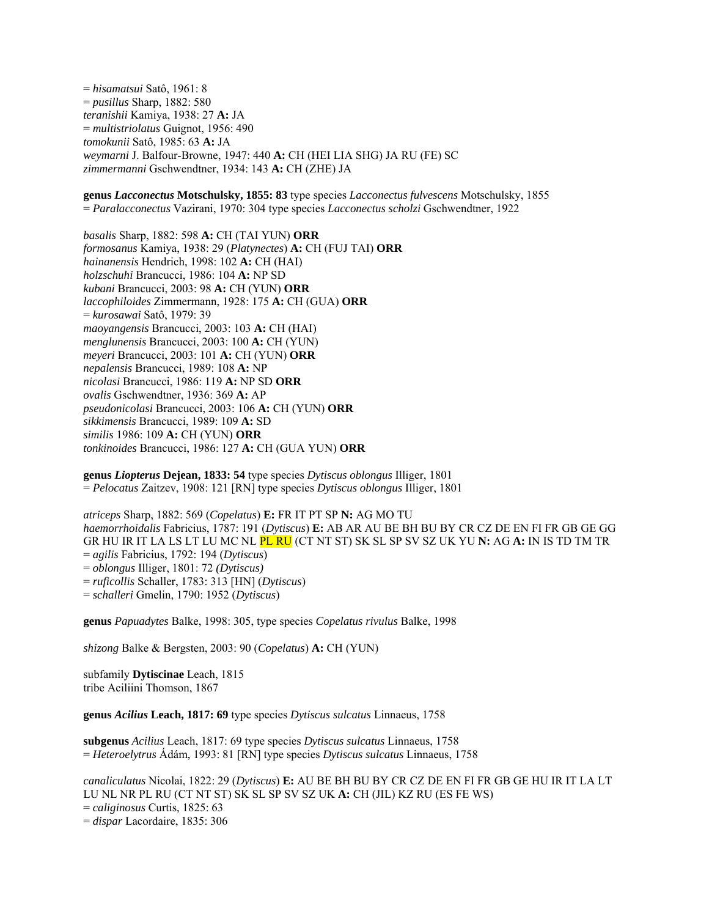= *hisamatsui* Satô, 1961: 8
= *pusillus* Sharp, 1882: 580
*teranishii* Kamiya, 1938: 27 **A:** JA
= *multistriolatus* Guignot, 1956: 490
*tomokunii* Satô, 1985: 63 **A:** JA
*weymarni* J. Balfour-Browne, 1947: 440 **A:** CH (HEI LIA SHG) JA RU (FE) SC
*zimmermanni* Gschwendtner, 1934: 143 **A:** CH (ZHE) JA

**genus *Lacconectus* Motschulsky, 1855: 83** type species *Lacconectus fulvescens* Motschulsky, 1855
= *Paralacconectus* Vazirani, 1970: 304 type species *Lacconectus scholzi* Gschwendtner, 1922

*basalis* Sharp, 1882: 598 **A:** CH (TAI YUN) **ORR**
*formosanus* Kamiya, 1938: 29 (*Platynectes*) **A:** CH (FUJ TAI) **ORR**
*hainanensis* Hendrich, 1998: 102 **A:** CH (HAI)
*holzschuhi* Brancucci, 1986: 104 **A:** NP SD
*kubani* Brancucci, 2003: 98 **A:** CH (YUN) **ORR**
*laccophiloides* Zimmermann, 1928: 175 **A:** CH (GUA) **ORR**
= *kurosawai* Satô, 1979: 39
*maoyangensis* Brancucci, 2003: 103 **A:** CH (HAI)
*menglunensis* Brancucci, 2003: 100 **A:** CH (YUN)
*meyeri* Brancucci, 2003: 101 **A:** CH (YUN) **ORR**
*nepalensis* Brancucci, 1989: 108 **A:** NP
*nicolasi* Brancucci, 1986: 119 **A:** NP SD **ORR**
*ovalis* Gschwendtner, 1936: 369 **A:** AP
*pseudonicolasi* Brancucci, 2003: 106 **A:** CH (YUN) **ORR**
*sikkimensis* Brancucci, 1989: 109 **A:** SD
*similis* 1986: 109 **A:** CH (YUN) **ORR**
*tonkinoides* Brancucci, 1986: 127 **A:** CH (GUA YUN) **ORR**

**genus *Liopterus* Dejean, 1833: 54** type species *Dytiscus oblongus* Illiger, 1801
= *Pelocatus* Zaitzev, 1908: 121 [RN] type species *Dytiscus oblongus* Illiger, 1801

*atriceps* Sharp, 1882: 569 (*Copelatus*) **E:** FR IT PT SP **N:** AG MO TU
*haemorrhoidalis* Fabricius, 1787: 191 (*Dytiscus*) **E:** AB AR AU BE BH BU BY CR CZ DE EN FI FR GB GE GG GR HU IR IT LA LS LT LU MC NL PL RU (CT NT ST) SK SL SP SV SZ UK YU **N:** AG **A:** IN IS TD TM TR
= *agilis* Fabricius, 1792: 194 (*Dytiscus*)
= *oblongus* Illiger, 1801: 72 *(Dytiscus)*
= *ruficollis* Schaller, 1783: 313 [HN] (*Dytiscus*)
= *schalleri* Gmelin, 1790: 1952 (*Dytiscus*)

**genus** *Papuadytes* Balke, 1998: 305, type species *Copelatus rivulus* Balke, 1998

*shizong* Balke & Bergsten, 2003: 90 (*Copelatus*) **A:** CH (YUN)

subfamily **Dytiscinae** Leach, 1815
tribe Aciliini Thomson, 1867

**genus *Acilius* Leach, 1817: 69** type species *Dytiscus sulcatus* Linnaeus, 1758

**subgenus** *Acilius* Leach, 1817: 69 type species *Dytiscus sulcatus* Linnaeus, 1758
= *Heteroelytrus* Ádám, 1993: 81 [RN] type species *Dytiscus sulcatus* Linnaeus, 1758

*canaliculatus* Nicolai, 1822: 29 (*Dytiscus*) **E:** AU BE BH BU BY CR CZ DE EN FI FR GB GE HU IR IT LA LT LU NL NR PL RU (CT NT ST) SK SL SP SV SZ UK **A:** CH (JIL) KZ RU (ES FE WS)
= *caliginosus* Curtis, 1825: 63
= *dispar* Lacordaire, 1835: 306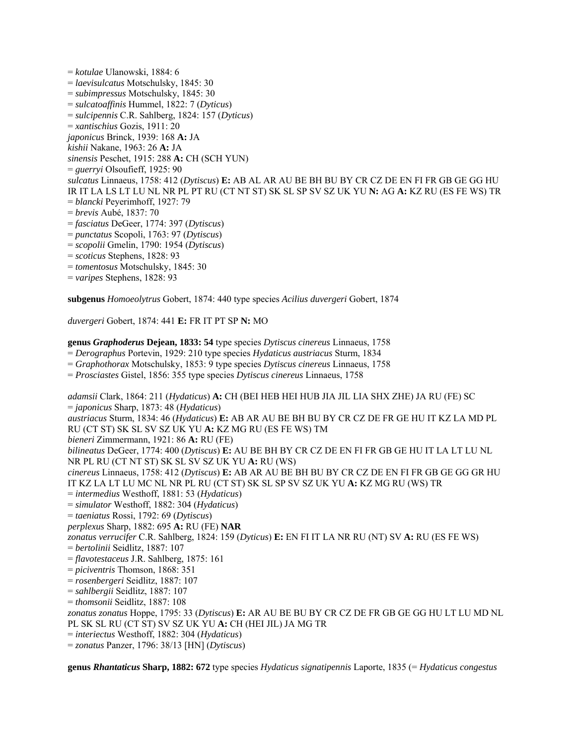= *kotulae* Ulanowski, 1884: 6
= *laevisulcatus* Motschulsky, 1845: 30
= *subimpressus* Motschulsky, 1845: 30
= *sulcatoaffinis* Hummel, 1822: 7 (*Dyticus*)
= *sulcipennis* C.R. Sahlberg, 1824: 157 (*Dyticus*)
= *xantischius* Gozis, 1911: 20
*japonicus* Brinck, 1939: 168 **A:** JA
*kishii* Nakane, 1963: 26 **A:** JA
*sinensis* Peschet, 1915: 288 **A:** CH (SCH YUN)
= *guerryi* Olsoufieff, 1925: 90
*sulcatus* Linnaeus, 1758: 412 (*Dytiscus*) **E:** AB AL AR AU BE BH BU BY CR CZ DE EN FI FR GB GE GG HU IR IT LA LS LT LU NL NR PL PT RU (CT NT ST) SK SL SP SV SZ UK YU **N:** AG **A:** KZ RU (ES FE WS) TR
= *blancki* Peyerimhoff, 1927: 79
= *brevis* Aubé, 1837: 70
= *fasciatus* DeGeer, 1774: 397 (*Dytiscus*)
= *punctatus* Scopoli, 1763: 97 (*Dytiscus*)
= *scopolii* Gmelin, 1790: 1954 (*Dytiscus*)
= *scoticus* Stephens, 1828: 93
= *tomentosus* Motschulsky, 1845: 30
= *varipes* Stephens, 1828: 93

**subgenus** *Homoeolytrus* Gobert, 1874: 440 type species *Acilius duvergeri* Gobert, 1874

*duvergeri* Gobert, 1874: 441 **E:** FR IT PT SP **N:** MO

**genus *Graphoderus* Dejean, 1833: 54** type species *Dytiscus cinereus* Linnaeus, 1758
= *Derographus* Portevin, 1929: 210 type species *Hydaticus austriacus* Sturm, 1834
= *Graphothorax* Motschulsky, 1853: 9 type species *Dytiscus cinereus* Linnaeus, 1758
= *Prosciastes* Gistel, 1856: 355 type species *Dytiscus cinereus* Linnaeus, 1758

*adamsii* Clark, 1864: 211 (*Hydaticus*) **A:** CH (BEI HEB HEI HUB JIA JIL LIA SHX ZHE) JA RU (FE) SC
= *japonicus* Sharp, 1873: 48 (*Hydaticus*)
*austriacus* Sturm, 1834: 46 (*Hydaticus*) **E:** AB AR AU BE BH BU BY CR CZ DE FR GE HU IT KZ LA MD PL RU (CT ST) SK SL SV SZ UK YU **A:** KZ MG RU (ES FE WS) TM
*bieneri* Zimmermann, 1921: 86 **A:** RU (FE)
*bilineatus* DeGeer, 1774: 400 (*Dytiscus*) **E:** AU BE BH BY CR CZ DE EN FI FR GB GE HU IT LA LT LU NL NR PL RU (CT NT ST) SK SL SV SZ UK YU **A:** RU (WS)
*cinereus* Linnaeus, 1758: 412 (*Dytiscus*) **E:** AB AR AU BE BH BU BY CR CZ DE EN FI FR GB GE GG GR HU IT KZ LA LT LU MC NL NR PL RU (CT ST) SK SL SP SV SZ UK YU **A:** KZ MG RU (WS) TR
= *intermedius* Westhoff, 1881: 53 (*Hydaticus*)
= *simulator* Westhoff, 1882: 304 (*Hydaticus*)
= *taeniatus* Rossi, 1792: 69 (*Dytiscus*)
*perplexus* Sharp, 1882: 695 **A:** RU (FE) **NAR**
*zonatus verrucifer* C.R. Sahlberg, 1824: 159 (*Dyticus*) **E:** EN FI IT LA NR RU (NT) SV **A:** RU (ES FE WS)
= *bertolinii* Seidlitz, 1887: 107
= *flavotestaceus* J.R. Sahlberg, 1875: 161
= *piciventris* Thomson, 1868: 351
= *rosenbergeri* Seidlitz, 1887: 107
= *sahlbergii* Seidlitz, 1887: 107
= *thomsonii* Seidlitz, 1887: 108
*zonatus zonatus* Hoppe, 1795: 33 (*Dytiscus*) **E:** AR AU BE BU BY CR CZ DE FR GB GE GG HU LT LU MD NL PL SK SL RU (CT ST) SV SZ UK YU **A:** CH (HEI JIL) JA MG TR
= *interiectus* Westhoff, 1882: 304 (*Hydaticus*)
= *zonatus* Panzer, 1796: 38/13 [HN] (*Dytiscus*)

**genus *Rhantaticus* Sharp, 1882: 672** type species *Hydaticus signatipennis* Laporte, 1835 (= *Hydaticus congestus*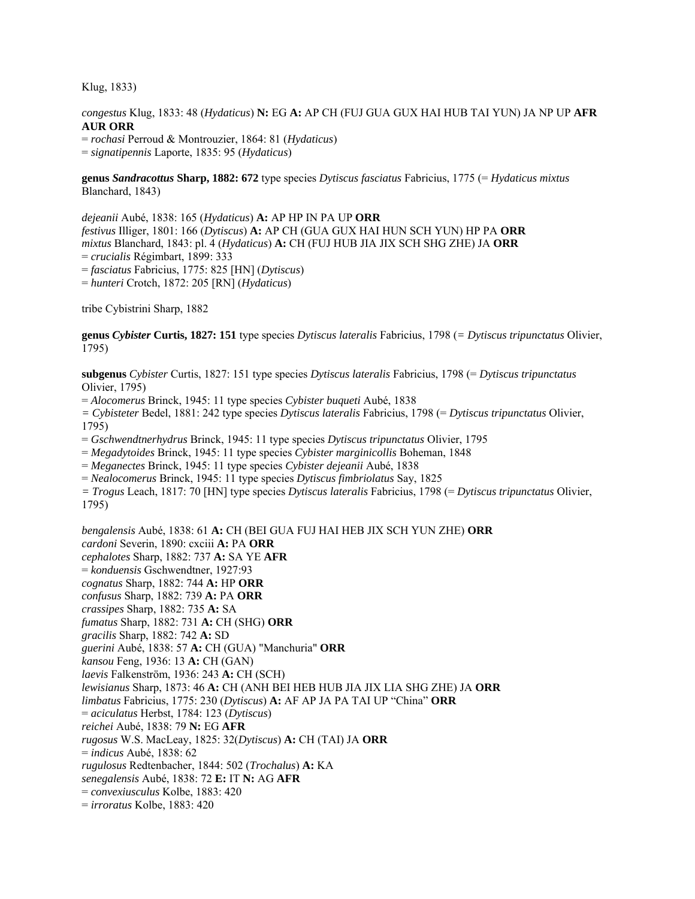Klug, 1833)

*congestus* Klug, 1833: 48 (*Hydaticus*) **N:** EG **A:** AP CH (FUJ GUA GUX HAI HUB TAI YUN) JA NP UP **AFR AUR ORR**
= *rochasi* Perroud & Montrouzier, 1864: 81 (*Hydaticus*)
= *signatipennis* Laporte, 1835: 95 (*Hydaticus*)

**genus *Sandracottus* Sharp, 1882: 672** type species *Dytiscus fasciatus* Fabricius, 1775 (= *Hydaticus mixtus* Blanchard, 1843)

*dejeanii* Aubé, 1838: 165 (*Hydaticus*) **A:** AP HP IN PA UP **ORR**
*festivus* Illiger, 1801: 166 (*Dytiscus*) **A:** AP CH (GUA GUX HAI HUN SCH YUN) HP PA **ORR**
*mixtus* Blanchard, 1843: pl. 4 (*Hydaticus*) **A:** CH (FUJ HUB JIA JIX SCH SHG ZHE) JA **ORR**
= *crucialis* Régimbart, 1899: 333
= *fasciatus* Fabricius, 1775: 825 [HN] (*Dytiscus*)
= *hunteri* Crotch, 1872: 205 [RN] (*Hydaticus*)

tribe Cybistrini Sharp, 1882

**genus *Cybister* Curtis, 1827: 151** type species *Dytiscus lateralis* Fabricius, 1798 (= *Dytiscus tripunctatus* Olivier, 1795)

**subgenus** *Cybister* Curtis, 1827: 151 type species *Dytiscus lateralis* Fabricius, 1798 (= *Dytiscus tripunctatus* Olivier, 1795)
= *Alocomerus* Brinck, 1945: 11 type species *Cybister buqueti* Aubé, 1838
= *Cybisteter* Bedel, 1881: 242 type species *Dytiscus lateralis* Fabricius, 1798 (= *Dytiscus tripunctatus* Olivier, 1795)
= *Gschwendtnerhydrus* Brinck, 1945: 11 type species *Dytiscus tripunctatus* Olivier, 1795
= *Megadytoides* Brinck, 1945: 11 type species *Cybister marginicollis* Boheman, 1848
= *Meganectes* Brinck, 1945: 11 type species *Cybister dejeanii* Aubé, 1838
= *Nealocomerus* Brinck, 1945: 11 type species *Dytiscus fimbriolatus* Say, 1825
= *Trogus* Leach, 1817: 70 [HN] type species *Dytiscus lateralis* Fabricius, 1798 (= *Dytiscus tripunctatus* Olivier, 1795)

*bengalensis* Aubé, 1838: 61 **A:** CH (BEI GUA FUJ HAI HEB JIX SCH YUN ZHE) **ORR**
*cardoni* Severin, 1890: cxciii **A:** PA **ORR**
*cephalotes* Sharp, 1882: 737 **A:** SA YE **AFR**
= *konduensis* Gschwendtner, 1927:93
*cognatus* Sharp, 1882: 744 **A:** HP **ORR**
*confusus* Sharp, 1882: 739 **A:** PA **ORR**
*crassipes* Sharp, 1882: 735 **A:** SA
*fumatus* Sharp, 1882: 731 **A:** CH (SHG) **ORR**
*gracilis* Sharp, 1882: 742 **A:** SD
*guerini* Aubé, 1838: 57 **A:** CH (GUA) "Manchuria" **ORR**
*kansou* Feng, 1936: 13 **A:** CH (GAN)
*laevis* Falkenström, 1936: 243 **A:** CH (SCH)
*lewisianus* Sharp, 1873: 46 **A:** CH (ANH BEI HEB HUB JIA JIX LIA SHG ZHE) JA **ORR**
*limbatus* Fabricius, 1775: 230 (*Dytiscus*) **A:** AF AP JA PA TAI UP "China" **ORR**
= *aciculatus* Herbst, 1784: 123 (*Dytiscus*)
*reichei* Aubé, 1838: 79 **N:** EG **AFR**
*rugosus* W.S. MacLeay, 1825: 32(*Dytiscus*) **A:** CH (TAI) JA **ORR**
= *indicus* Aubé, 1838: 62
*rugulosus* Redtenbacher, 1844: 502 (*Trochalus*) **A:** KA
*senegalensis* Aubé, 1838: 72 **E:** IT **N:** AG **AFR**
= *convexiusculus* Kolbe, 1883: 420
= *irroratus* Kolbe, 1883: 420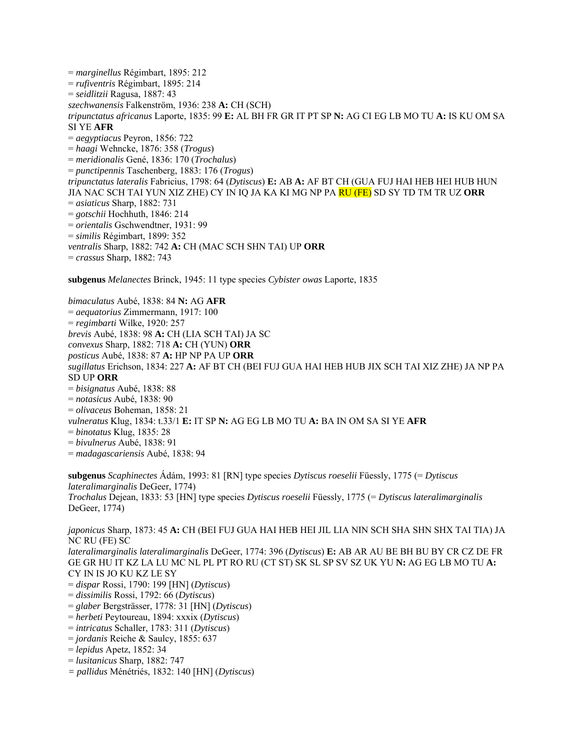= *marginellus* Régimbart, 1895: 212
= *rufiventris* Régimbart, 1895: 214
= *seidlitzii* Ragusa, 1887: 43
*szechwanensis* Falkenström, 1936: 238 **A:** CH (SCH)
*tripunctatus africanus* Laporte, 1835: 99 **E:** AL BH FR GR IT PT SP **N:** AG CI EG LB MO TU **A:** IS KU OM SA SI YE **AFR**
= *aegyptiacus* Peyron, 1856: 722
= *haagi* Wehncke, 1876: 358 (*Trogus*)
= *meridionalis* Gené, 1836: 170 (*Trochalus*)
= *punctipennis* Taschenberg, 1883: 176 (*Trogus*)
*tripunctatus lateralis* Fabricius, 1798: 64 (*Dytiscus*) **E:** AB **A:** AF BT CH (GUA FUJ HAI HEB HEI HUB HUN JIA NAC SCH TAI YUN XIZ ZHE) CY IN IQ JA KA KI MG NP PA RU (FE) SD SY TD TM TR UZ **ORR**
= *asiaticus* Sharp, 1882: 731
= *gotschii* Hochhuth, 1846: 214
= *orientalis* Gschwendtner, 1931: 99
= *similis* Régimbart, 1899: 352
*ventralis* Sharp, 1882: 742 **A:** CH (MAC SCH SHN TAI) UP **ORR**
= *crassus* Sharp, 1882: 743

**subgenus** *Melanectes* Brinck, 1945: 11 type species *Cybister owas* Laporte, 1835

*bimaculatus* Aubé, 1838: 84 **N:** AG **AFR**
= *aequatorius* Zimmermann, 1917: 100
= *regimbarti* Wilke, 1920: 257
*brevis* Aubé, 1838: 98 **A:** CH (LIA SCH TAI) JA SC
*convexus* Sharp, 1882: 718 **A:** CH (YUN) **ORR**
*posticus* Aubé, 1838: 87 **A:** HP NP PA UP **ORR**
*sugillatus* Erichson, 1834: 227 **A:** AF BT CH (BEI FUJ GUA HAI HEB HUB JIX SCH TAI XIZ ZHE) JA NP PA SD UP **ORR**
= *bisignatus* Aubé, 1838: 88
= *notasicus* Aubé, 1838: 90
= *olivaceus* Boheman, 1858: 21
*vulneratus* Klug, 1834: t.33/1 **E:** IT SP **N:** AG EG LB MO TU **A:** BA IN OM SA SI YE **AFR**
= *binotatus* Klug, 1835: 28
= *bivulnerus* Aubé, 1838: 91
= *madagascariensis* Aubé, 1838: 94

**subgenus** *Scaphinectes* Ádám, 1993: 81 [RN] type species *Dytiscus roeselii* Füessly, 1775 (= *Dytiscus lateralimarginalis* DeGeer, 1774)
*Trochalus* Dejean, 1833: 53 [HN] type species *Dytiscus roeselii* Füessly, 1775 (= *Dytiscus lateralimarginalis* DeGeer, 1774)

*japonicus* Sharp, 1873: 45 **A:** CH (BEI FUJ GUA HAI HEB HEI JIL LIA NIN SCH SHA SHN SHX TAI TIA) JA NC RU (FE) SC
*lateralimarginalis lateralimarginalis* DeGeer, 1774: 396 (*Dytiscus*) **E:** AB AR AU BE BH BU BY CR CZ DE FR GE GR HU IT KZ LA LU MC NL PL PT RO RU (CT ST) SK SL SP SV SZ UK YU **N:** AG EG LB MO TU **A:** CY IN IS JO KU KZ LE SY
= *dispar* Rossi, 1790: 199 [HN] (*Dytiscus*)
= *dissimilis* Rossi, 1792: 66 (*Dytiscus*)
= *glaber* Bergsträsser, 1778: 31 [HN] (*Dytiscus*)
= *herbeti* Peytoureau, 1894: xxxix (*Dytiscus*)
= *intricatus* Schaller, 1783: 311 (*Dytiscus*)
= *jordanis* Reiche & Saulcy, 1855: 637
= *lepidus* Apetz, 1852: 34
= *lusitanicus* Sharp, 1882: 747
= *pallidus* Ménétriés, 1832: 140 [HN] (*Dytiscus*)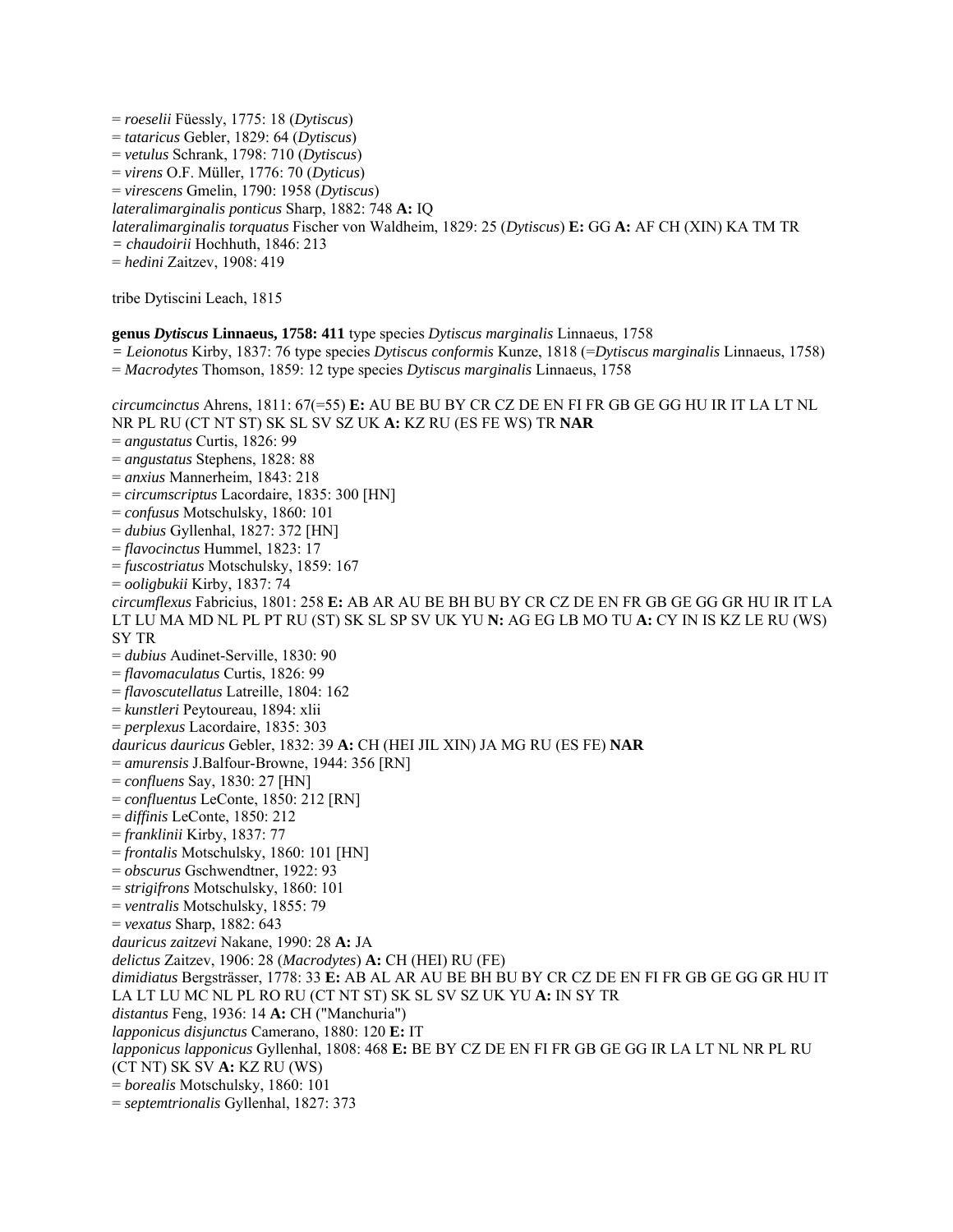= *roeselii* Füessly, 1775: 18 (*Dytiscus*)
= *tataricus* Gebler, 1829: 64 (*Dytiscus*)
= *vetulus* Schrank, 1798: 710 (*Dytiscus*)
= *virens* O.F. Müller, 1776: 70 (*Dyticus*)
= *virescens* Gmelin, 1790: 1958 (*Dytiscus*)
*lateralimarginalis ponticus* Sharp, 1882: 748 **A:** IQ
*lateralimarginalis torquatus* Fischer von Waldheim, 1829: 25 (*Dytiscus*) **E:** GG **A:** AF CH (XIN) KA TM TR
= *chaudoirii* Hochhuth, 1846: 213
= *hedini* Zaitzev, 1908: 419

tribe Dytiscini Leach, 1815

**genus *Dytiscus* Linnaeus, 1758: 411** type species *Dytiscus marginalis* Linnaeus, 1758
= *Leionotus* Kirby, 1837: 76 type species *Dytiscus conformis* Kunze, 1818 (=*Dytiscus marginalis* Linnaeus, 1758)
= *Macrodytes* Thomson, 1859: 12 type species *Dytiscus marginalis* Linnaeus, 1758

*circumcinctus* Ahrens, 1811: 67(=55) **E:** AU BE BU BY CR CZ DE EN FI FR GB GE GG HU IR IT LA LT NL NR PL RU (CT NT ST) SK SL SV SZ UK **A:** KZ RU (ES FE WS) TR **NAR**
= *angustatus* Curtis, 1826: 99
= *angustatus* Stephens, 1828: 88
= *anxius* Mannerheim, 1843: 218
= *circumscriptus* Lacordaire, 1835: 300 [HN]
= *confusus* Motschulsky, 1860: 101
= *dubius* Gyllenhal, 1827: 372 [HN]
= *flavocinctus* Hummel, 1823: 17
= *fuscostriatus* Motschulsky, 1859: 167
= *ooligbukii* Kirby, 1837: 74
*circumflexus* Fabricius, 1801: 258 **E:** AB AR AU BE BH BU BY CR CZ DE EN FR GB GE GG GR HU IR IT LA LT LU MA MD NL PL PT RU (ST) SK SL SP SV UK YU **N:** AG EG LB MO TU **A:** CY IN IS KZ LE RU (WS) SY TR
= *dubius* Audinet-Serville, 1830: 90
= *flavomaculatus* Curtis, 1826: 99
= *flavoscutellatus* Latreille, 1804: 162
= *kunstleri* Peytoureau, 1894: xlii
= *perplexus* Lacordaire, 1835: 303
*dauricus dauricus* Gebler, 1832: 39 **A:** CH (HEI JIL XIN) JA MG RU (ES FE) **NAR**
= *amurensis* J.Balfour-Browne, 1944: 356 [RN]
= *confluens* Say, 1830: 27 [HN]
= *confluentus* LeConte, 1850: 212 [RN]
= *diffinis* LeConte, 1850: 212
= *franklinii* Kirby, 1837: 77
= *frontalis* Motschulsky, 1860: 101 [HN]
= *obscurus* Gschwendtner, 1922: 93
= *strigifrons* Motschulsky, 1860: 101
= *ventralis* Motschulsky, 1855: 79
= *vexatus* Sharp, 1882: 643
*dauricus zaitzevi* Nakane, 1990: 28 **A:** JA
*delictus* Zaitzev, 1906: 28 (*Macrodytes*) **A:** CH (HEI) RU (FE)
*dimidiatus* Bergsträsser, 1778: 33 **E:** AB AL AR AU BE BH BU BY CR CZ DE EN FI FR GB GE GG GR HU IT LA LT LU MC NL PL RO RU (CT NT ST) SK SL SV SZ UK YU **A:** IN SY TR
*distantus* Feng, 1936: 14 **A:** CH ("Manchuria")
*lapponicus disjunctus* Camerano, 1880: 120 **E:** IT
*lapponicus lapponicus* Gyllenhal, 1808: 468 **E:** BE BY CZ DE EN FI FR GB GE GG IR LA LT NL NR PL RU (CT NT) SK SV **A:** KZ RU (WS)
= *borealis* Motschulsky, 1860: 101
= *septemtrionalis* Gyllenhal, 1827: 373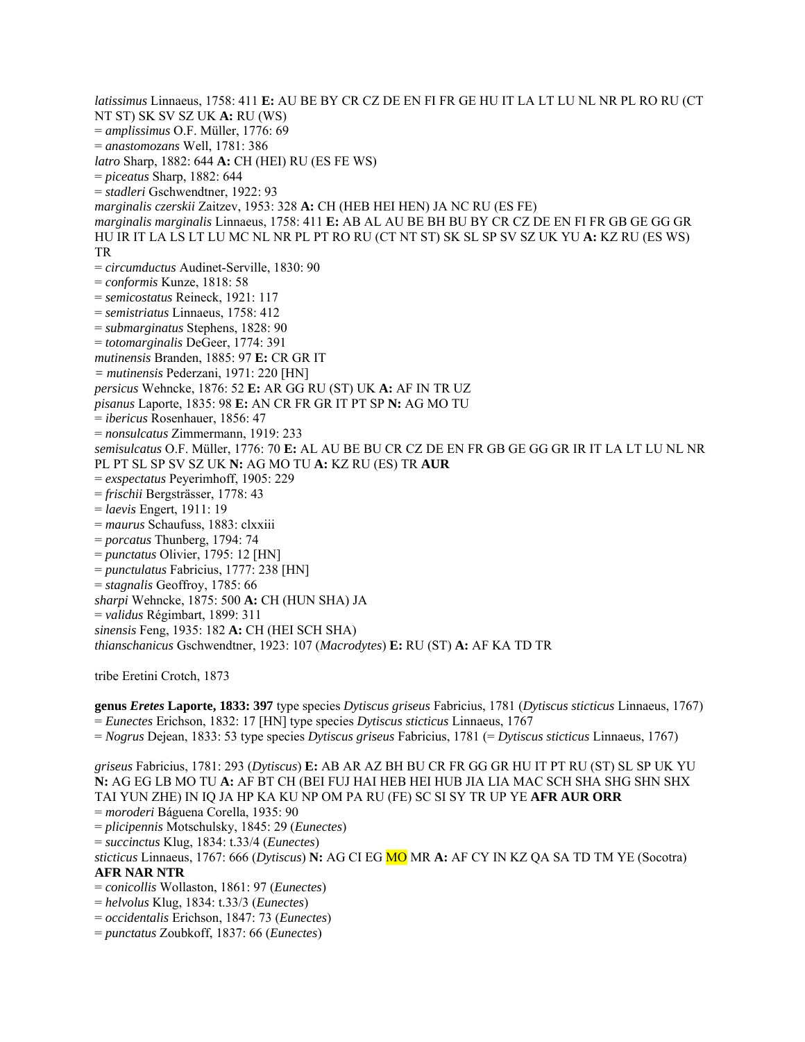*latissimus* Linnaeus, 1758: 411 **E:** AU BE BY CR CZ DE EN FI FR GE HU IT LA LT LU NL NR PL RO RU (CT NT ST) SK SV SZ UK **A:** RU (WS)
= *amplissimus* O.F. Müller, 1776: 69
= *anastomozans* Well, 1781: 386
*latro* Sharp, 1882: 644 **A:** CH (HEI) RU (ES FE WS)
= *piceatus* Sharp, 1882: 644
= *stadleri* Gschwendtner, 1922: 93
*marginalis czerskii* Zaitzev, 1953: 328 **A:** CH (HEB HEI HEN) JA NC RU (ES FE)
*marginalis marginalis* Linnaeus, 1758: 411 **E:** AB AL AU BE BH BU BY CR CZ DE EN FI FR GB GE GG GR HU IR IT LA LS LT LU MC NL NR PL PT RO RU (CT NT ST) SK SL SP SV SZ UK YU **A:** KZ RU (ES WS) TR
= *circumductus* Audinet-Serville, 1830: 90
= *conformis* Kunze, 1818: 58
= *semicostatus* Reineck, 1921: 117
= *semistriatus* Linnaeus, 1758: 412
= *submarginatus* Stephens, 1828: 90
= *totomarginalis* DeGeer, 1774: 391
*mutinensis* Branden, 1885: 97 **E:** CR GR IT
= *mutinensis* Pederzani, 1971: 220 [HN]
*persicus* Wehncke, 1876: 52 **E:** AR GG RU (ST) UK **A:** AF IN TR UZ
*pisanus* Laporte, 1835: 98 **E:** AN CR FR GR IT PT SP **N:** AG MO TU
= *ibericus* Rosenhauer, 1856: 47
= *nonsulcatus* Zimmermann, 1919: 233
*semisulcatus* O.F. Müller, 1776: 70 **E:** AL AU BE BU CR CZ DE EN FR GB GE GG GR IR IT LA LT LU NL NR PL PT SL SP SV SZ UK **N:** AG MO TU **A:** KZ RU (ES) TR **AUR**
= *exspectatus* Peyerimhoff, 1905: 229
= *frischii* Bergsträsser, 1778: 43
= *laevis* Engert, 1911: 19
= *maurus* Schaufuss, 1883: clxxiii
= *porcatus* Thunberg, 1794: 74
= *punctatus* Olivier, 1795: 12 [HN]
= *punctulatus* Fabricius, 1777: 238 [HN]
= *stagnalis* Geoffroy, 1785: 66
*sharpi* Wehncke, 1875: 500 **A:** CH (HUN SHA) JA
= *validus* Régimbart, 1899: 311
*sinensis* Feng, 1935: 182 **A:** CH (HEI SCH SHA)
*thianschanicus* Gschwendtner, 1923: 107 (*Macrodytes*) **E:** RU (ST) **A:** AF KA TD TR

tribe Eretini Crotch, 1873

**genus *Eretes* Laporte, 1833: 397** type species *Dytiscus griseus* Fabricius, 1781 (*Dytiscus sticticus* Linnaeus, 1767)
= *Eunectes* Erichson, 1832: 17 [HN] type species *Dytiscus sticticus* Linnaeus, 1767
= *Nogrus* Dejean, 1833: 53 type species *Dytiscus griseus* Fabricius, 1781 (= *Dytiscus sticticus* Linnaeus, 1767)

*griseus* Fabricius, 1781: 293 (*Dytiscus*) **E:** AB AR AZ BH BU CR FR GG GR HU IT PT RU (ST) SL SP UK YU **N:** AG EG LB MO TU **A:** AF BT CH (BEI FUJ HAI HEB HEI HUB JIA LIA MAC SCH SHA SHG SHN SHX TAI YUN ZHE) IN IQ JA HP KA KU NP OM PA RU (FE) SC SI SY TR UP YE **AFR AUR ORR**
= *moroderi* Báguena Corella, 1935: 90
= *plicipennis* Motschulsky, 1845: 29 (*Eunectes*)
= *succinctus* Klug, 1834: t.33/4 (*Eunectes*)
*sticticus* Linnaeus, 1767: 666 (*Dytiscus*) **N:** AG CI EG MO MR **A:** AF CY IN KZ QA SA TD TM YE (Socotra) **AFR NAR NTR**
= *conicollis* Wollaston, 1861: 97 (*Eunectes*)
= *helvolus* Klug, 1834: t.33/3 (*Eunectes*)
= *occidentalis* Erichson, 1847: 73 (*Eunectes*)
= *punctatus* Zoubkoff, 1837: 66 (*Eunectes*)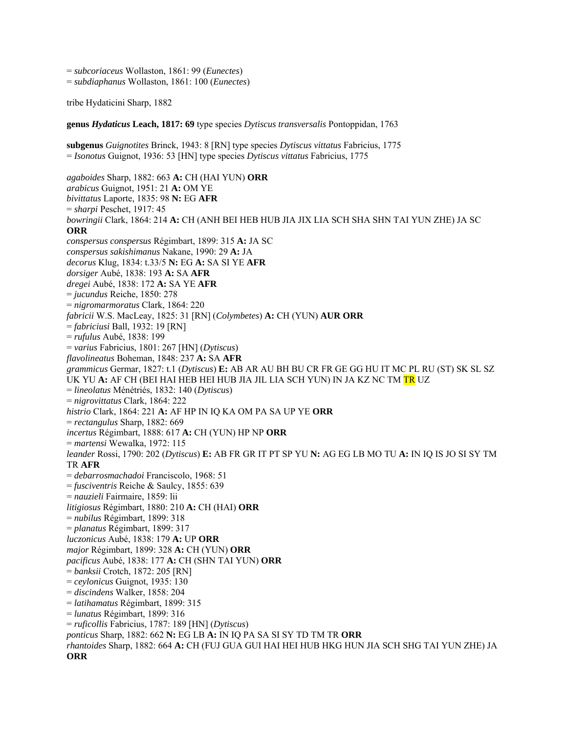= *subcoriaceus* Wollaston, 1861: 99 (*Eunectes*)
= *subdiaphanus* Wollaston, 1861: 100 (*Eunectes*)

tribe Hydaticini Sharp, 1882

**genus *Hydaticus* Leach, 1817: 69** type species *Dytiscus transversalis* Pontoppidan, 1763

**subgenus** *Guignotites* Brinck, 1943: 8 [RN] type species *Dytiscus vittatus* Fabricius, 1775
= *Isonotus* Guignot, 1936: 53 [HN] type species *Dytiscus vittatus* Fabricius, 1775

*agaboides* Sharp, 1882: 663 **A:** CH (HAI YUN) **ORR**
*arabicus* Guignot, 1951: 21 **A:** OM YE
*bivittatus* Laporte, 1835: 98 **N:** EG **AFR**
= *sharpi* Peschet, 1917: 45
*bowringii* Clark, 1864: 214 **A:** CH (ANH BEI HEB HUB JIA JIX LIA SCH SHA SHN TAI YUN ZHE) JA SC **ORR**
*conspersus conspersus* Régimbart, 1899: 315 **A:** JA SC
*conspersus sakishimanus* Nakane, 1990: 29 **A:** JA
*decorus* Klug, 1834: t.33/5 **N:** EG **A:** SA SI YE **AFR**
*dorsiger* Aubé, 1838: 193 **A:** SA **AFR**
*dregei* Aubé, 1838: 172 **A:** SA YE **AFR**
= *jucundus* Reiche, 1850: 278
= *nigromarmoratus* Clark, 1864: 220
*fabricii* W.S. MacLeay, 1825: 31 [RN] (*Colymbetes*) **A:** CH (YUN) **AUR ORR**
= *fabriciusi* Ball, 1932: 19 [RN]
= *rufulus* Aubé, 1838: 199
= *varius* Fabricius, 1801: 267 [HN] (*Dytiscus*)
*flavolineatus* Boheman, 1848: 237 **A:** SA **AFR**
*grammicus* Germar, 1827: t.1 (*Dytiscus*) **E:** AB AR AU BH BU CR FR GE GG HU IT MC PL RU (ST) SK SL SZ UK YU **A:** AF CH (BEI HAI HEB HEI HUB JIA JIL LIA SCH YUN) IN JA KZ NC TM TR UZ
= *lineolatus* Ménétriés, 1832: 140 (*Dytiscus*)
= *nigrovittatus* Clark, 1864: 222
*histrio* Clark, 1864: 221 **A:** AF HP IN IQ KA OM PA SA UP YE **ORR**
= *rectangulus* Sharp, 1882: 669
*incertus* Régimbart, 1888: 617 **A:** CH (YUN) HP NP **ORR**
= *martensi* Wewalka, 1972: 115
*leander* Rossi, 1790: 202 (*Dytiscus*) **E:** AB FR GR IT PT SP YU **N:** AG EG LB MO TU **A:** IN IQ IS JO SI SY TM TR **AFR**
= *debarrosmachadoi* Franciscolo, 1968: 51
= *fusciventris* Reiche & Saulcy, 1855: 639
= *nauzieli* Fairmaire, 1859: lii
*litigiosus* Régimbart, 1880: 210 **A:** CH (HAI) **ORR**
= *nubilus* Régimbart, 1899: 318
= *planatus* Régimbart, 1899: 317
*luczonicus* Aubé, 1838: 179 **A:** UP **ORR**
*major* Régimbart, 1899: 328 **A:** CH (YUN) **ORR**
*pacificus* Aubé, 1838: 177 **A:** CH (SHN TAI YUN) **ORR**
= *banksii* Crotch, 1872: 205 [RN]
= *ceylonicus* Guignot, 1935: 130
= *discindens* Walker, 1858: 204
= *latihamatus* Régimbart, 1899: 315
= *lunatus* Régimbart, 1899: 316
= *ruficollis* Fabricius, 1787: 189 [HN] (*Dytiscus*)
*ponticus* Sharp, 1882: 662 **N:** EG LB **A:** IN IQ PA SA SI SY TD TM TR **ORR**
*rhantoides* Sharp, 1882: 664 **A:** CH (FUJ GUA GUI HAI HEI HUB HKG HUN JIA SCH SHG TAI YUN ZHE) JA **ORR**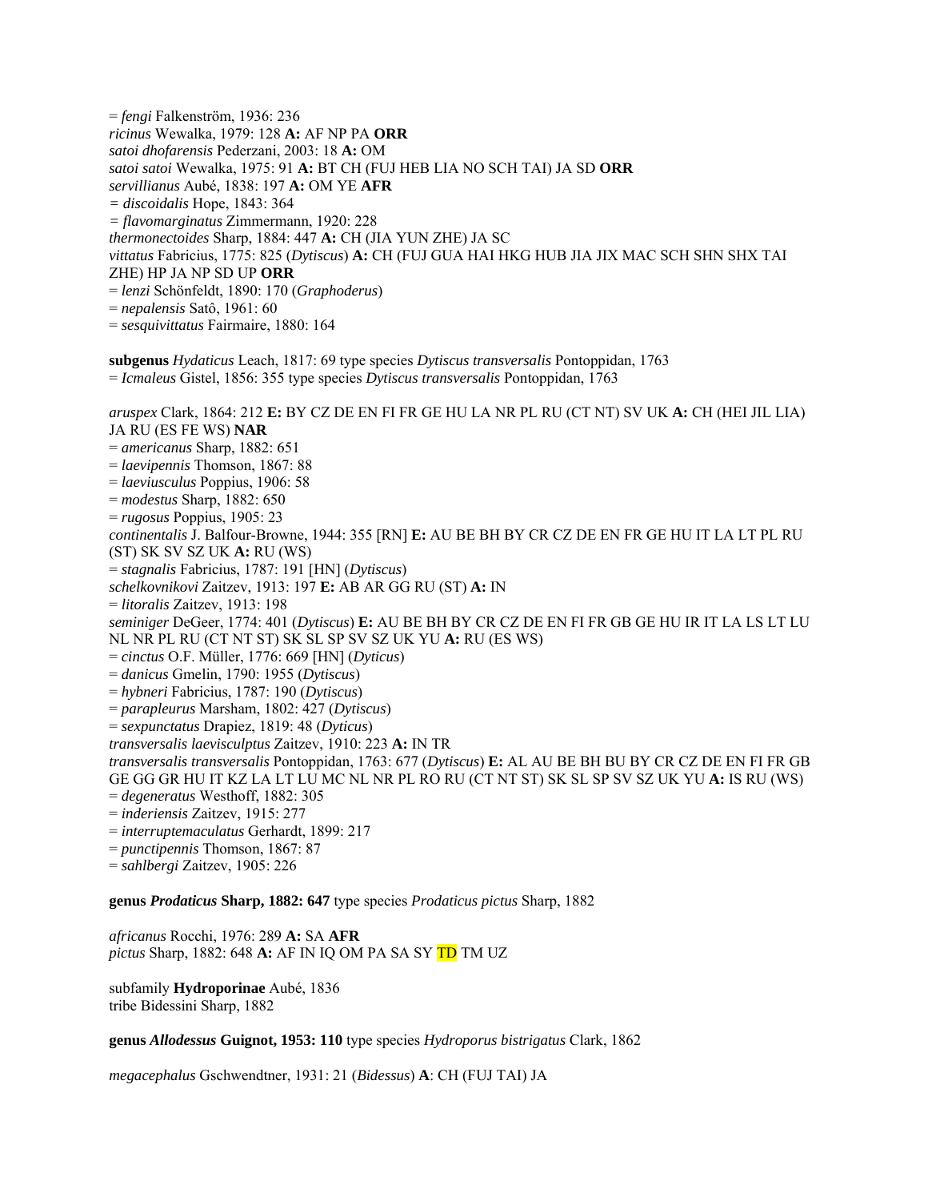= *fengi* Falkenström, 1936: 236
*ricinus* Wewalka, 1979: 128 **A:** AF NP PA **ORR**
*satoi dhofarensis* Pederzani, 2003: 18 **A:** OM
*satoi satoi* Wewalka, 1975: 91 **A:** BT CH (FUJ HEB LIA NO SCH TAI) JA SD **ORR**
*servillianus* Aubé, 1838: 197 **A:** OM YE **AFR**
= *discoidalis* Hope, 1843: 364
= *flavomarginatus* Zimmermann, 1920: 228
*thermonectoides* Sharp, 1884: 447 **A:** CH (JIA YUN ZHE) JA SC
*vittatus* Fabricius, 1775: 825 (*Dytiscus*) **A:** CH (FUJ GUA HAI HKG HUB JIA JIX MAC SCH SHN SHX TAI ZHE) HP JA NP SD UP **ORR**
= *lenzi* Schönfeldt, 1890: 170 (*Graphoderus*)
= *nepalensis* Satô, 1961: 60
= *sesquivittatus* Fairmaire, 1880: 164

**subgenus** *Hydaticus* Leach, 1817: 69 type species *Dytiscus transversalis* Pontoppidan, 1763
= *Icmaleus* Gistel, 1856: 355 type species *Dytiscus transversalis* Pontoppidan, 1763

*aruspex* Clark, 1864: 212 **E:** BY CZ DE EN FI FR GE HU LA NR PL RU (CT NT) SV UK **A:** CH (HEI JIL LIA) JA RU (ES FE WS) **NAR**
= *americanus* Sharp, 1882: 651
= *laevipennis* Thomson, 1867: 88
= *laeviusculus* Poppius, 1906: 58
= *modestus* Sharp, 1882: 650
= *rugosus* Poppius, 1905: 23
*continentalis* J. Balfour-Browne, 1944: 355 [RN] **E:** AU BE BH BY CR CZ DE EN FR GE HU IT LA LT PL RU (ST) SK SV SZ UK **A:** RU (WS)
= *stagnalis* Fabricius, 1787: 191 [HN] (*Dytiscus*)
*schelkovnikovi* Zaitzev, 1913: 197 **E:** AB AR GG RU (ST) **A:** IN
= *litoralis* Zaitzev, 1913: 198
*seminiger* DeGeer, 1774: 401 (*Dytiscus*) **E:** AU BE BH BY CR CZ DE EN FI FR GB GE HU IR IT LA LS LT LU NL NR PL RU (CT NT ST) SK SL SP SV SZ UK YU **A:** RU (ES WS)
= *cinctus* O.F. Müller, 1776: 669 [HN] (*Dyticus*)
= *danicus* Gmelin, 1790: 1955 (*Dytiscus*)
= *hybneri* Fabricius, 1787: 190 (*Dytiscus*)
= *parapleurus* Marsham, 1802: 427 (*Dytiscus*)
= *sexpunctatus* Drapiez, 1819: 48 (*Dyticus*)
*transversalis laevisculptus* Zaitzev, 1910: 223 **A:** IN TR
*transversalis transversalis* Pontoppidan, 1763: 677 (*Dytiscus*) **E:** AL AU BE BH BU BY CR CZ DE EN FI FR GB GE GG GR HU IT KZ LA LT LU MC NL NR PL RO RU (CT NT ST) SK SL SP SV SZ UK YU **A:** IS RU (WS)
= *degeneratus* Westhoff, 1882: 305
= *inderiensis* Zaitzev, 1915: 277
= *interruptemaculatus* Gerhardt, 1899: 217
= *punctipennis* Thomson, 1867: 87
= *sahlbergi* Zaitzev, 1905: 226

**genus *Prodaticus* Sharp, 1882: 647** type species *Prodaticus pictus* Sharp, 1882

*africanus* Rocchi, 1976: 289 **A:** SA **AFR**
*pictus* Sharp, 1882: 648 **A:** AF IN IQ OM PA SA SY TD TM UZ

subfamily **Hydroporinae** Aubé, 1836
tribe Bidessini Sharp, 1882

**genus *Allodessus* Guignot, 1953: 110** type species *Hydroporus bistrigatus* Clark, 1862

*megacephalus* Gschwendtner, 1931: 21 (*Bidessus*) **A**: CH (FUJ TAI) JA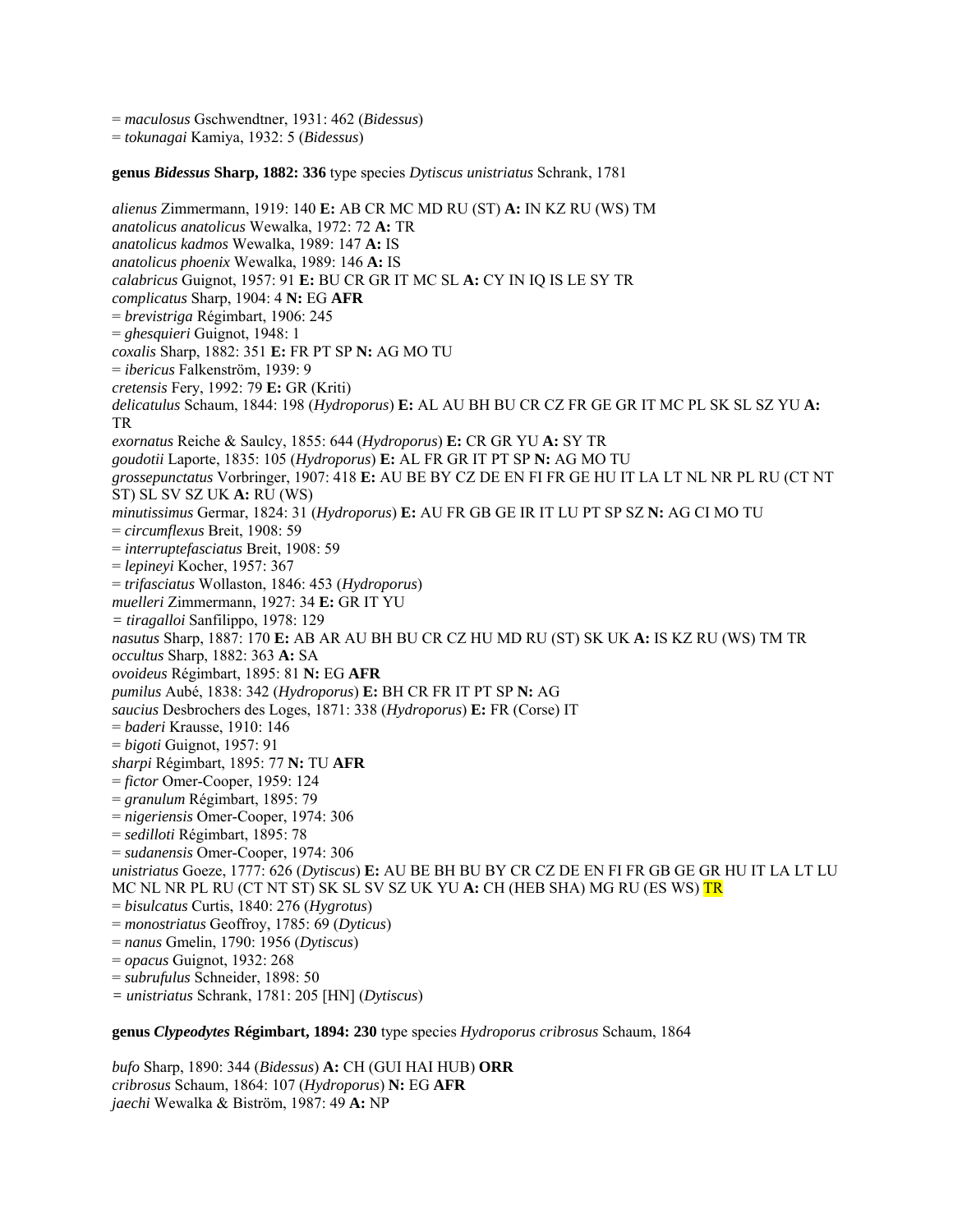= *maculosus* Gschwendtner, 1931: 462 (*Bidessus*)
= *tokunagai* Kamiya, 1932: 5 (*Bidessus*)

**genus *Bidessus* Sharp, 1882: 336** type species *Dytiscus unistriatus* Schrank, 1781

*alienus* Zimmermann, 1919: 140 **E:** AB CR MC MD RU (ST) **A:** IN KZ RU (WS) TM
*anatolicus anatolicus* Wewalka, 1972: 72 **A:** TR
*anatolicus kadmos* Wewalka, 1989: 147 **A:** IS
*anatolicus phoenix* Wewalka, 1989: 146 **A:** IS
*calabricus* Guignot, 1957: 91 **E:** BU CR GR IT MC SL **A:** CY IN IQ IS LE SY TR
*complicatus* Sharp, 1904: 4 **N:** EG **AFR**
= *brevistriga* Régimbart, 1906: 245
= *ghesquieri* Guignot, 1948: 1
*coxalis* Sharp, 1882: 351 **E:** FR PT SP **N:** AG MO TU
= *ibericus* Falkenström, 1939: 9
*cretensis* Fery, 1992: 79 **E:** GR (Kriti)
*delicatulus* Schaum, 1844: 198 (*Hydroporus*) **E:** AL AU BH BU CR CZ FR GE GR IT MC PL SK SL SZ YU **A:** TR
*exornatus* Reiche & Saulcy, 1855: 644 (*Hydroporus*) **E:** CR GR YU **A:** SY TR
*goudotii* Laporte, 1835: 105 (*Hydroporus*) **E:** AL FR GR IT PT SP **N:** AG MO TU
*grossepunctatus* Vorbringer, 1907: 418 **E:** AU BE BY CZ DE EN FI FR GE HU IT LA LT NL NR PL RU (CT NT ST) SL SV SZ UK **A:** RU (WS)
*minutissimus* Germar, 1824: 31 (*Hydroporus*) **E:** AU FR GB GE IR IT LU PT SP SZ **N:** AG CI MO TU
= *circumflexus* Breit, 1908: 59
= *interruptefasciatus* Breit, 1908: 59
= *lepineyi* Kocher, 1957: 367
= *trifasciatus* Wollaston, 1846: 453 (*Hydroporus*)
*muelleri* Zimmermann, 1927: 34 **E:** GR IT YU
= *tiragalloi* Sanfilippo, 1978: 129
*nasutus* Sharp, 1887: 170 **E:** AB AR AU BH BU CR CZ HU MD RU (ST) SK UK **A:** IS KZ RU (WS) TM TR
*occultus* Sharp, 1882: 363 **A:** SA
*ovoideus* Régimbart, 1895: 81 **N:** EG **AFR**
*pumilus* Aubé, 1838: 342 (*Hydroporus*) **E:** BH CR FR IT PT SP **N:** AG
*saucius* Desbrochers des Loges, 1871: 338 (*Hydroporus*) **E:** FR (Corse) IT
= *baderi* Krausse, 1910: 146
= *bigoti* Guignot, 1957: 91
*sharpi* Régimbart, 1895: 77 **N:** TU **AFR**
= *fictor* Omer-Cooper, 1959: 124
= *granulum* Régimbart, 1895: 79
= *nigeriensis* Omer-Cooper, 1974: 306
= *sedilloti* Régimbart, 1895: 78
= *sudanensis* Omer-Cooper, 1974: 306
*unistriatus* Goeze, 1777: 626 (*Dytiscus*) **E:** AU BE BH BU BY CR CZ DE EN FI FR GB GE GR HU IT LA LT LU MC NL NR PL RU (CT NT ST) SK SL SV SZ UK YU **A:** CH (HEB SHA) MG RU (ES WS) TR
= *bisulcatus* Curtis, 1840: 276 (*Hygrotus*)
= *monostriatus* Geoffroy, 1785: 69 (*Dyticus*)
= *nanus* Gmelin, 1790: 1956 (*Dytiscus*)
= *opacus* Guignot, 1932: 268
= *subrufulus* Schneider, 1898: 50
= *unistriatus* Schrank, 1781: 205 [HN] (*Dytiscus*)

**genus *Clypeodytes* Régimbart, 1894: 230** type species *Hydroporus cribrosus* Schaum, 1864

*bufo* Sharp, 1890: 344 (*Bidessus*) **A:** CH (GUI HAI HUB) **ORR**
*cribrosus* Schaum, 1864: 107 (*Hydroporus*) **N:** EG **AFR**
*jaechi* Wewalka & Biström, 1987: 49 **A:** NP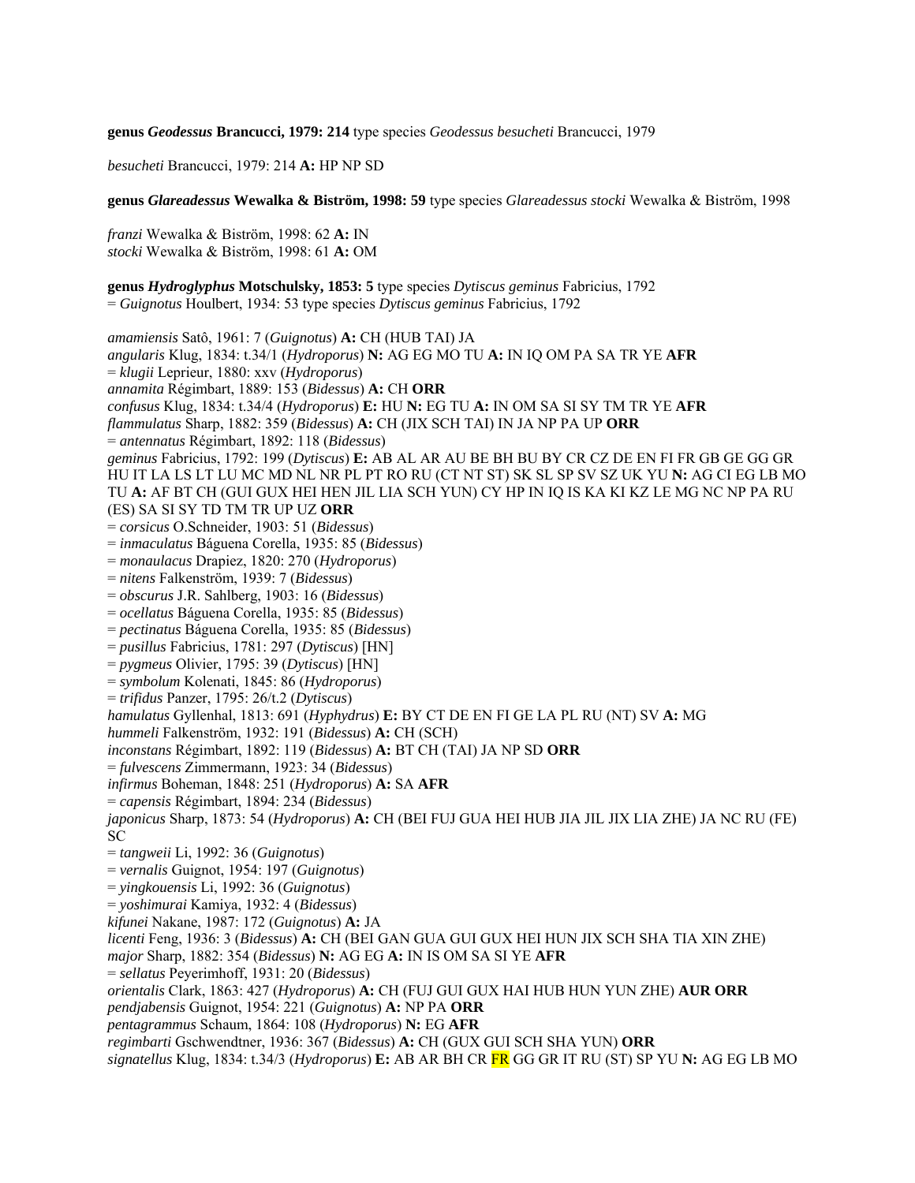**genus *Geodessus* Brancucci, 1979: 214** type species *Geodessus besucheti* Brancucci, 1979

*besucheti* Brancucci, 1979: 214 **A:** HP NP SD

**genus *Glareadessus* Wewalka & Biström, 1998: 59** type species *Glareadessus stocki* Wewalka & Biström, 1998

*franzi* Wewalka & Biström, 1998: 62 **A:** IN
*stocki* Wewalka & Biström, 1998: 61 **A:** OM

**genus *Hydroglyphus* Motschulsky, 1853: 5** type species *Dytiscus geminus* Fabricius, 1792
= *Guignotus* Houlbert, 1934: 53 type species *Dytiscus geminus* Fabricius, 1792

*amamiensis* Satô, 1961: 7 (*Guignotus*) **A:** CH (HUB TAI) JA
*angularis* Klug, 1834: t.34/1 (*Hydroporus*) **N:** AG EG MO TU **A:** IN IQ OM PA SA TR YE **AFR**
= *klugii* Leprieur, 1880: xxv (*Hydroporus*)
*annamita* Régimbart, 1889: 153 (*Bidessus*) **A:** CH **ORR**
*confusus* Klug, 1834: t.34/4 (*Hydroporus*) **E:** HU **N:** EG TU **A:** IN OM SA SI SY TM TR YE **AFR**
*flammulatus* Sharp, 1882: 359 (*Bidessus*) **A:** CH (JIX SCH TAI) IN JA NP PA UP **ORR**
= *antennatus* Régimbart, 1892: 118 (*Bidessus*)
*geminus* Fabricius, 1792: 199 (*Dytiscus*) **E:** AB AL AR AU BE BH BU BY CR CZ DE EN FI FR GB GE GG GR HU IT LA LS LT LU MC MD NL NR PL PT RO RU (CT NT ST) SK SL SP SV SZ UK YU **N:** AG CI EG LB MO TU **A:** AF BT CH (GUI GUX HEI HEN JIL LIA SCH YUN) CY HP IN IQ IS KA KI KZ LE MG NC NP PA RU (ES) SA SI SY TD TM TR UP UZ **ORR**
= *corsicus* O.Schneider, 1903: 51 (*Bidessus*)
= *inmaculatus* Báguena Corella, 1935: 85 (*Bidessus*)
= *monaulacus* Drapiez, 1820: 270 (*Hydroporus*)
= *nitens* Falkenström, 1939: 7 (*Bidessus*)
= *obscurus* J.R. Sahlberg, 1903: 16 (*Bidessus*)
= *ocellatus* Báguena Corella, 1935: 85 (*Bidessus*)
= *pectinatus* Báguena Corella, 1935: 85 (*Bidessus*)
= *pusillus* Fabricius, 1781: 297 (*Dytiscus*) [HN]
= *pygmeus* Olivier, 1795: 39 (*Dytiscus*) [HN]
= *symbolum* Kolenati, 1845: 86 (*Hydroporus*)
= *trifidus* Panzer, 1795: 26/t.2 (*Dytiscus*)
*hamulatus* Gyllenhal, 1813: 691 (*Hyphydrus*) **E:** BY CT DE EN FI GE LA PL RU (NT) SV **A:** MG
*hummeli* Falkenström, 1932: 191 (*Bidessus*) **A:** CH (SCH)
*inconstans* Régimbart, 1892: 119 (*Bidessus*) **A:** BT CH (TAI) JA NP SD **ORR**
= *fulvescens* Zimmermann, 1923: 34 (*Bidessus*)
*infirmus* Boheman, 1848: 251 (*Hydroporus*) **A:** SA **AFR**
= *capensis* Régimbart, 1894: 234 (*Bidessus*)
*japonicus* Sharp, 1873: 54 (*Hydroporus*) **A:** CH (BEI FUJ GUA HEI HUB JIA JIL JIX LIA ZHE) JA NC RU (FE) SC
= *tangweii* Li, 1992: 36 (*Guignotus*)
= *vernalis* Guignot, 1954: 197 (*Guignotus*)
= *yingkouensis* Li, 1992: 36 (*Guignotus*)
= *yoshimurai* Kamiya, 1932: 4 (*Bidessus*)
*kifunei* Nakane, 1987: 172 (*Guignotus*) **A:** JA
*licenti* Feng, 1936: 3 (*Bidessus*) **A:** CH (BEI GAN GUA GUI GUX HEI HUN JIX SCH SHA TIA XIN ZHE)
*major* Sharp, 1882: 354 (*Bidessus*) **N:** AG EG **A:** IN IS OM SA SI YE **AFR**
= *sellatus* Peyerimhoff, 1931: 20 (*Bidessus*)
*orientalis* Clark, 1863: 427 (*Hydroporus*) **A:** CH (FUJ GUI GUX HAI HUB HUN YUN ZHE) **AUR ORR**
*pendjabensis* Guignot, 1954: 221 (*Guignotus*) **A:** NP PA **ORR**
*pentagrammus* Schaum, 1864: 108 (*Hydroporus*) **N:** EG **AFR**
*regimbarti* Gschwendtner, 1936: 367 (*Bidessus*) **A:** CH (GUX GUI SCH SHA YUN) **ORR**
*signatellus* Klug, 1834: t.34/3 (*Hydroporus*) **E:** AB AR BH CR FR GG GR IT RU (ST) SP YU **N:** AG EG LB MO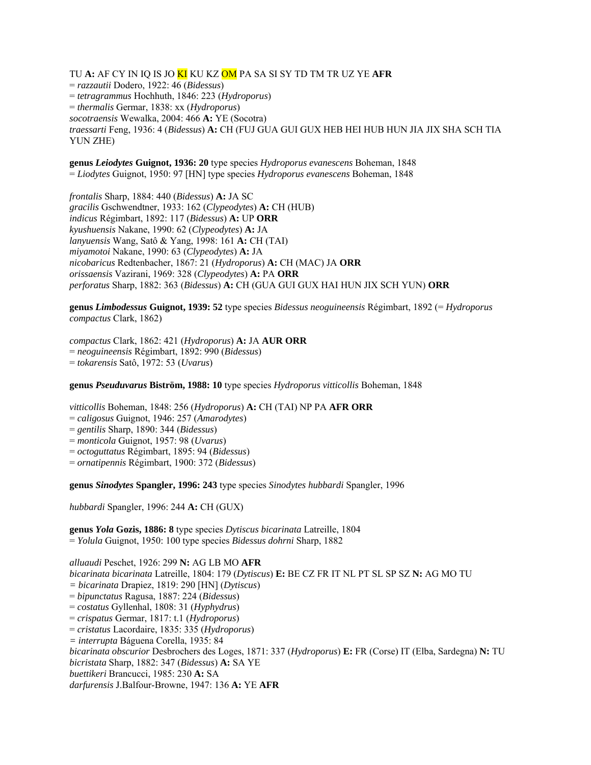TU **A:** AF CY IN IQ IS JO KI KU KZ OM PA SA SI SY TD TM TR UZ YE **AFR**
= *razzautii* Dodero, 1922: 46 (*Bidessus*)
= *tetragrammus* Hochhuth, 1846: 223 (*Hydroporus*)
= *thermalis* Germar, 1838: xx (*Hydroporus*)
*socotraensis* Wewalka, 2004: 466 **A:** YE (Socotra)
*traessarti* Feng, 1936: 4 (*Bidessus*) **A:** CH (FUJ GUA GUI GUX HEB HEI HUB HUN JIA JIX SHA SCH TIA YUN ZHE)

**genus *Leiodytes* Guignot, 1936: 20** type species *Hydroporus evanescens* Boheman, 1848
= *Liodytes* Guignot, 1950: 97 [HN] type species *Hydroporus evanescens* Boheman, 1848

*frontalis* Sharp, 1884: 440 (*Bidessus*) **A:** JA SC
*gracilis* Gschwendtner, 1933: 162 (*Clypeodytes*) **A:** CH (HUB)
*indicus* Régimbart, 1892: 117 (*Bidessus*) **A:** UP **ORR**
*kyushuensis* Nakane, 1990: 62 (*Clypeodytes*) **A:** JA
*lanyuensis* Wang, Satô & Yang, 1998: 161 **A:** CH (TAI)
*miyamotoi* Nakane, 1990: 63 (*Clypeodytes*) **A:** JA
*nicobaricus* Redtenbacher, 1867: 21 (*Hydroporus*) **A:** CH (MAC) JA **ORR**
*orissaensis* Vazirani, 1969: 328 (*Clypeodytes*) **A:** PA **ORR**
*perforatus* Sharp, 1882: 363 (*Bidessus*) **A:** CH (GUA GUI GUX HAI HUN JIX SCH YUN) **ORR**

**genus *Limbodessus* Guignot, 1939: 52** type species *Bidessus neoguineensis* Régimbart, 1892 (= *Hydroporus compactus* Clark, 1862)

*compactus* Clark, 1862: 421 (*Hydroporus*) **A:** JA **AUR ORR**
= *neoguineensis* Régimbart, 1892: 990 (*Bidessus*)
= *tokarensis* Satô, 1972: 53 (*Uvarus*)

**genus *Pseuduvarus* Biström, 1988: 10** type species *Hydroporus vitticollis* Boheman, 1848

*vitticollis* Boheman, 1848: 256 (*Hydroporus*) **A:** CH (TAI) NP PA **AFR ORR**
= *caligosus* Guignot, 1946: 257 (*Amarodytes*)
= *gentilis* Sharp, 1890: 344 (*Bidessus*)
= *monticola* Guignot, 1957: 98 (*Uvarus*)
= *octoguttatus* Régimbart, 1895: 94 (*Bidessus*)
= *ornatipennis* Régimbart, 1900: 372 (*Bidessus*)

**genus *Sinodytes* Spangler, 1996: 243** type species *Sinodytes hubbardi* Spangler, 1996

*hubbardi* Spangler, 1996: 244 **A:** CH (GUX)

**genus *Yola* Gozis, 1886: 8** type species *Dytiscus bicarinata* Latreille, 1804
= *Yolula* Guignot, 1950: 100 type species *Bidessus dohrni* Sharp, 1882

*alluaudi* Peschet, 1926: 299 **N:** AG LB MO **AFR**
*bicarinata bicarinata* Latreille, 1804: 179 (*Dytiscus*) **E:** BE CZ FR IT NL PT SL SP SZ **N:** AG MO TU
= *bicarinata* Drapiez, 1819: 290 [HN] (*Dytiscus*)
= *bipunctatus* Ragusa, 1887: 224 (*Bidessus*)
= *costatus* Gyllenhal, 1808: 31 (*Hyphydrus*)
= *crispatus* Germar, 1817: t.1 (*Hydroporus*)
= *cristatus* Lacordaire, 1835: 335 (*Hydroporus*)
= *interrupta* Báguena Corella, 1935: 84
*bicarinata obscurior* Desbrochers des Loges, 1871: 337 (*Hydroporus*) **E:** FR (Corse) IT (Elba, Sardegna) **N:** TU
*bicristata* Sharp, 1882: 347 (*Bidessus*) **A:** SA YE
*buettikeri* Brancucci, 1985: 230 **A:** SA
*darfurensis* J.Balfour-Browne, 1947: 136 **A:** YE **AFR**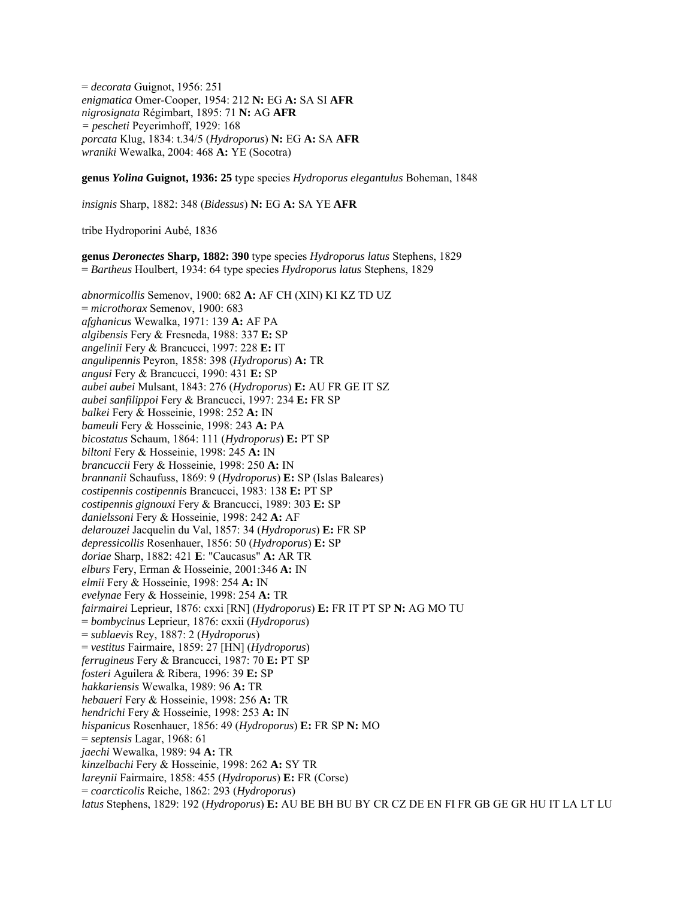= *decorata* Guignot, 1956: 251
*enigmatica* Omer-Cooper, 1954: 212 **N:** EG **A:** SA SI **AFR**
*nigrosignata* Régimbart, 1895: 71 **N:** AG **AFR**
*= pescheti* Peyerimhoff, 1929: 168
*porcata* Klug, 1834: t.34/5 (*Hydroporus*) **N:** EG **A:** SA **AFR**
*wraniki* Wewalka, 2004: 468 **A:** YE (Socotra)

**genus *Yolina* Guignot, 1936: 25** type species *Hydroporus elegantulus* Boheman, 1848

*insignis* Sharp, 1882: 348 (*Bidessus*) **N:** EG **A:** SA YE **AFR**

tribe Hydroporini Aubé, 1836

**genus *Deronectes* Sharp, 1882: 390** type species *Hydroporus latus* Stephens, 1829
= *Bartheus* Houlbert, 1934: 64 type species *Hydroporus latus* Stephens, 1829

*abnormicollis* Semenov, 1900: 682 **A:** AF CH (XIN) KI KZ TD UZ
= *microthorax* Semenov, 1900: 683
*afghanicus* Wewalka, 1971: 139 **A:** AF PA
*algibensis* Fery & Fresneda, 1988: 337 **E:** SP
*angelinii* Fery & Brancucci, 1997: 228 **E:** IT
*angulipennis* Peyron, 1858: 398 (*Hydroporus*) **A:** TR
*angusi* Fery & Brancucci, 1990: 431 **E:** SP
*aubei aubei* Mulsant, 1843: 276 (*Hydroporus*) **E:** AU FR GE IT SZ
*aubei sanfilippoi* Fery & Brancucci, 1997: 234 **E:** FR SP
*balkei* Fery & Hosseinie, 1998: 252 **A:** IN
*bameuli* Fery & Hosseinie, 1998: 243 **A:** PA
*bicostatus* Schaum, 1864: 111 (*Hydroporus*) **E:** PT SP
*biltoni* Fery & Hosseinie, 1998: 245 **A:** IN
*brancuccii* Fery & Hosseinie, 1998: 250 **A:** IN
*brannanii* Schaufuss, 1869: 9 (*Hydroporus*) **E:** SP (Islas Baleares)
*costipennis costipennis* Brancucci, 1983: 138 **E:** PT SP
*costipennis gignouxi* Fery & Brancucci, 1989: 303 **E:** SP
*danielssoni* Fery & Hosseinie, 1998: 242 **A:** AF
*delarouzei* Jacquelin du Val, 1857: 34 (*Hydroporus*) **E:** FR SP
*depressicollis* Rosenhauer, 1856: 50 (*Hydroporus*) **E:** SP
*doriae* Sharp, 1882: 421 **E**: "Caucasus" **A:** AR TR
*elburs* Fery, Erman & Hosseinie, 2001:346 **A:** IN
*elmii* Fery & Hosseinie, 1998: 254 **A:** IN
*evelynae* Fery & Hosseinie, 1998: 254 **A:** TR
*fairmairei* Leprieur, 1876: cxxi [RN] (*Hydroporus*) **E:** FR IT PT SP **N:** AG MO TU
= *bombycinus* Leprieur, 1876: cxxii (*Hydroporus*)
= *sublaevis* Rey, 1887: 2 (*Hydroporus*)
= *vestitus* Fairmaire, 1859: 27 [HN] (*Hydroporus*)
*ferrugineus* Fery & Brancucci, 1987: 70 **E:** PT SP
*fosteri* Aguilera & Ribera, 1996: 39 **E:** SP
*hakkariensis* Wewalka, 1989: 96 **A:** TR
*hebaueri* Fery & Hosseinie, 1998: 256 **A:** TR
*hendrichi* Fery & Hosseinie, 1998: 253 **A:** IN
*hispanicus* Rosenhauer, 1856: 49 (*Hydroporus*) **E:** FR SP **N:** MO
= *septensis* Lagar, 1968: 61
*jaechi* Wewalka, 1989: 94 **A:** TR
*kinzelbachi* Fery & Hosseinie, 1998: 262 **A:** SY TR
*lareynii* Fairmaire, 1858: 455 (*Hydroporus*) **E:** FR (Corse)
= *coarcticolis* Reiche, 1862: 293 (*Hydroporus*)
*latus* Stephens, 1829: 192 (*Hydroporus*) **E:** AU BE BH BU BY CR CZ DE EN FI FR GB GE GR HU IT LA LT LU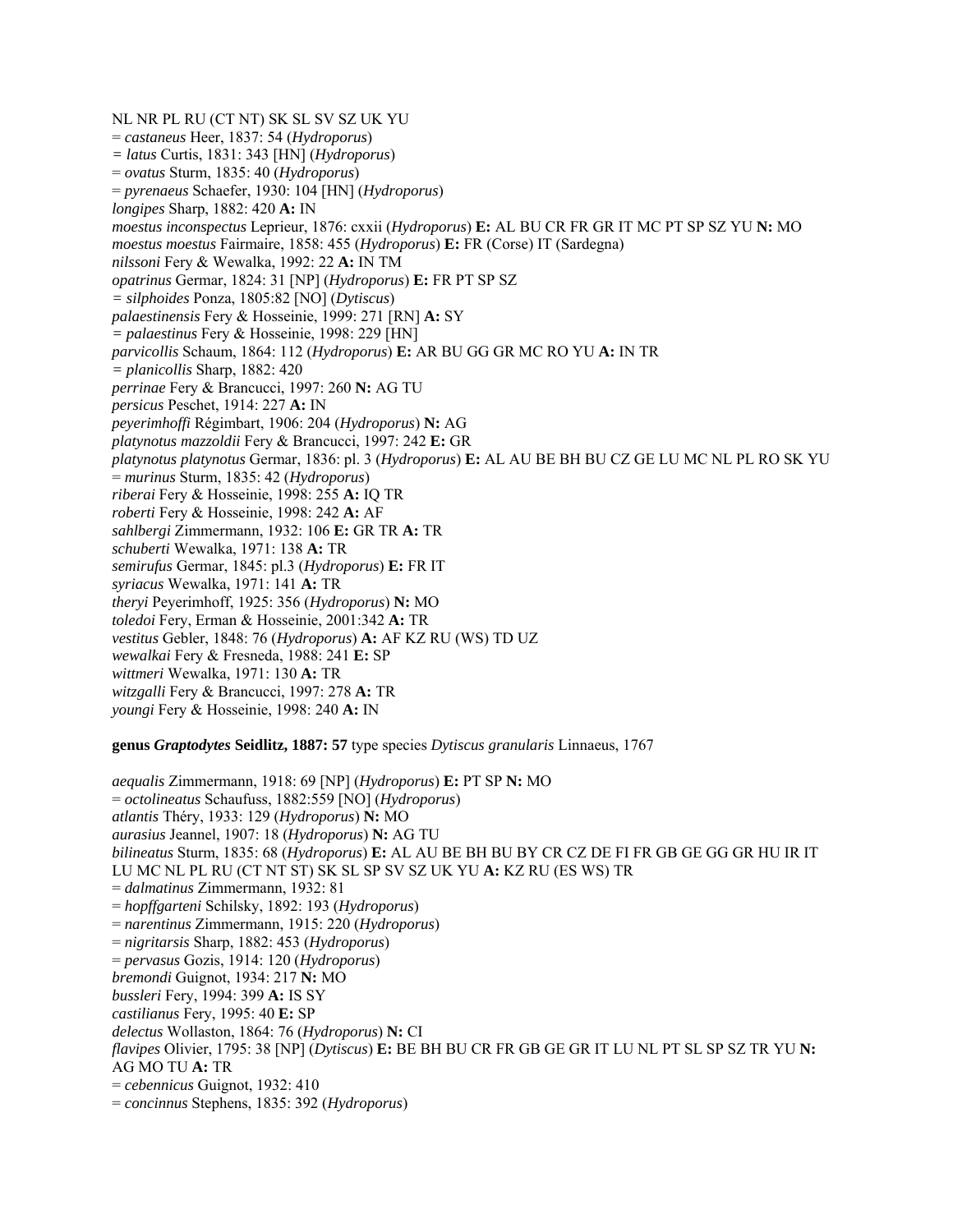NL NR PL RU (CT NT) SK SL SV SZ UK YU
= *castaneus* Heer, 1837: 54 (*Hydroporus*)
= *latus* Curtis, 1831: 343 [HN] (*Hydroporus*)
= *ovatus* Sturm, 1835: 40 (*Hydroporus*)
= *pyrenaeus* Schaefer, 1930: 104 [HN] (*Hydroporus*)
*longipes* Sharp, 1882: 420 **A:** IN
*moestus inconspectus* Leprieur, 1876: cxxii (*Hydroporus*) **E:** AL BU CR FR GR IT MC PT SP SZ YU **N:** MO
*moestus moestus* Fairmaire, 1858: 455 (*Hydroporus*) **E:** FR (Corse) IT (Sardegna)
*nilssoni* Fery & Wewalka, 1992: 22 **A:** IN TM
*opatrinus* Germar, 1824: 31 [NP] (*Hydroporus*) **E:** FR PT SP SZ
= *silphoides* Ponza, 1805:82 [NO] (*Dytiscus*)
*palaestinensis* Fery & Hosseinie, 1999: 271 [RN] **A:** SY
= *palaestinus* Fery & Hosseinie, 1998: 229 [HN]
*parvicollis* Schaum, 1864: 112 (*Hydroporus*) **E:** AR BU GG GR MC RO YU **A:** IN TR
= *planicollis* Sharp, 1882: 420
*perrinae* Fery & Brancucci, 1997: 260 **N:** AG TU
*persicus* Peschet, 1914: 227 **A:** IN
*peyerimhoffi* Régimbart, 1906: 204 (*Hydroporus*) **N:** AG
*platynotus mazzoldii* Fery & Brancucci, 1997: 242 **E:** GR
*platynotus platynotus* Germar, 1836: pl. 3 (*Hydroporus*) **E:** AL AU BE BH BU CZ GE LU MC NL PL RO SK YU
= *murinus* Sturm, 1835: 42 (*Hydroporus*)
*riberai* Fery & Hosseinie, 1998: 255 **A:** IQ TR
*roberti* Fery & Hosseinie, 1998: 242 **A:** AF
*sahlbergi* Zimmermann, 1932: 106 **E:** GR TR **A:** TR
*schuberti* Wewalka, 1971: 138 **A:** TR
*semirufus* Germar, 1845: pl.3 (*Hydroporus*) **E:** FR IT
*syriacus* Wewalka, 1971: 141 **A:** TR
*theryi* Peyerimhoff, 1925: 356 (*Hydroporus*) **N:** MO
*toledoi* Fery, Erman & Hosseinie, 2001:342 **A:** TR
*vestitus* Gebler, 1848: 76 (*Hydroporus*) **A:** AF KZ RU (WS) TD UZ
*wewalkai* Fery & Fresneda, 1988: 241 **E:** SP
*wittmeri* Wewalka, 1971: 130 **A:** TR
*witzgalli* Fery & Brancucci, 1997: 278 **A:** TR
*youngi* Fery & Hosseinie, 1998: 240 **A:** IN

**genus *Graptodytes* Seidlitz, 1887: 57** type species *Dytiscus granularis* Linnaeus, 1767

*aequalis* Zimmermann, 1918: 69 [NP] (*Hydroporus*) **E:** PT SP **N:** MO
= *octolineatus* Schaufuss, 1882:559 [NO] (*Hydroporus*)
*atlantis* Théry, 1933: 129 (*Hydroporus*) **N:** MO
*aurasius* Jeannel, 1907: 18 (*Hydroporus*) **N:** AG TU
*bilineatus* Sturm, 1835: 68 (*Hydroporus*) **E:** AL AU BE BH BU BY CR CZ DE FI FR GB GE GG GR HU IR IT LU MC NL PL RU (CT NT ST) SK SL SP SV SZ UK YU **A:** KZ RU (ES WS) TR
= *dalmatinus* Zimmermann, 1932: 81
= *hopffgarteni* Schilsky, 1892: 193 (*Hydroporus*)
= *narentinus* Zimmermann, 1915: 220 (*Hydroporus*)
= *nigritarsis* Sharp, 1882: 453 (*Hydroporus*)
= *pervasus* Gozis, 1914: 120 (*Hydroporus*)
*bremondi* Guignot, 1934: 217 **N:** MO
*bussleri* Fery, 1994: 399 **A:** IS SY
*castilianus* Fery, 1995: 40 **E:** SP
*delectus* Wollaston, 1864: 76 (*Hydroporus*) **N:** CI
*flavipes* Olivier, 1795: 38 [NP] (*Dytiscus*) **E:** BE BH BU CR FR GB GE GR IT LU NL PT SL SP SZ TR YU **N:** AG MO TU **A:** TR
= *cebennicus* Guignot, 1932: 410
= *concinnus* Stephens, 1835: 392 (*Hydroporus*)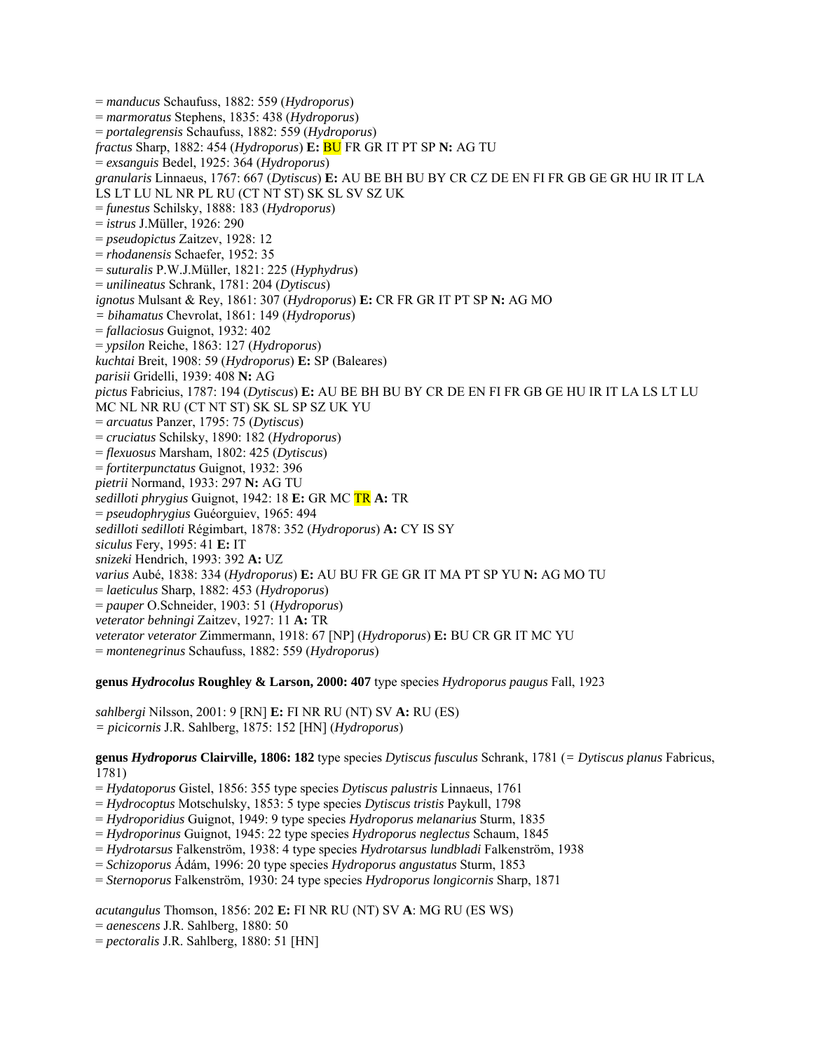= *manducus* Schaufuss, 1882: 559 (*Hydroporus*)
= *marmoratus* Stephens, 1835: 438 (*Hydroporus*)
= *portalegrensis* Schaufuss, 1882: 559 (*Hydroporus*)
*fractus* Sharp, 1882: 454 (*Hydroporus*) **E:** BU FR GR IT PT SP **N:** AG TU
= *exsanguis* Bedel, 1925: 364 (*Hydroporus*)
*granularis* Linnaeus, 1767: 667 (*Dytiscus*) **E:** AU BE BH BU BY CR CZ DE EN FI FR GB GE GR HU IR IT LA LS LT LU NL NR PL RU (CT NT ST) SK SL SV SZ UK
= *funestus* Schilsky, 1888: 183 (*Hydroporus*)
= *istrus* J.Müller, 1926: 290
= *pseudopictus* Zaitzev, 1928: 12
= *rhodanensis* Schaefer, 1952: 35
= *suturalis* P.W.J.Müller, 1821: 225 (*Hyphydrus*)
= *unilineatus* Schrank, 1781: 204 (*Dytiscus*)
*ignotus* Mulsant & Rey, 1861: 307 (*Hydroporus*) **E:** CR FR GR IT PT SP **N:** AG MO
= *bihamatus* Chevrolat, 1861: 149 (*Hydroporus*)
= *fallaciosus* Guignot, 1932: 402
= *ypsilon* Reiche, 1863: 127 (*Hydroporus*)
*kuchtai* Breit, 1908: 59 (*Hydroporus*) **E:** SP (Baleares)
*parisii* Gridelli, 1939: 408 **N:** AG
*pictus* Fabricius, 1787: 194 (*Dytiscus*) **E:** AU BE BH BU BY CR DE EN FI FR GB GE HU IR IT LA LS LT LU MC NL NR RU (CT NT ST) SK SL SP SZ UK YU
= *arcuatus* Panzer, 1795: 75 (*Dytiscus*)
= *cruciatus* Schilsky, 1890: 182 (*Hydroporus*)
= *flexuosus* Marsham, 1802: 425 (*Dytiscus*)
= *fortiterpunctatus* Guignot, 1932: 396
*pietrii* Normand, 1933: 297 **N:** AG TU
*sedilloti phrygius* Guignot, 1942: 18 **E:** GR MC TR **A:** TR
= *pseudophrygius* Guéorguiev, 1965: 494
*sedilloti sedilloti* Régimbart, 1878: 352 (*Hydroporus*) **A:** CY IS SY
*siculus* Fery, 1995: 41 **E:** IT
*snizeki* Hendrich, 1993: 392 **A:** UZ
*varius* Aubé, 1838: 334 (*Hydroporus*) **E:** AU BU FR GE GR IT MA PT SP YU **N:** AG MO TU
= *laeticulus* Sharp, 1882: 453 (*Hydroporus*)
= *pauper* O.Schneider, 1903: 51 (*Hydroporus*)
*veterator behningi* Zaitzev, 1927: 11 **A:** TR
*veterator veterator* Zimmermann, 1918: 67 [NP] (*Hydroporus*) **E:** BU CR GR IT MC YU
= *montenegrinus* Schaufuss, 1882: 559 (*Hydroporus*)

**genus *Hydrocolus* Roughley & Larson, 2000: 407** type species *Hydroporus paugus* Fall, 1923

*sahlbergi* Nilsson, 2001: 9 [RN] **E:** FI NR RU (NT) SV **A:** RU (ES)
= *picicornis* J.R. Sahlberg, 1875: 152 [HN] (*Hydroporus*)

**genus *Hydroporus* Clairville, 1806: 182** type species *Dytiscus fusculus* Schrank, 1781 (= *Dytiscus planus* Fabricus, 1781)
= *Hydatoporus* Gistel, 1856: 355 type species *Dytiscus palustris* Linnaeus, 1761
= *Hydrocoptus* Motschulsky, 1853: 5 type species *Dytiscus tristis* Paykull, 1798
= *Hydroporidius* Guignot, 1949: 9 type species *Hydroporus melanarius* Sturm, 1835
= *Hydroporinus* Guignot, 1945: 22 type species *Hydroporus neglectus* Schaum, 1845
= *Hydrotarsus* Falkenström, 1938: 4 type species *Hydrotarsus lundbladi* Falkenström, 1938
= *Schizoporus* Ádám, 1996: 20 type species *Hydroporus angustatus* Sturm, 1853
= *Sternoporus* Falkenström, 1930: 24 type species *Hydroporus longicornis* Sharp, 1871

*acutangulus* Thomson, 1856: 202 **E:** FI NR RU (NT) SV **A**: MG RU (ES WS)
= *aenescens* J.R. Sahlberg, 1880: 50
= *pectoralis* J.R. Sahlberg, 1880: 51 [HN]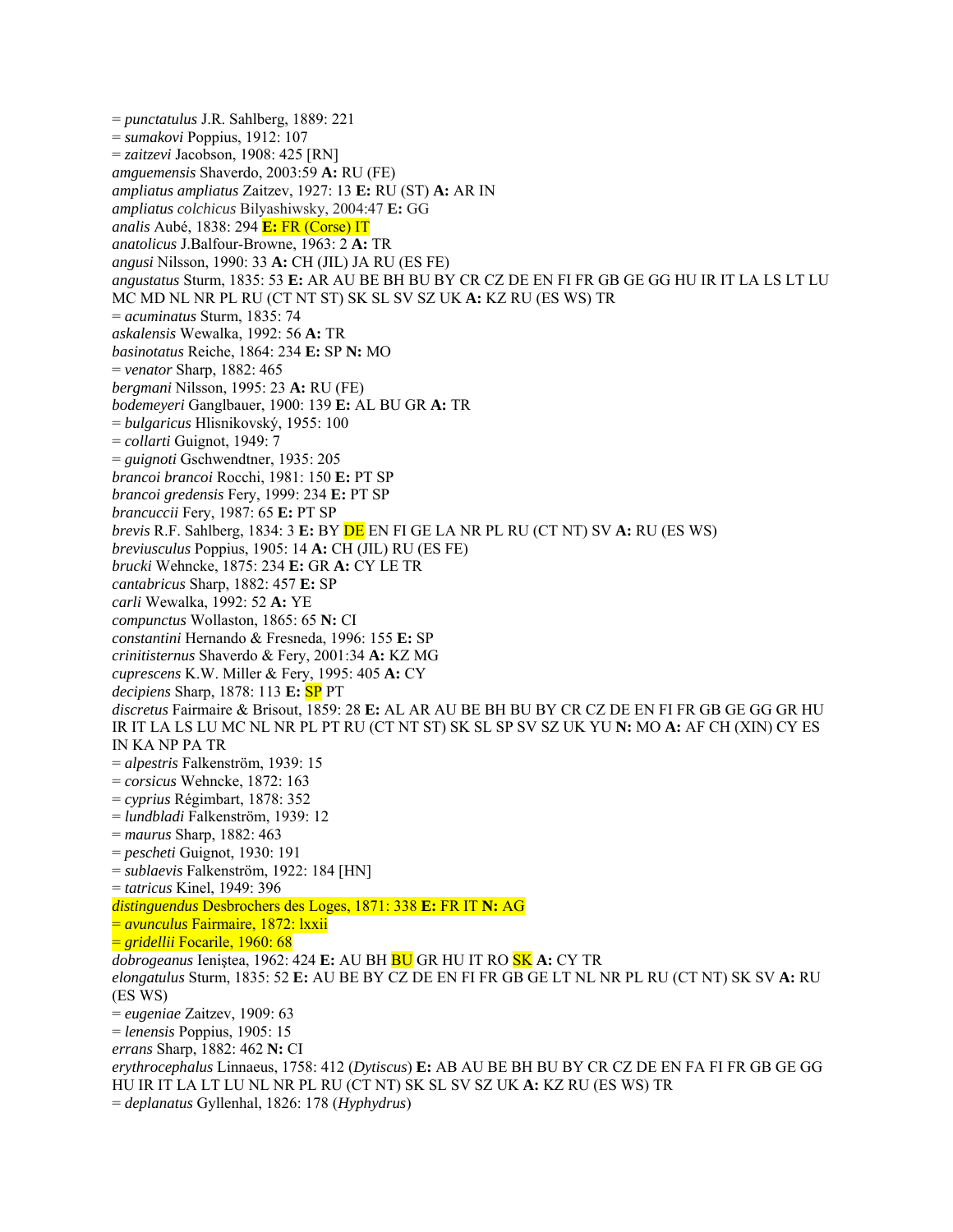= *punctatulus* J.R. Sahlberg, 1889: 221
= *sumakovi* Poppius, 1912: 107
= *zaitzevi* Jacobson, 1908: 425 [RN]
*amguemensis* Shaverdo, 2003:59 **A:** RU (FE)
*ampliatus ampliatus* Zaitzev, 1927: 13 **E:** RU (ST) **A:** AR IN
*ampliatus colchicus* Bilyashiwsky, 2004:47 **E:** GG
*analis* Aubé, 1838: 294 **E:** FR (Corse) IT
*anatolicus* J.Balfour-Browne, 1963: 2 **A:** TR
*angusi* Nilsson, 1990: 33 **A:** CH (JIL) JA RU (ES FE)
*angustatus* Sturm, 1835: 53 **E:** AR AU BE BH BU BY CR CZ DE EN FI FR GB GE GG HU IR IT LA LS LT LU MC MD NL NR PL RU (CT NT ST) SK SL SV SZ UK **A:** KZ RU (ES WS) TR
= *acuminatus* Sturm, 1835: 74
*askalensis* Wewalka, 1992: 56 **A:** TR
*basinotatus* Reiche, 1864: 234 **E:** SP **N:** MO
= *venator* Sharp, 1882: 465
*bergmani* Nilsson, 1995: 23 **A:** RU (FE)
*bodemeyeri* Ganglbauer, 1900: 139 **E:** AL BU GR **A:** TR
= *bulgaricus* Hlisnikovský, 1955: 100
= *collarti* Guignot, 1949: 7
= *guignoti* Gschwendtner, 1935: 205
*brancoi brancoi* Rocchi, 1981: 150 **E:** PT SP
*brancoi gredensis* Fery, 1999: 234 **E:** PT SP
*brancuccii* Fery, 1987: 65 **E:** PT SP
*brevis* R.F. Sahlberg, 1834: 3 **E:** BY DE EN FI GE LA NR PL RU (CT NT) SV **A:** RU (ES WS)
*breviusculus* Poppius, 1905: 14 **A:** CH (JIL) RU (ES FE)
*brucki* Wehncke, 1875: 234 **E:** GR **A:** CY LE TR
*cantabricus* Sharp, 1882: 457 **E:** SP
*carli* Wewalka, 1992: 52 **A:** YE
*compunctus* Wollaston, 1865: 65 **N:** CI
*constantini* Hernando & Fresneda, 1996: 155 **E:** SP
*crinitisternus* Shaverdo & Fery, 2001:34 **A:** KZ MG
*cuprescens* K.W. Miller & Fery, 1995: 405 **A:** CY
*decipiens* Sharp, 1878: 113 **E:** SP PT
*discretus* Fairmaire & Brisout, 1859: 28 **E:** AL AR AU BE BH BU BY CR CZ DE EN FI FR GB GE GG GR HU IR IT LA LS LU MC NL NR PL PT RU (CT NT ST) SK SL SP SV SZ UK YU **N:** MO **A:** AF CH (XIN) CY ES IN KA NP PA TR
= *alpestris* Falkenström, 1939: 15
= *corsicus* Wehncke, 1872: 163
= *cyprius* Régimbart, 1878: 352
= *lundbladi* Falkenström, 1939: 12
= *maurus* Sharp, 1882: 463
= *pescheti* Guignot, 1930: 191
= *sublaevis* Falkenström, 1922: 184 [HN]
= *tatricus* Kinel, 1949: 396
*distinguendus* Desbrochers des Loges, 1871: 338 **E:** FR IT **N:** AG
= *avunculus* Fairmaire, 1872: lxxii
= *gridellii* Focarile, 1960: 68
*dobrogeanus* Ieniştea, 1962: 424 **E:** AU BH BU GR HU IT RO SK **A:** CY TR
*elongatulus* Sturm, 1835: 52 **E:** AU BE BY CZ DE EN FI FR GB GE LT NL NR PL RU (CT NT) SK SV **A:** RU (ES WS)
= *eugeniae* Zaitzev, 1909: 63
= *lenensis* Poppius, 1905: 15
*errans* Sharp, 1882: 462 **N:** CI
*erythrocephalus* Linnaeus, 1758: 412 (*Dytiscus*) **E:** AB AU BE BH BU BY CR CZ DE EN FA FI FR GB GE GG HU IR IT LA LT LU NL NR PL RU (CT NT) SK SL SV SZ UK **A:** KZ RU (ES WS) TR
= *deplanatus* Gyllenhal, 1826: 178 (*Hyphydrus*)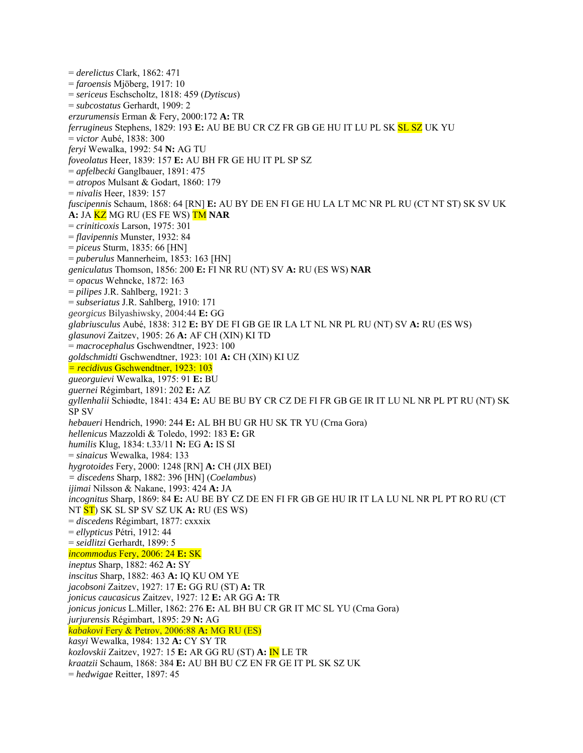= *derelictus* Clark, 1862: 471
= *faroensis* Mjöberg, 1917: 10
= *sericeus* Eschscholtz, 1818: 459 (*Dytiscus*)
= *subcostatus* Gerhardt, 1909: 2
*erzurumensis* Erman & Fery, 2000:172 **A:** TR
*ferrugineus* Stephens, 1829: 193 **E:** AU BE BU CR CZ FR GB GE HU IT LU PL SK SL SZ UK YU
= *victor* Aubé, 1838: 300
*feryi* Wewalka, 1992: 54 **N:** AG TU
*foveolatus* Heer, 1839: 157 **E:** AU BH FR GE HU IT PL SP SZ
= *apfelbecki* Ganglbauer, 1891: 475
= *atropos* Mulsant & Godart, 1860: 179
= *nivalis* Heer, 1839: 157
*fuscipennis* Schaum, 1868: 64 [RN] **E:** AU BY DE EN FI GE HU LA LT MC NR PL RU (CT NT ST) SK SV UK **A:** JA KZ MG RU (ES FE WS) TM **NAR**
= *criniticoxis* Larson, 1975: 301
= *flavipennis* Munster, 1932: 84
= *piceus* Sturm, 1835: 66 [HN]
= *puberulus* Mannerheim, 1853: 163 [HN]
*geniculatus* Thomson, 1856: 200 **E:** FI NR RU (NT) SV **A:** RU (ES WS) **NAR**
= *opacus* Wehncke, 1872: 163
= *pilipes* J.R. Sahlberg, 1921: 3
= *subseriatus* J.R. Sahlberg, 1910: 171
*georgicus* Bilyashiwsky, 2004:44 **E:** GG
*glabriusculus* Aubé, 1838: 312 **E:** BY DE FI GB GE IR LA LT NL NR PL RU (NT) SV **A:** RU (ES WS)
*glasunovi* Zaitzev, 1905: 26 **A:** AF CH (XIN) KI TD
= *macrocephalus* Gschwendtner, 1923: 100
*goldschmidti* Gschwendtner, 1923: 101 **A:** CH (XIN) KI UZ
= *recidivus* Gschwendtner, 1923: 103
*gueorguievi* Wewalka, 1975: 91 **E:** BU
*guernei* Régimbart, 1891: 202 **E:** AZ
*gyllenhalii* Schiødte, 1841: 434 **E:** AU BE BU BY CR CZ DE FI FR GB GE IR IT LU NL NR PL PT RU (NT) SK SP SV
*hebaueri* Hendrich, 1990: 244 **E:** AL BH BU GR HU SK TR YU (Crna Gora)
*hellenicus* Mazzoldi & Toledo, 1992: 183 **E:** GR
*humilis* Klug, 1834: t.33/11 **N:** EG **A:** IS SI
= *sinaicus* Wewalka, 1984: 133
*hygrotoides* Fery, 2000: 1248 [RN] **A:** CH (JIX BEI)
= *discedens* Sharp, 1882: 396 [HN] (*Coelambus*)
*ijimai* Nilsson & Nakane, 1993: 424 **A:** JA
*incognitus* Sharp, 1869: 84 **E:** AU BE BY CZ DE EN FI FR GB GE HU IR IT LA LU NL NR PL PT RO RU (CT NT ST) SK SL SP SV SZ UK **A:** RU (ES WS)
= *discedens* Régimbart, 1877: cxxxix
= *ellypticus* Pétri, 1912: 44
= *seidlitzi* Gerhardt, 1899: 5
*incommodus* Fery, 2006: 24 **E:** SK
*ineptus* Sharp, 1882: 462 **A:** SY
*inscitus* Sharp, 1882: 463 **A:** IQ KU OM YE
*jacobsoni* Zaitzev, 1927: 17 **E:** GG RU (ST) **A:** TR
*jonicus caucasicus* Zaitzev, 1927: 12 **E:** AR GG **A:** TR
*jonicus jonicus* L.Miller, 1862: 276 **E:** AL BH BU CR GR IT MC SL YU (Crna Gora)
*jurjurensis* Régimbart, 1895: 29 **N:** AG
*kabakovi* Fery & Petrov, 2006:88 **A:** MG RU (ES)
*kasyi* Wewalka, 1984: 132 **A:** CY SY TR
*kozlovskii* Zaitzev, 1927: 15 **E:** AR GG RU (ST) **A:** IN LE TR
*kraatzii* Schaum, 1868: 384 **E:** AU BH BU CZ EN FR GE IT PL SK SZ UK
= *hedwigae* Reitter, 1897: 45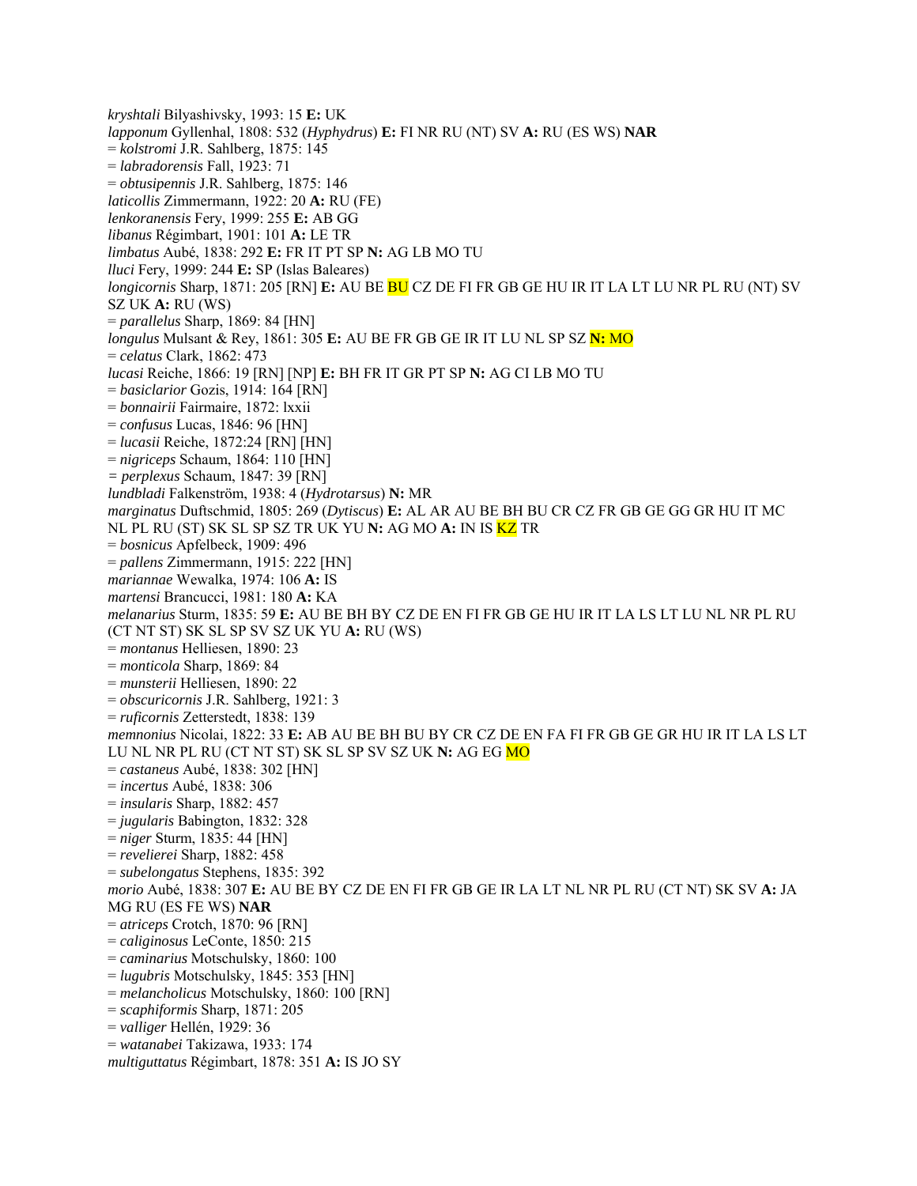*kryshtali* Bilyashivsky, 1993: 15 **E:** UK
*lapponum* Gyllenhal, 1808: 532 (*Hyphydrus*) **E:** FI NR RU (NT) SV **A:** RU (ES WS) **NAR**
= *kolstromi* J.R. Sahlberg, 1875: 145
= *labradorensis* Fall, 1923: 71
= *obtusipennis* J.R. Sahlberg, 1875: 146
*laticollis* Zimmermann, 1922: 20 **A:** RU (FE)
*lenkoranensis* Fery, 1999: 255 **E:** AB GG
*libanus* Régimbart, 1901: 101 **A:** LE TR
*limbatus* Aubé, 1838: 292 **E:** FR IT PT SP **N:** AG LB MO TU
*lluci* Fery, 1999: 244 **E:** SP (Islas Baleares)
*longicornis* Sharp, 1871: 205 [RN] **E:** AU BE BU CZ DE FI FR GB GE HU IR IT LA LT LU NR PL RU (NT) SV SZ UK **A:** RU (WS)
= *parallelus* Sharp, 1869: 84 [HN]
*longulus* Mulsant & Rey, 1861: 305 **E:** AU BE FR GB GE IR IT LU NL SP SZ **N:** MO
= *celatus* Clark, 1862: 473
*lucasi* Reiche, 1866: 19 [RN] [NP] **E:** BH FR IT GR PT SP **N:** AG CI LB MO TU
= *basiclarior* Gozis, 1914: 164 [RN]
= *bonnairii* Fairmaire, 1872: lxxii
= *confusus* Lucas, 1846: 96 [HN]
= *lucasii* Reiche, 1872:24 [RN] [HN]
= *nigriceps* Schaum, 1864: 110 [HN]
= *perplexus* Schaum, 1847: 39 [RN]
*lundbladi* Falkenström, 1938: 4 (*Hydrotarsus*) **N:** MR
*marginatus* Duftschmid, 1805: 269 (*Dytiscus*) **E:** AL AR AU BE BH BU CR CZ FR GB GE GG GR HU IT MC NL PL RU (ST) SK SL SP SZ TR UK YU **N:** AG MO **A:** IN IS KZ TR
= *bosnicus* Apfelbeck, 1909: 496
= *pallens* Zimmermann, 1915: 222 [HN]
*mariannae* Wewalka, 1974: 106 **A:** IS
*martensi* Brancucci, 1981: 180 **A:** KA
*melanarius* Sturm, 1835: 59 **E:** AU BE BH BY CZ DE EN FI FR GB GE HU IR IT LA LS LT LU NL NR PL RU (CT NT ST) SK SL SP SV SZ UK YU **A:** RU (WS)
= *montanus* Helliesen, 1890: 23
= *monticola* Sharp, 1869: 84
= *munsterii* Helliesen, 1890: 22
= *obscuricornis* J.R. Sahlberg, 1921: 3
= *ruficornis* Zetterstedt, 1838: 139
*memnonius* Nicolai, 1822: 33 **E:** AB AU BE BH BU BY CR CZ DE EN FA FI FR GB GE GR HU IR IT LA LS LT LU NL NR PL RU (CT NT ST) SK SL SP SV SZ UK **N:** AG EG MO
= *castaneus* Aubé, 1838: 302 [HN]
= *incertus* Aubé, 1838: 306
= *insularis* Sharp, 1882: 457
= *jugularis* Babington, 1832: 328
= *niger* Sturm, 1835: 44 [HN]
= *revelierei* Sharp, 1882: 458
= *subelongatus* Stephens, 1835: 392
*morio* Aubé, 1838: 307 **E:** AU BE BY CZ DE EN FI FR GB GE IR LA LT NL NR PL RU (CT NT) SK SV **A:** JA MG RU (ES FE WS) **NAR**
= *atriceps* Crotch, 1870: 96 [RN]
= *caliginosus* LeConte, 1850: 215
= *caminarius* Motschulsky, 1860: 100
= *lugubris* Motschulsky, 1845: 353 [HN]
= *melancholicus* Motschulsky, 1860: 100 [RN]
= *scaphiformis* Sharp, 1871: 205
= *valliger* Hellén, 1929: 36
= *watanabei* Takizawa, 1933: 174
*multiguttatus* Régimbart, 1878: 351 **A:** IS JO SY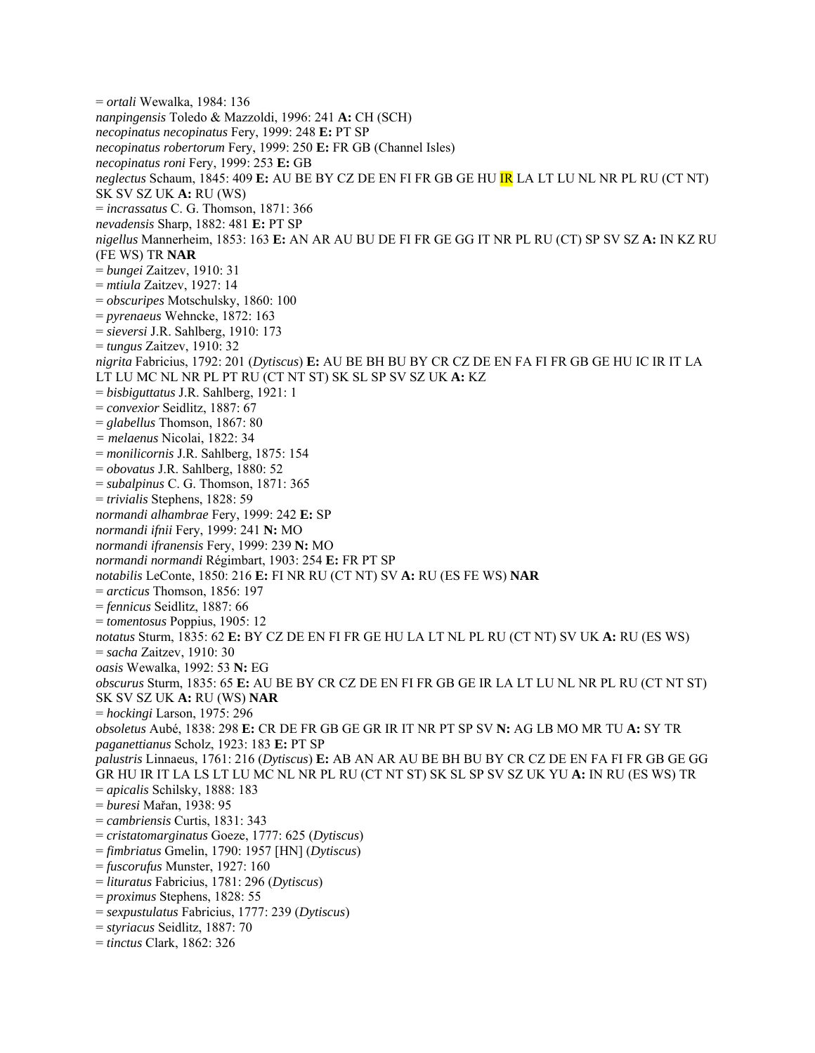= *ortali* Wewalka, 1984: 136
*nanpingensis* Toledo & Mazzoldi, 1996: 241 **A:** CH (SCH)
*necopinatus necopinatus* Fery, 1999: 248 **E:** PT SP
*necopinatus robertorum* Fery, 1999: 250 **E:** FR GB (Channel Isles)
*necopinatus roni* Fery, 1999: 253 **E:** GB
*neglectus* Schaum, 1845: 409 **E:** AU BE BY CZ DE EN FI FR GB GE HU IR LA LT LU NL NR PL RU (CT NT) SK SV SZ UK **A:** RU (WS)
= *incrassatus* C. G. Thomson, 1871: 366
*nevadensis* Sharp, 1882: 481 **E:** PT SP
*nigellus* Mannerheim, 1853: 163 **E:** AN AR AU BU DE FI FR GE GG IT NR PL RU (CT) SP SV SZ **A:** IN KZ RU (FE WS) TR **NAR**
= *bungei* Zaitzev, 1910: 31
= *mtiula* Zaitzev, 1927: 14
= *obscuripes* Motschulsky, 1860: 100
= *pyrenaeus* Wehncke, 1872: 163
= *sieversi* J.R. Sahlberg, 1910: 173
= *tungus* Zaitzev, 1910: 32
*nigrita* Fabricius, 1792: 201 (*Dytiscus*) **E:** AU BE BH BU BY CR CZ DE EN FA FI FR GB GE HU IC IR IT LA LT LU MC NL NR PL PT RU (CT NT ST) SK SL SP SV SZ UK **A:** KZ
= *bisbiguttatus* J.R. Sahlberg, 1921: 1
= *convexior* Seidlitz, 1887: 67
= *glabellus* Thomson, 1867: 80
= *melaenus* Nicolai, 1822: 34
= *monilicornis* J.R. Sahlberg, 1875: 154
= *obovatus* J.R. Sahlberg, 1880: 52
= *subalpinus* C. G. Thomson, 1871: 365
= *trivialis* Stephens, 1828: 59
*normandi alhambrae* Fery, 1999: 242 **E:** SP
*normandi ifnii* Fery, 1999: 241 **N:** MO
*normandi ifranensis* Fery, 1999: 239 **N:** MO
*normandi normandi* Régimbart, 1903: 254 **E:** FR PT SP
*notabilis* LeConte, 1850: 216 **E:** FI NR RU (CT NT) SV **A:** RU (ES FE WS) **NAR**
= *arcticus* Thomson, 1856: 197
= *fennicus* Seidlitz, 1887: 66
= *tomentosus* Poppius, 1905: 12
*notatus* Sturm, 1835: 62 **E:** BY CZ DE EN FI FR GE HU LA LT NL PL RU (CT NT) SV UK **A:** RU (ES WS)
= *sacha* Zaitzev, 1910: 30
*oasis* Wewalka, 1992: 53 **N:** EG
*obscurus* Sturm, 1835: 65 **E:** AU BE BY CR CZ DE EN FI FR GB GE IR LA LT LU NL NR PL RU (CT NT ST) SK SV SZ UK **A:** RU (WS) **NAR**
= *hockingi* Larson, 1975: 296
*obsoletus* Aubé, 1838: 298 **E:** CR DE FR GB GE GR IR IT NR PT SP SV **N:** AG LB MO MR TU **A:** SY TR
*paganettianus* Scholz, 1923: 183 **E:** PT SP
*palustris* Linnaeus, 1761: 216 (*Dytiscus*) **E:** AB AN AR AU BE BH BU BY CR CZ DE EN FA FI FR GB GE GG GR HU IR IT LA LS LT LU MC NL NR PL RU (CT NT ST) SK SL SP SV SZ UK YU **A:** IN RU (ES WS) TR
= *apicalis* Schilsky, 1888: 183
= *buresi* Mařan, 1938: 95
= *cambriensis* Curtis, 1831: 343
= *cristatomarginatus* Goeze, 1777: 625 (*Dytiscus*)
= *fimbriatus* Gmelin, 1790: 1957 [HN] (*Dytiscus*)
= *fuscorufus* Munster, 1927: 160
= *lituratus* Fabricius, 1781: 296 (*Dytiscus*)
= *proximus* Stephens, 1828: 55
= *sexpustulatus* Fabricius, 1777: 239 (*Dytiscus*)
= *styriacus* Seidlitz, 1887: 70
= *tinctus* Clark, 1862: 326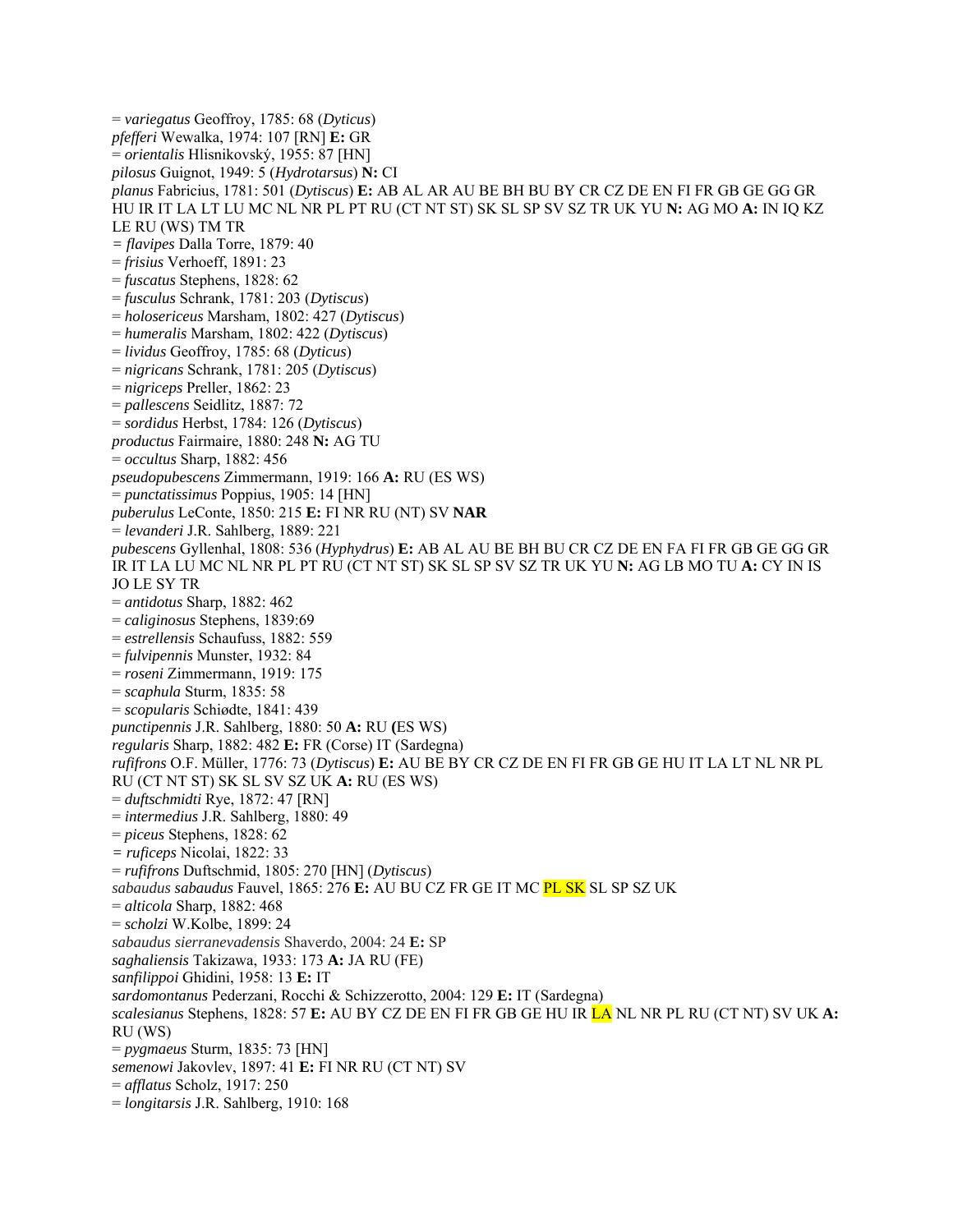= *variegatus* Geoffroy, 1785: 68 (*Dyticus*)
*pfefferi* Wewalka, 1974: 107 [RN] **E:** GR
= *orientalis* Hlisnikovský, 1955: 87 [HN]
*pilosus* Guignot, 1949: 5 (*Hydrotarsus*) **N:** CI
*planus* Fabricius, 1781: 501 (*Dytiscus*) **E:** AB AL AR AU BE BH BU BY CR CZ DE EN FI FR GB GE GG GR HU IR IT LA LT LU MC NL NR PL PT RU (CT NT ST) SK SL SP SV SZ TR UK YU **N:** AG MO **A:** IN IQ KZ LE RU (WS) TM TR
= *flavipes* Dalla Torre, 1879: 40
= *frisius* Verhoeff, 1891: 23
= *fuscatus* Stephens, 1828: 62
= *fusculus* Schrank, 1781: 203 (*Dytiscus*)
= *holosericeus* Marsham, 1802: 427 (*Dytiscus*)
= *humeralis* Marsham, 1802: 422 (*Dytiscus*)
= *lividus* Geoffroy, 1785: 68 (*Dyticus*)
= *nigricans* Schrank, 1781: 205 (*Dytiscus*)
= *nigriceps* Preller, 1862: 23
= *pallescens* Seidlitz, 1887: 72
= *sordidus* Herbst, 1784: 126 (*Dytiscus*)
*productus* Fairmaire, 1880: 248 **N:** AG TU
= *occultus* Sharp, 1882: 456
*pseudopubescens* Zimmermann, 1919: 166 **A:** RU (ES WS)
= *punctatissimus* Poppius, 1905: 14 [HN]
*puberulus* LeConte, 1850: 215 **E:** FI NR RU (NT) SV **NAR**
= *levanderi* J.R. Sahlberg, 1889: 221
*pubescens* Gyllenhal, 1808: 536 (*Hyphydrus*) **E:** AB AL AU BE BH BU CR CZ DE EN FA FI FR GB GE GG GR IR IT LA LU MC NL NR PL PT RU (CT NT ST) SK SL SP SV SZ TR UK YU **N:** AG LB MO TU **A:** CY IN IS JO LE SY TR
= *antidotus* Sharp, 1882: 462
= *caliginosus* Stephens, 1839:69
= *estrellensis* Schaufuss, 1882: 559
= *fulvipennis* Munster, 1932: 84
= *roseni* Zimmermann, 1919: 175
= *scaphula* Sturm, 1835: 58
= *scopularis* Schiødte, 1841: 439
*punctipennis* J.R. Sahlberg, 1880: 50 **A:** RU **(**ES WS)
*regularis* Sharp, 1882: 482 **E:** FR (Corse) IT (Sardegna)
*rufifrons* O.F. Müller, 1776: 73 (*Dytiscus*) **E:** AU BE BY CR CZ DE EN FI FR GB GE HU IT LA LT NL NR PL RU (CT NT ST) SK SL SV SZ UK **A:** RU (ES WS)
= *duftschmidti* Rye, 1872: 47 [RN]
= *intermedius* J.R. Sahlberg, 1880: 49
= *piceus* Stephens, 1828: 62
= *ruficeps* Nicolai, 1822: 33
= *rufifrons* Duftschmid, 1805: 270 [HN] (*Dytiscus*)
*sabaudus sabaudus* Fauvel, 1865: 276 **E:** AU BU CZ FR GE IT MC PL SK SL SP SZ UK
= *alticola* Sharp, 1882: 468
= *scholzi* W.Kolbe, 1899: 24
*sabaudus sierranevadensis* Shaverdo, 2004: 24 **E:** SP
*saghaliensis* Takizawa, 1933: 173 **A:** JA RU (FE)
*sanfilippoi* Ghidini, 1958: 13 **E:** IT
*sardomontanus* Pederzani, Rocchi & Schizzerotto, 2004: 129 **E:** IT (Sardegna)
*scalesianus* Stephens, 1828: 57 **E:** AU BY CZ DE EN FI FR GB GE HU IR LA NL NR PL RU (CT NT) SV UK **A:** RU (WS)
= *pygmaeus* Sturm, 1835: 73 [HN]
*semenowi* Jakovlev, 1897: 41 **E:** FI NR RU (CT NT) SV
= *afflatus* Scholz, 1917: 250
= *longitarsis* J.R. Sahlberg, 1910: 168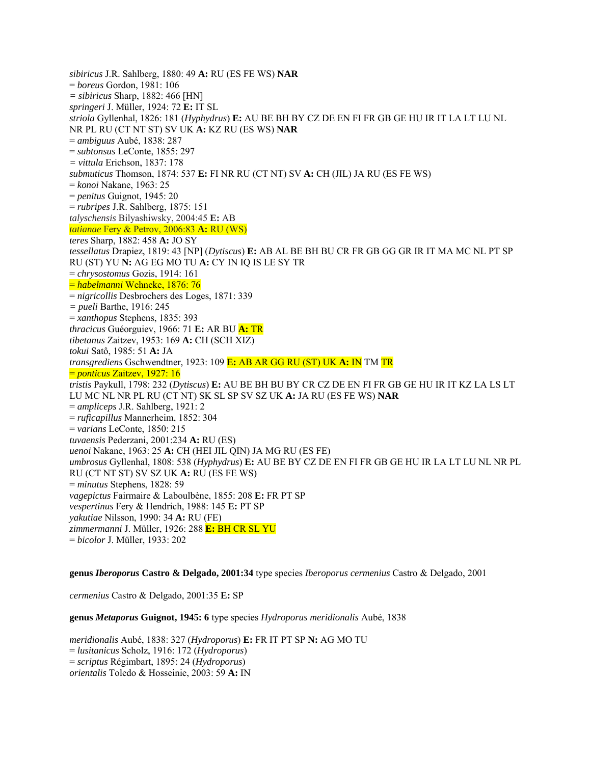*sibiricus* J.R. Sahlberg, 1880: 49 **A:** RU (ES FE WS) **NAR**
= *boreus* Gordon, 1981: 106
= *sibiricus* Sharp, 1882: 466 [HN]
*springeri* J. Müller, 1924: 72 **E:** IT SL
*striola* Gyllenhal, 1826: 181 (*Hyphydrus*) **E:** AU BE BH BY CZ DE EN FI FR GB GE HU IR IT LA LT LU NL NR PL RU (CT NT ST) SV UK **A:** KZ RU (ES WS) **NAR**
= *ambiguus* Aubé, 1838: 287
= *subtonsus* LeConte, 1855: 297
= *vittula* Erichson, 1837: 178
*submuticus* Thomson, 1874: 537 **E:** FI NR RU (CT NT) SV **A:** CH (JIL) JA RU (ES FE WS)
= *konoi* Nakane, 1963: 25
= *penitus* Guignot, 1945: 20
= *rubripes* J.R. Sahlberg, 1875: 151
*talyschensis* Bilyashiwsky, 2004:45 **E:** AB
*tatianae* Fery & Petrov, 2006:83 **A:** RU (WS)
*teres* Sharp, 1882: 458 **A:** JO SY
*tessellatus* Drapiez, 1819: 43 [NP] (*Dytiscus*) **E:** AB AL BE BH BU CR FR GB GG GR IR IT MA MC NL PT SP RU (ST) YU **N:** AG EG MO TU **A:** CY IN IQ IS LE SY TR
= *chrysostomus* Gozis, 1914: 161
= *habelmanni* Wehncke, 1876: 76
= *nigricollis* Desbrochers des Loges, 1871: 339
= *pueli* Barthe, 1916: 245
= *xanthopus* Stephens, 1835: 393
*thracicus* Guéorguiev, 1966: 71 **E:** AR BU **A:** TR
*tibetanus* Zaitzev, 1953: 169 **A:** CH (SCH XIZ)
*tokui* Satô, 1985: 51 **A:** JA
*transgrediens* Gschwendtner, 1923: 109 **E:** AB AR GG RU (ST) UK **A:** IN TM TR
= *ponticus* Zaitzev, 1927: 16
*tristis* Paykull, 1798: 232 (*Dytiscus*) **E:** AU BE BH BU BY CR CZ DE EN FI FR GB GE HU IR IT KZ LA LS LT LU MC NL NR PL RU (CT NT) SK SL SP SV SZ UK **A:** JA RU (ES FE WS) **NAR**
= *ampliceps* J.R. Sahlberg, 1921: 2
= *ruficapillus* Mannerheim, 1852: 304
= *varians* LeConte, 1850: 215
*tuvaensis* Pederzani, 2001:234 **A:** RU (ES)
*uenoi* Nakane, 1963: 25 **A:** CH (HEI JIL QIN) JA MG RU (ES FE)
*umbrosus* Gyllenhal, 1808: 538 (*Hyphydrus*) **E:** AU BE BY CZ DE EN FI FR GB GE HU IR LA LT LU NL NR PL RU (CT NT ST) SV SZ UK **A:** RU (ES FE WS)
= *minutus* Stephens, 1828: 59
*vagepictus* Fairmaire & Laboulbène, 1855: 208 **E:** FR PT SP
*vespertinus* Fery & Hendrich, 1988: 145 **E:** PT SP
*yakutiae* Nilsson, 1990: 34 **A:** RU (FE)
*zimmermanni* J. Müller, 1926: 288 **E:** BH CR SL YU
= *bicolor* J. Müller, 1933: 202

**genus *Iberoporus* Castro & Delgado, 2001:34** type species *Iberoporus cermenius* Castro & Delgado, 2001

*cermenius* Castro & Delgado, 2001:35 **E:** SP

**genus *Metaporus* Guignot, 1945: 6** type species *Hydroporus meridionalis* Aubé, 1838

*meridionalis* Aubé, 1838: 327 (*Hydroporus*) **E:** FR IT PT SP **N:** AG MO TU
= *lusitanicus* Scholz, 1916: 172 (*Hydroporus*)
= *scriptus* Régimbart, 1895: 24 (*Hydroporus*)
*orientalis* Toledo & Hosseinie, 2003: 59 **A:** IN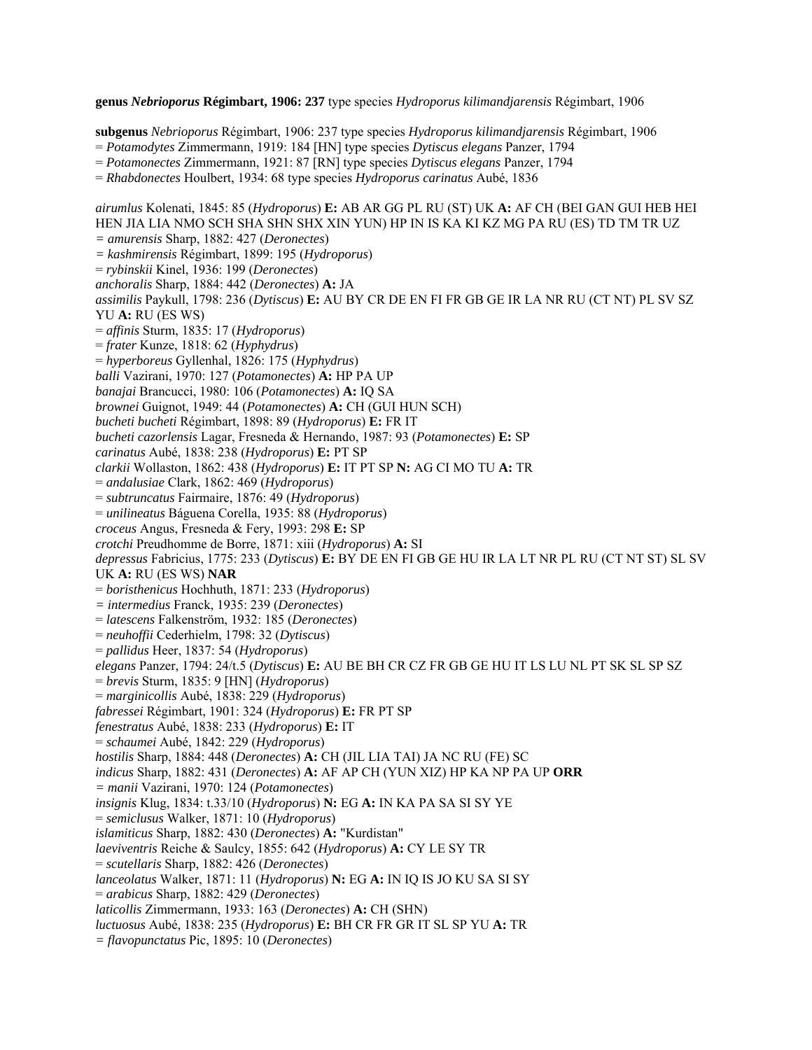**genus *Nebrioporus* Régimbart, 1906: 237** type species *Hydroporus kilimandjarensis* Régimbart, 1906

**subgenus** *Nebrioporus* Régimbart, 1906: 237 type species *Hydroporus kilimandjarensis* Régimbart, 1906
= *Potamodytes* Zimmermann, 1919: 184 [HN] type species *Dytiscus elegans* Panzer, 1794
= *Potamonectes* Zimmermann, 1921: 87 [RN] type species *Dytiscus elegans* Panzer, 1794
= *Rhabdonectes* Houlbert, 1934: 68 type species *Hydroporus carinatus* Aubé, 1836

*airumlus* Kolenati, 1845: 85 (*Hydroporus*) **E:** AB AR GG PL RU (ST) UK **A:** AF CH (BEI GAN GUI HEB HEI HEN JIA LIA NMO SCH SHA SHN SHX XIN YUN) HP IN IS KA KI KZ MG PA RU (ES) TD TM TR UZ
= *amurensis* Sharp, 1882: 427 (*Deronectes*)
= *kashmirensis* Régimbart, 1899: 195 (*Hydroporus*)
= *rybinskii* Kinel, 1936: 199 (*Deronectes*)
*anchoralis* Sharp, 1884: 442 (*Deronectes*) **A:** JA
*assimilis* Paykull, 1798: 236 (*Dytiscus*) **E:** AU BY CR DE EN FI FR GB GE IR LA NR RU (CT NT) PL SV SZ YU **A:** RU (ES WS)
= *affinis* Sturm, 1835: 17 (*Hydroporus*)
= *frater* Kunze, 1818: 62 (*Hyphydrus*)
= *hyperboreus* Gyllenhal, 1826: 175 (*Hyphydrus*)
*balli* Vazirani, 1970: 127 (*Potamonectes*) **A:** HP PA UP
*banajai* Brancucci, 1980: 106 (*Potamonectes*) **A:** IQ SA
*brownei* Guignot, 1949: 44 (*Potamonectes*) **A:** CH (GUI HUN SCH)
*bucheti bucheti* Régimbart, 1898: 89 (*Hydroporus*) **E:** FR IT
*bucheti cazorlensis* Lagar, Fresneda & Hernando, 1987: 93 (*Potamonectes*) **E:** SP
*carinatus* Aubé, 1838: 238 (*Hydroporus*) **E:** PT SP
*clarkii* Wollaston, 1862: 438 (*Hydroporus*) **E:** IT PT SP **N:** AG CI MO TU **A:** TR
= *andalusiae* Clark, 1862: 469 (*Hydroporus*)
= *subtruncatus* Fairmaire, 1876: 49 (*Hydroporus*)
= *unilineatus* Báguena Corella, 1935: 88 (*Hydroporus*)
*croceus* Angus, Fresneda & Fery, 1993: 298 **E:** SP
*crotchi* Preudhomme de Borre, 1871: xiii (*Hydroporus*) **A:** SI
*depressus* Fabricius, 1775: 233 (*Dytiscus*) **E:** BY DE EN FI GB GE HU IR LA LT NR PL RU (CT NT ST) SL SV UK **A:** RU (ES WS) **NAR**
= *boristhenicus* Hochhuth, 1871: 233 (*Hydroporus*)
= *intermedius* Franck, 1935: 239 (*Deronectes*)
= *latescens* Falkenström, 1932: 185 (*Deronectes*)
= *neuhoffii* Cederhielm, 1798: 32 (*Dytiscus*)
= *pallidus* Heer, 1837: 54 (*Hydroporus*)
*elegans* Panzer, 1794: 24/t.5 (*Dytiscus*) **E:** AU BE BH CR CZ FR GB GE HU IT LS LU NL PT SK SL SP SZ
= *brevis* Sturm, 1835: 9 [HN] (*Hydroporus*)
= *marginicollis* Aubé, 1838: 229 (*Hydroporus*)
*fabressei* Régimbart, 1901: 324 (*Hydroporus*) **E:** FR PT SP
*fenestratus* Aubé, 1838: 233 (*Hydroporus*) **E:** IT
= *schaumei* Aubé, 1842: 229 (*Hydroporus*)
*hostilis* Sharp, 1884: 448 (*Deronectes*) **A:** CH (JIL LIA TAI) JA NC RU (FE) SC
*indicus* Sharp, 1882: 431 (*Deronectes*) **A:** AF AP CH (YUN XIZ) HP KA NP PA UP **ORR**
= *manii* Vazirani, 1970: 124 (*Potamonectes*)
*insignis* Klug, 1834: t.33/10 (*Hydroporus*) **N:** EG **A:** IN KA PA SA SI SY YE
= *semiclusus* Walker, 1871: 10 (*Hydroporus*)
*islamiticus* Sharp, 1882: 430 (*Deronectes*) **A:** "Kurdistan"
*laeviventris* Reiche & Saulcy, 1855: 642 (*Hydroporus*) **A:** CY LE SY TR
= *scutellaris* Sharp, 1882: 426 (*Deronectes*)
*lanceolatus* Walker, 1871: 11 (*Hydroporus*) **N:** EG **A:** IN IQ IS JO KU SA SI SY
= *arabicus* Sharp, 1882: 429 (*Deronectes*)
*laticollis* Zimmermann, 1933: 163 (*Deronectes*) **A:** CH (SHN)
*luctuosus* Aubé, 1838: 235 (*Hydroporus*) **E:** BH CR FR GR IT SL SP YU **A:** TR
= *flavopunctatus* Pic, 1895: 10 (*Deronectes*)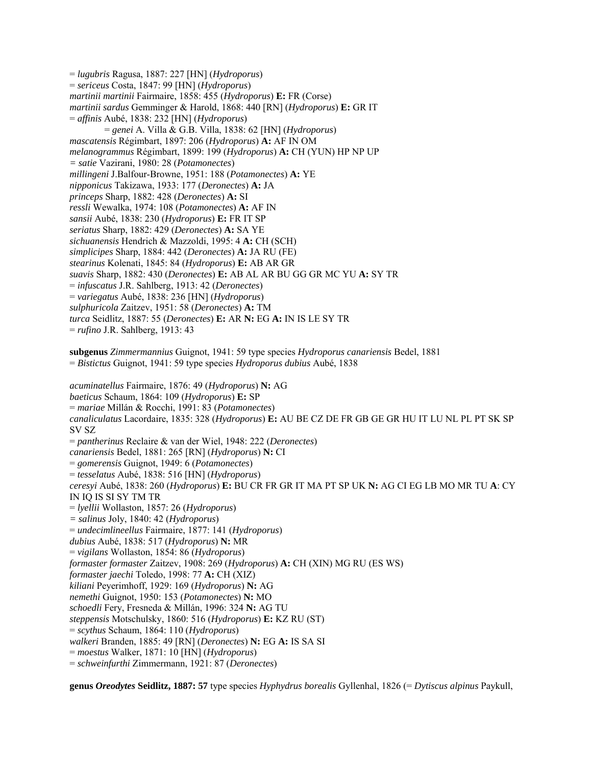= *lugubris* Ragusa, 1887: 227 [HN] (*Hydroporus*)
= *sericeus* Costa, 1847: 99 [HN] (*Hydroporus*)
*martinii martinii* Fairmaire, 1858: 455 (*Hydroporus*) **E:** FR (Corse)
*martinii sardus* Gemminger & Harold, 1868: 440 [RN] (*Hydroporus*) **E:** GR IT
= *affinis* Aubé, 1838: 232 [HN] (*Hydroporus*)
    = *genei* A. Villa & G.B. Villa, 1838: 62 [HN] (*Hydroporus*)
*mascatensis* Régimbart, 1897: 206 (*Hydroporus*) **A:** AF IN OM
*melanogrammus* Régimbart, 1899: 199 (*Hydroporus*) **A:** CH (YUN) HP NP UP
= *satie* Vazirani, 1980: 28 (*Potamonectes*)
*millingeni* J.Balfour-Browne, 1951: 188 (*Potamonectes*) **A:** YE
*nipponicus* Takizawa, 1933: 177 (*Deronectes*) **A:** JA
*princeps* Sharp, 1882: 428 (*Deronectes*) **A:** SI
*ressli* Wewalka, 1974: 108 (*Potamonectes*) **A:** AF IN
*sansii* Aubé, 1838: 230 (*Hydroporus*) **E:** FR IT SP
*seriatus* Sharp, 1882: 429 (*Deronectes*) **A:** SA YE
*sichuanensis* Hendrich & Mazzoldi, 1995: 4 **A:** CH (SCH)
*simplicipes* Sharp, 1884: 442 (*Deronectes*) **A:** JA RU (FE)
*stearinus* Kolenati, 1845: 84 (*Hydroporus*) **E:** AB AR GR
*suavis* Sharp, 1882: 430 (*Deronectes*) **E:** AB AL AR BU GG GR MC YU **A:** SY TR
= *infuscatus* J.R. Sahlberg, 1913: 42 (*Deronectes*)
= *variegatus* Aubé, 1838: 236 [HN] (*Hydroporus*)
*sulphuricola* Zaitzev, 1951: 58 (*Deronectes*) **A:** TM
*turca* Seidlitz, 1887: 55 (*Deronectes*) **E:** AR **N:** EG **A:** IN IS LE SY TR
= *rufino* J.R. Sahlberg, 1913: 43

**subgenus** *Zimmermannius* Guignot, 1941: 59 type species *Hydroporus canariensis* Bedel, 1881
= *Bistictus* Guignot, 1941: 59 type species *Hydroporus dubius* Aubé, 1838

*acuminatellus* Fairmaire, 1876: 49 (*Hydroporus*) **N:** AG
*baeticus* Schaum, 1864: 109 (*Hydroporus*) **E:** SP
= *mariae* Millán & Rocchi, 1991: 83 (*Potamonectes*)
*canaliculatus* Lacordaire, 1835: 328 (*Hydroporus*) **E:** AU BE CZ DE FR GB GE GR HU IT LU NL PL PT SK SP SV SZ
= *pantherinus* Reclaire & van der Wiel, 1948: 222 (*Deronectes*)
*canariensis* Bedel, 1881: 265 [RN] (*Hydroporus*) **N:** CI
= *gomerensis* Guignot, 1949: 6 (*Potamonectes*)
= *tesselatus* Aubé, 1838: 516 [HN] (*Hydroporus*)
*ceresyi* Aubé, 1838: 260 (*Hydroporus*) **E:** BU CR FR GR IT MA PT SP UK **N:** AG CI EG LB MO MR TU **A**: CY IN IQ IS SI SY TM TR
= *lyellii* Wollaston, 1857: 26 (*Hydroporus*)
= *salinus* Joly, 1840: 42 (*Hydroporus*)
= *undecimlineellus* Fairmaire, 1877: 141 (*Hydroporus*)
*dubius* Aubé, 1838: 517 (*Hydroporus*) **N:** MR
= *vigilans* Wollaston, 1854: 86 (*Hydroporus*)
*formaster formaster* Zaitzev, 1908: 269 (*Hydroporus*) **A:** CH (XIN) MG RU (ES WS)
*formaster jaechi* Toledo, 1998: 77 **A:** CH (XIZ)
*kiliani* Peyerimhoff, 1929: 169 (*Hydroporus*) **N:** AG
*nemethi* Guignot, 1950: 153 (*Potamonectes*) **N:** MO
*schoedli* Fery, Fresneda & Millán, 1996: 324 **N:** AG TU
*steppensis* Motschulsky, 1860: 516 (*Hydroporus*) **E:** KZ RU (ST)
= *scythus* Schaum, 1864: 110 (*Hydroporus*)
*walkeri* Branden, 1885: 49 [RN] (*Deronectes*) **N:** EG **A:** IS SA SI
= *moestus* Walker, 1871: 10 [HN] (*Hydroporus*)
= *schweinfurthi* Zimmermann, 1921: 87 (*Deronectes*)

**genus *Oreodytes* Seidlitz, 1887: 57** type species *Hyphydrus borealis* Gyllenhal, 1826 (= *Dytiscus alpinus* Paykull,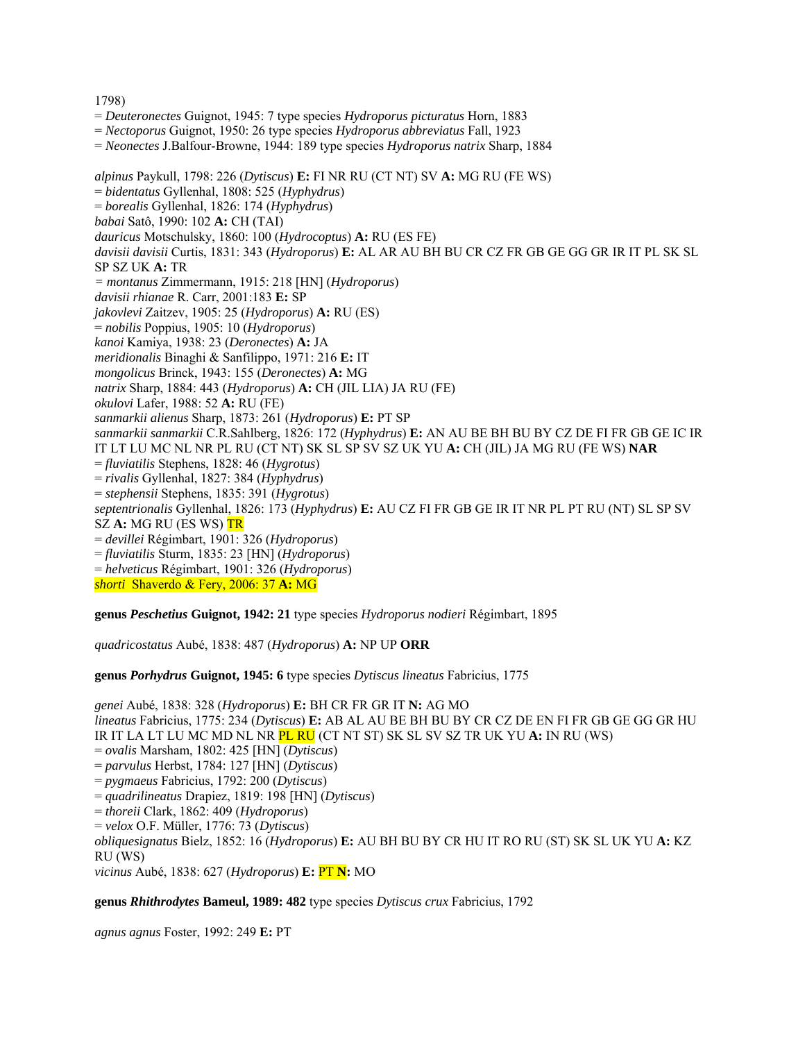1798)
= *Deuteronectes* Guignot, 1945: 7 type species *Hydroporus picturatus* Horn, 1883
= *Nectoporus* Guignot, 1950: 26 type species *Hydroporus abbreviatus* Fall, 1923
= *Neonectes* J.Balfour-Browne, 1944: 189 type species *Hydroporus natrix* Sharp, 1884

*alpinus* Paykull, 1798: 226 (*Dytiscus*) **E:** FI NR RU (CT NT) SV **A:** MG RU (FE WS)
= *bidentatus* Gyllenhal, 1808: 525 (*Hyphydrus*)
= *borealis* Gyllenhal, 1826: 174 (*Hyphydrus*)
*babai* Satô, 1990: 102 **A:** CH (TAI)
*dauricus* Motschulsky, 1860: 100 (*Hydrocoptus*) **A:** RU (ES FE)
*davisii davisii* Curtis, 1831: 343 (*Hydroporus*) **E:** AL AR AU BH BU CR CZ FR GB GE GG GR IR IT PL SK SL SP SZ UK **A:** TR
= *montanus* Zimmermann, 1915: 218 [HN] (*Hydroporus*)
*davisii rhianae* R. Carr, 2001:183 **E:** SP
*jakovlevi* Zaitzev, 1905: 25 (*Hydroporus*) **A:** RU (ES)
= *nobilis* Poppius, 1905: 10 (*Hydroporus*)
*kanoi* Kamiya, 1938: 23 (*Deronectes*) **A:** JA
*meridionalis* Binaghi & Sanfilippo, 1971: 216 **E:** IT
*mongolicus* Brinck, 1943: 155 (*Deronectes*) **A:** MG
*natrix* Sharp, 1884: 443 (*Hydroporus*) **A:** CH (JIL LIA) JA RU (FE)
*okulovi* Lafer, 1988: 52 **A:** RU (FE)
*sanmarkii alienus* Sharp, 1873: 261 (*Hydroporus*) **E:** PT SP
*sanmarkii sanmarkii* C.R.Sahlberg, 1826: 172 (*Hyphydrus*) **E:** AN AU BE BH BU BY CZ DE FI FR GB GE IC IR IT LT LU MC NL NR PL RU (CT NT) SK SL SP SV SZ UK YU **A:** CH (JIL) JA MG RU (FE WS) **NAR**
= *fluviatilis* Stephens, 1828: 46 (*Hygrotus*)
= *rivalis* Gyllenhal, 1827: 384 (*Hyphydrus*)
= *stephensii* Stephens, 1835: 391 (*Hygrotus*)
*septentrionalis* Gyllenhal, 1826: 173 (*Hyphydrus*) **E:** AU CZ FI FR GB GE IR IT NR PL PT RU (NT) SL SP SV SZ **A:** MG RU (ES WS) TR
= *devillei* Régimbart, 1901: 326 (*Hydroporus*)
= *fluviatilis* Sturm, 1835: 23 [HN] (*Hydroporus*)
= *helveticus* Régimbart, 1901: 326 (*Hydroporus*)
*shorti* Shaverdo & Fery, 2006: 37 **A:** MG

**genus *Peschetius* Guignot, 1942: 21** type species *Hydroporus nodieri* Régimbart, 1895

*quadricostatus* Aubé, 1838: 487 (*Hydroporus*) **A:** NP UP **ORR**

**genus *Porhydrus* Guignot, 1945: 6** type species *Dytiscus lineatus* Fabricius, 1775

*genei* Aubé, 1838: 328 (*Hydroporus*) **E:** BH CR FR GR IT **N:** AG MO
*lineatus* Fabricius, 1775: 234 (*Dytiscus*) **E:** AB AL AU BE BH BU BY CR CZ DE EN FI FR GB GE GG GR HU IR IT LA LT LU MC MD NL NR PL RU (CT NT ST) SK SL SV SZ TR UK YU **A:** IN RU (WS)
= *ovalis* Marsham, 1802: 425 [HN] (*Dytiscus*)
= *parvulus* Herbst, 1784: 127 [HN] (*Dytiscus*)
= *pygmaeus* Fabricius, 1792: 200 (*Dytiscus*)
= *quadrilineatus* Drapiez, 1819: 198 [HN] (*Dytiscus*)
= *thoreii* Clark, 1862: 409 (*Hydroporus*)
= *velox* O.F. Müller, 1776: 73 (*Dytiscus*)
*obliquesignatus* Bielz, 1852: 16 (*Hydroporus*) **E:** AU BH BU BY CR HU IT RO RU (ST) SK SL UK YU **A:** KZ RU (WS)
*vicinus* Aubé, 1838: 627 (*Hydroporus*) **E:** PT **N:** MO

**genus *Rhithrodytes* Bameul, 1989: 482** type species *Dytiscus crux* Fabricius, 1792

*agnus agnus* Foster, 1992: 249 **E:** PT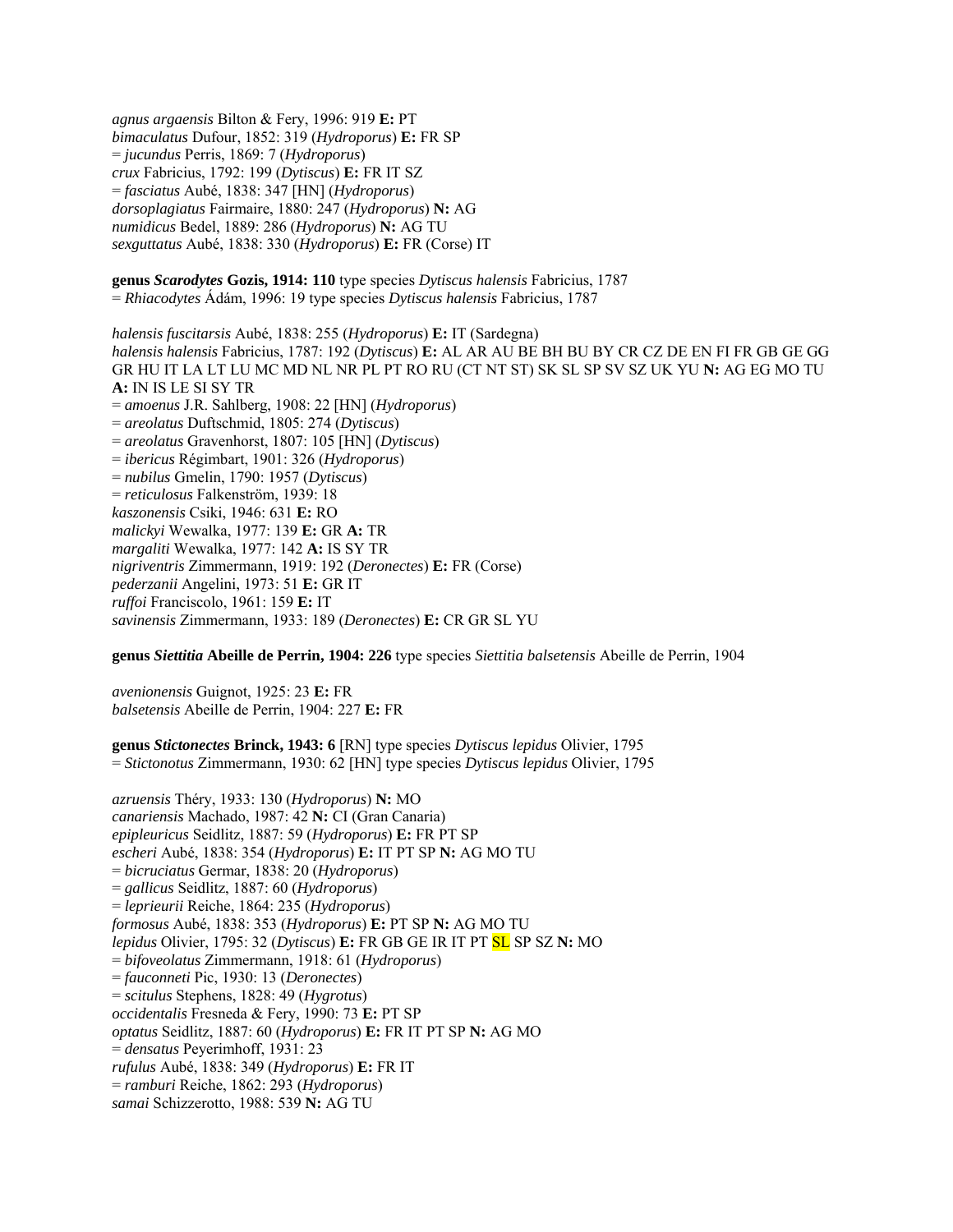*agnus argaensis* Bilton & Fery, 1996: 919 **E:** PT
*bimaculatus* Dufour, 1852: 319 (*Hydroporus*) **E:** FR SP
= *jucundus* Perris, 1869: 7 (*Hydroporus*)
*crux* Fabricius, 1792: 199 (*Dytiscus*) **E:** FR IT SZ
= *fasciatus* Aubé, 1838: 347 [HN] (*Hydroporus*)
*dorsoplagiatus* Fairmaire, 1880: 247 (*Hydroporus*) **N:** AG
*numidicus* Bedel, 1889: 286 (*Hydroporus*) **N:** AG TU
*sexguttatus* Aubé, 1838: 330 (*Hydroporus*) **E:** FR (Corse) IT

**genus *Scarodytes* Gozis, 1914: 110** type species *Dytiscus halensis* Fabricius, 1787
= *Rhiacodytes* Ádám, 1996: 19 type species *Dytiscus halensis* Fabricius, 1787

*halensis fuscitarsis* Aubé, 1838: 255 (*Hydroporus*) **E:** IT (Sardegna)
*halensis halensis* Fabricius, 1787: 192 (*Dytiscus*) **E:** AL AR AU BE BH BU BY CR CZ DE EN FI FR GB GE GG GR HU IT LA LT LU MC MD NL NR PL PT RO RU (CT NT ST) SK SL SP SV SZ UK YU **N:** AG EG MO TU **A:** IN IS LE SI SY TR
= *amoenus* J.R. Sahlberg, 1908: 22 [HN] (*Hydroporus*)
= *areolatus* Duftschmid, 1805: 274 (*Dytiscus*)
= *areolatus* Gravenhorst, 1807: 105 [HN] (*Dytiscus*)
= *ibericus* Régimbart, 1901: 326 (*Hydroporus*)
= *nubilus* Gmelin, 1790: 1957 (*Dytiscus*)
= *reticulosus* Falkenström, 1939: 18
*kaszonensis* Csiki, 1946: 631 **E:** RO
*malickyi* Wewalka, 1977: 139 **E:** GR **A:** TR
*margaliti* Wewalka, 1977: 142 **A:** IS SY TR
*nigriventris* Zimmermann, 1919: 192 (*Deronectes*) **E:** FR (Corse)
*pederzanii* Angelini, 1973: 51 **E:** GR IT
*ruffoi* Franciscolo, 1961: 159 **E:** IT
*savinensis* Zimmermann, 1933: 189 (*Deronectes*) **E:** CR GR SL YU

**genus *Siettitia* Abeille de Perrin, 1904: 226** type species *Siettitia balsetensis* Abeille de Perrin, 1904

*avenionensis* Guignot, 1925: 23 **E:** FR
*balsetensis* Abeille de Perrin, 1904: 227 **E:** FR

**genus *Stictonectes* Brinck, 1943: 6** [RN] type species *Dytiscus lepidus* Olivier, 1795
= *Stictonotus* Zimmermann, 1930: 62 [HN] type species *Dytiscus lepidus* Olivier, 1795

*azruensis* Théry, 1933: 130 (*Hydroporus*) **N:** MO
*canariensis* Machado, 1987: 42 **N:** CI (Gran Canaria)
*epipleuricus* Seidlitz, 1887: 59 (*Hydroporus*) **E:** FR PT SP
*escheri* Aubé, 1838: 354 (*Hydroporus*) **E:** IT PT SP **N:** AG MO TU
= *bicruciatus* Germar, 1838: 20 (*Hydroporus*)
= *gallicus* Seidlitz, 1887: 60 (*Hydroporus*)
= *leprieurii* Reiche, 1864: 235 (*Hydroporus*)
*formosus* Aubé, 1838: 353 (*Hydroporus*) **E:** PT SP **N:** AG MO TU
*lepidus* Olivier, 1795: 32 (*Dytiscus*) **E:** FR GB GE IR IT PT SL SP SZ **N:** MO
= *bifoveolatus* Zimmermann, 1918: 61 (*Hydroporus*)
= *fauconneti* Pic, 1930: 13 (*Deronectes*)
= *scitulus* Stephens, 1828: 49 (*Hygrotus*)
*occidentalis* Fresneda & Fery, 1990: 73 **E:** PT SP
*optatus* Seidlitz, 1887: 60 (*Hydroporus*) **E:** FR IT PT SP **N:** AG MO
= *densatus* Peyerimhoff, 1931: 23
*rufulus* Aubé, 1838: 349 (*Hydroporus*) **E:** FR IT
= *ramburi* Reiche, 1862: 293 (*Hydroporus*)
*samai* Schizzerotto, 1988: 539 **N:** AG TU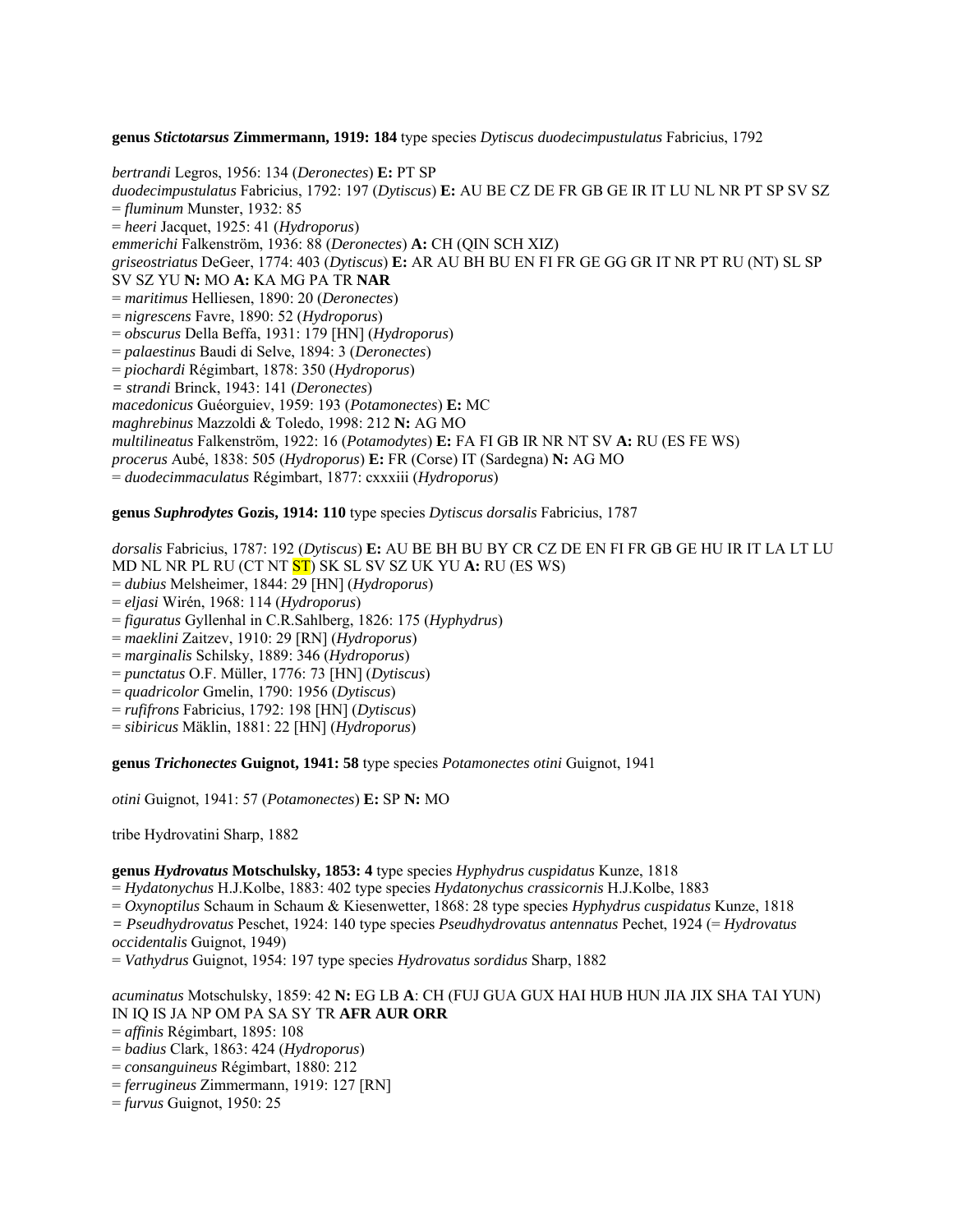**genus *Stictotarsus* Zimmermann, 1919: 184** type species *Dytiscus duodecimpustulatus* Fabricius, 1792

*bertrandi* Legros, 1956: 134 (*Deronectes*) **E:** PT SP
*duodecimpustulatus* Fabricius, 1792: 197 (*Dytiscus*) **E:** AU BE CZ DE FR GB GE IR IT LU NL NR PT SP SV SZ
= *fluminum* Munster, 1932: 85
= *heeri* Jacquet, 1925: 41 (*Hydroporus*)
*emmerichi* Falkenström, 1936: 88 (*Deronectes*) **A:** CH (QIN SCH XIZ)
*griseostriatus* DeGeer, 1774: 403 (*Dytiscus*) **E:** AR AU BH BU EN FI FR GE GG GR IT NR PT RU (NT) SL SP SV SZ YU **N:** MO **A:** KA MG PA TR **NAR**
= *maritimus* Helliesen, 1890: 20 (*Deronectes*)
= *nigrescens* Favre, 1890: 52 (*Hydroporus*)
= *obscurus* Della Beffa, 1931: 179 [HN] (*Hydroporus*)
= *palaestinus* Baudi di Selve, 1894: 3 (*Deronectes*)
= *piochardi* Régimbart, 1878: 350 (*Hydroporus*)
= *strandi* Brinck, 1943: 141 (*Deronectes*)
*macedonicus* Guéorguiev, 1959: 193 (*Potamonectes*) **E:** MC
*maghrebinus* Mazzoldi & Toledo, 1998: 212 **N:** AG MO
*multilineatus* Falkenström, 1922: 16 (*Potamodytes*) **E:** FA FI GB IR NR NT SV **A:** RU (ES FE WS)
*procerus* Aubé, 1838: 505 (*Hydroporus*) **E:** FR (Corse) IT (Sardegna) **N:** AG MO
= *duodecimmaculatus* Régimbart, 1877: cxxxiii (*Hydroporus*)

**genus *Suphrodytes* Gozis, 1914: 110** type species *Dytiscus dorsalis* Fabricius, 1787

*dorsalis* Fabricius, 1787: 192 (*Dytiscus*) **E:** AU BE BH BU BY CR CZ DE EN FI FR GB GE HU IR IT LA LT LU MD NL NR PL RU (CT NT ST) SK SL SV SZ UK YU **A:** RU (ES WS)
= *dubius* Melsheimer, 1844: 29 [HN] (*Hydroporus*)
= *eljasi* Wirén, 1968: 114 (*Hydroporus*)
= *figuratus* Gyllenhal in C.R.Sahlberg, 1826: 175 (*Hyphydrus*)
= *maeklini* Zaitzev, 1910: 29 [RN] (*Hydroporus*)
= *marginalis* Schilsky, 1889: 346 (*Hydroporus*)
= *punctatus* O.F. Müller, 1776: 73 [HN] (*Dytiscus*)
= *quadricolor* Gmelin, 1790: 1956 (*Dytiscus*)
= *rufifrons* Fabricius, 1792: 198 [HN] (*Dytiscus*)
= *sibiricus* Mäklin, 1881: 22 [HN] (*Hydroporus*)

**genus *Trichonectes* Guignot, 1941: 58** type species *Potamonectes otini* Guignot, 1941

*otini* Guignot, 1941: 57 (*Potamonectes*) **E:** SP **N:** MO

tribe Hydrovatini Sharp, 1882

**genus *Hydrovatus* Motschulsky, 1853: 4** type species *Hyphydrus cuspidatus* Kunze, 1818
= *Hydatonychus* H.J.Kolbe, 1883: 402 type species *Hydatonychus crassicornis* H.J.Kolbe, 1883
= *Oxynoptilus* Schaum in Schaum & Kiesenwetter, 1868: 28 type species *Hyphydrus cuspidatus* Kunze, 1818
= *Pseudhydrovatus* Peschet, 1924: 140 type species *Pseudhydrovatus antennatus* Pechet, 1924 (= *Hydrovatus occidentalis* Guignot, 1949)
= *Vathydrus* Guignot, 1954: 197 type species *Hydrovatus sordidus* Sharp, 1882

*acuminatus* Motschulsky, 1859: 42 **N:** EG LB **A**: CH (FUJ GUA GUX HAI HUB HUN JIA JIX SHA TAI YUN) IN IQ IS JA NP OM PA SA SY TR **AFR AUR ORR**
= *affinis* Régimbart, 1895: 108
= *badius* Clark, 1863: 424 (*Hydroporus*)
= *consanguineus* Régimbart, 1880: 212
= *ferrugineus* Zimmermann, 1919: 127 [RN]
= *furvus* Guignot, 1950: 25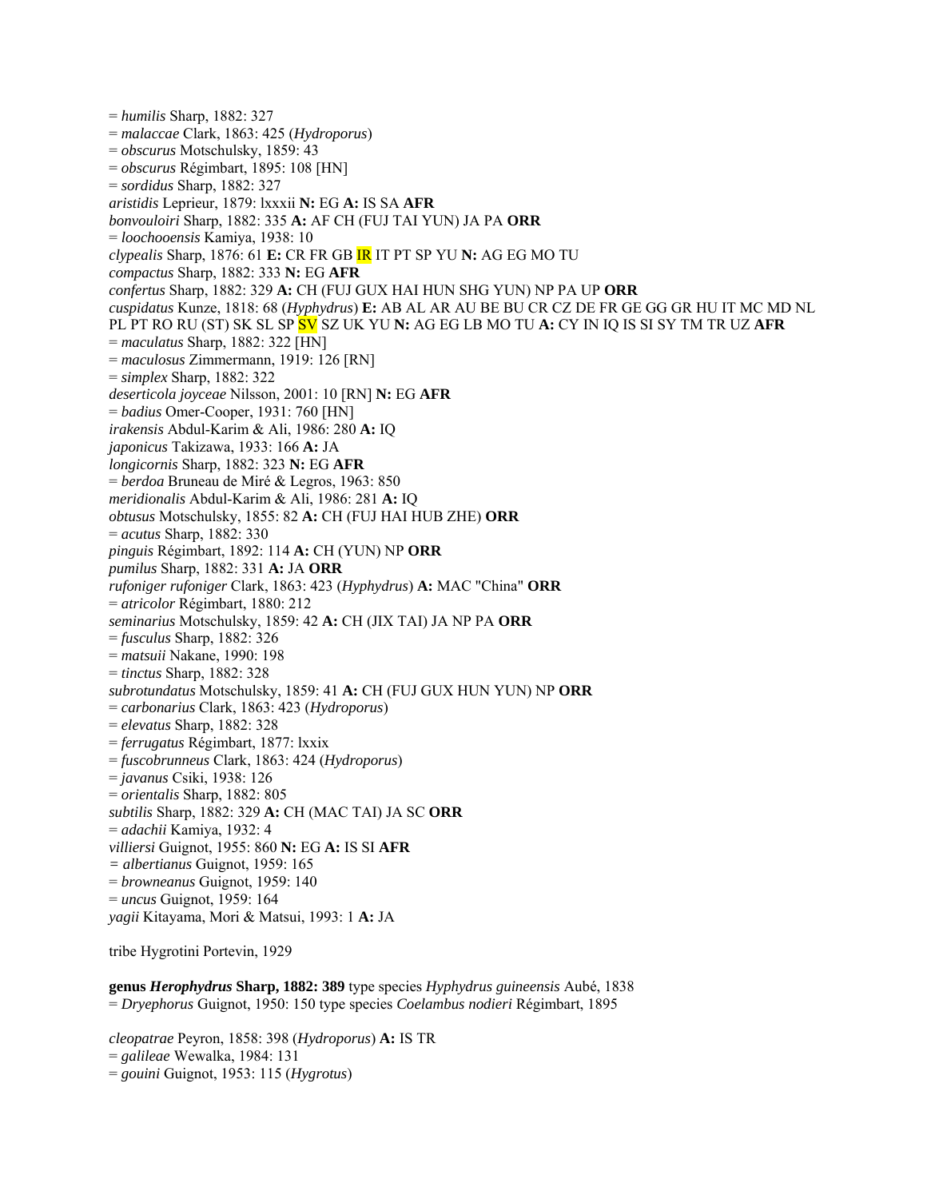= *humilis* Sharp, 1882: 327
= *malaccae* Clark, 1863: 425 (*Hydroporus*)
= *obscurus* Motschulsky, 1859: 43
= *obscurus* Régimbart, 1895: 108 [HN]
= *sordidus* Sharp, 1882: 327
*aristidis* Leprieur, 1879: lxxxii **N:** EG **A:** IS SA **AFR**
*bonvouloiri* Sharp, 1882: 335 **A:** AF CH (FUJ TAI YUN) JA PA **ORR**
= *loochooensis* Kamiya, 1938: 10
*clypealis* Sharp, 1876: 61 **E:** CR FR GB IR IT PT SP YU **N:** AG EG MO TU
*compactus* Sharp, 1882: 333 **N:** EG **AFR**
*confertus* Sharp, 1882: 329 **A:** CH (FUJ GUX HAI HUN SHG YUN) NP PA UP **ORR**
*cuspidatus* Kunze, 1818: 68 (*Hyphydrus*) **E:** AB AL AR AU BE BU CR CZ DE FR GE GG GR HU IT MC MD NL PL PT RO RU (ST) SK SL SP SV SZ UK YU **N:** AG EG LB MO TU **A:** CY IN IQ IS SI SY TM TR UZ **AFR**
= *maculatus* Sharp, 1882: 322 [HN]
= *maculosus* Zimmermann, 1919: 126 [RN]
= *simplex* Sharp, 1882: 322
*deserticola joyceae* Nilsson, 2001: 10 [RN] **N:** EG **AFR**
= *badius* Omer-Cooper, 1931: 760 [HN]
*irakensis* Abdul-Karim & Ali, 1986: 280 **A:** IQ
*japonicus* Takizawa, 1933: 166 **A:** JA
*longicornis* Sharp, 1882: 323 **N:** EG **AFR**
= *berdoa* Bruneau de Miré & Legros, 1963: 850
*meridionalis* Abdul-Karim & Ali, 1986: 281 **A:** IQ
*obtusus* Motschulsky, 1855: 82 **A:** CH (FUJ HAI HUB ZHE) **ORR**
= *acutus* Sharp, 1882: 330
*pinguis* Régimbart, 1892: 114 **A:** CH (YUN) NP **ORR**
*pumilus* Sharp, 1882: 331 **A:** JA **ORR**
*rufoniger rufoniger* Clark, 1863: 423 (*Hyphydrus*) **A:** MAC "China" **ORR**
= *atricolor* Régimbart, 1880: 212
*seminarius* Motschulsky, 1859: 42 **A:** CH (JIX TAI) JA NP PA **ORR**
= *fusculus* Sharp, 1882: 326
= *matsuii* Nakane, 1990: 198
= *tinctus* Sharp, 1882: 328
*subrotundatus* Motschulsky, 1859: 41 **A:** CH (FUJ GUX HUN YUN) NP **ORR**
= *carbonarius* Clark, 1863: 423 (*Hydroporus*)
= *elevatus* Sharp, 1882: 328
= *ferrugatus* Régimbart, 1877: lxxix
= *fuscobrunneus* Clark, 1863: 424 (*Hydroporus*)
= *javanus* Csiki, 1938: 126
= *orientalis* Sharp, 1882: 805
*subtilis* Sharp, 1882: 329 **A:** CH (MAC TAI) JA SC **ORR**
= *adachii* Kamiya, 1932: 4
*villiersi* Guignot, 1955: 860 **N:** EG **A:** IS SI **AFR**
= *albertianus* Guignot, 1959: 165
= *browneanus* Guignot, 1959: 140
= *uncus* Guignot, 1959: 164
*yagii* Kitayama, Mori & Matsui, 1993: 1 **A:** JA

tribe Hygrotini Portevin, 1929

**genus *Herophydrus* Sharp, 1882: 389** type species *Hyphydrus guineensis* Aubé, 1838
= *Dryephorus* Guignot, 1950: 150 type species *Coelambus nodieri* Régimbart, 1895

*cleopatrae* Peyron, 1858: 398 (*Hydroporus*) **A:** IS TR
= *galileae* Wewalka, 1984: 131
= *gouini* Guignot, 1953: 115 (*Hygrotus*)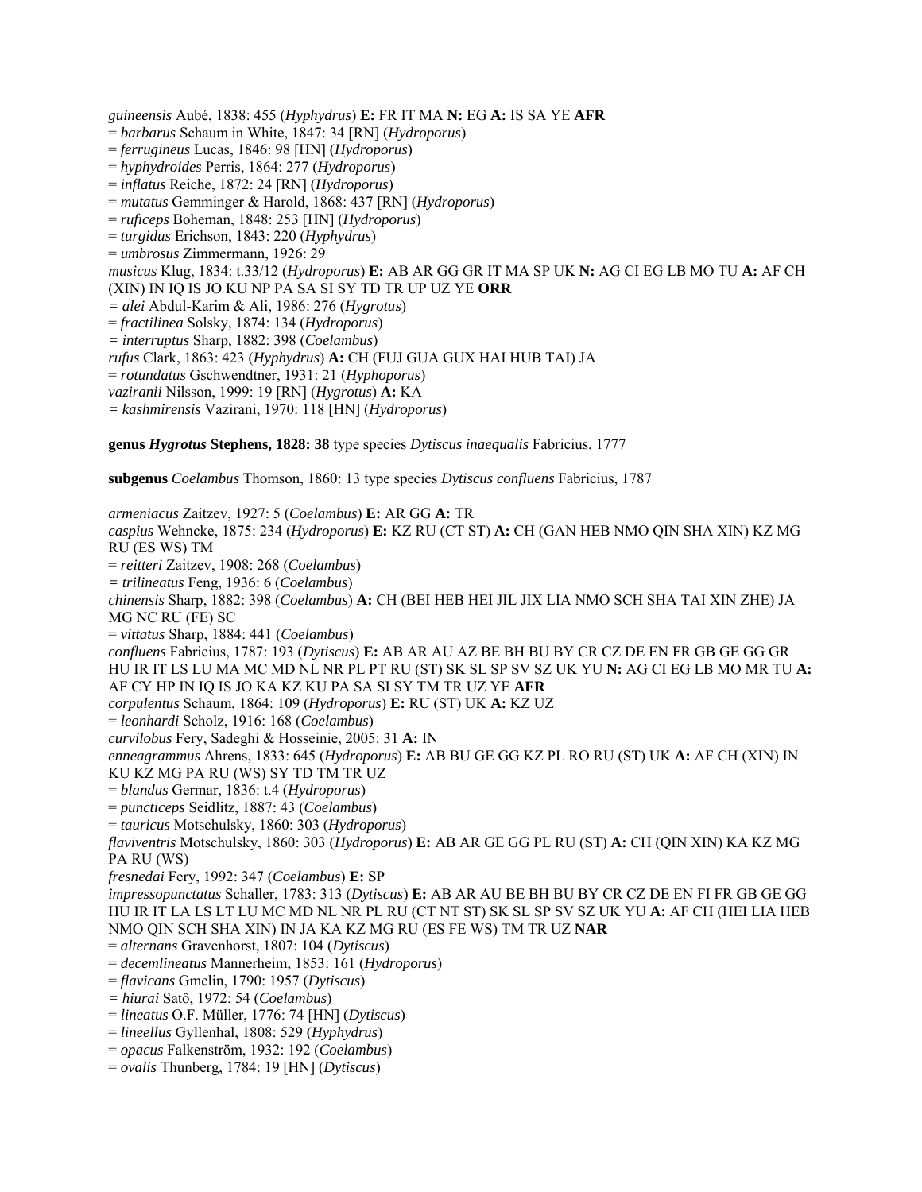*guineensis* Aubé, 1838: 455 (*Hyphydrus*) **E:** FR IT MA **N:** EG **A:** IS SA YE **AFR**
= *barbarus* Schaum in White, 1847: 34 [RN] (*Hydroporus*)
= *ferrugineus* Lucas, 1846: 98 [HN] (*Hydroporus*)
= *hyphydroides* Perris, 1864: 277 (*Hydroporus*)
= *inflatus* Reiche, 1872: 24 [RN] (*Hydroporus*)
= *mutatus* Gemminger & Harold, 1868: 437 [RN] (*Hydroporus*)
= *ruficeps* Boheman, 1848: 253 [HN] (*Hydroporus*)
= *turgidus* Erichson, 1843: 220 (*Hyphydrus*)
= *umbrosus* Zimmermann, 1926: 29
*musicus* Klug, 1834: t.33/12 (*Hydroporus*) **E:** AB AR GG GR IT MA SP UK **N:** AG CI EG LB MO TU **A:** AF CH (XIN) IN IQ IS JO KU NP PA SA SI SY TD TR UP UZ YE **ORR**
= *alei* Abdul-Karim & Ali, 1986: 276 (*Hygrotus*)
= *fractilinea* Solsky, 1874: 134 (*Hydroporus*)
= *interruptus* Sharp, 1882: 398 (*Coelambus*)
*rufus* Clark, 1863: 423 (*Hyphydrus*) **A:** CH (FUJ GUA GUX HAI HUB TAI) JA
= *rotundatus* Gschwendtner, 1931: 21 (*Hyphoporus*)
*vaziranii* Nilsson, 1999: 19 [RN] (*Hygrotus*) **A:** KA
= *kashmirensis* Vazirani, 1970: 118 [HN] (*Hydroporus*)

**genus *Hygrotus* Stephens, 1828: 38** type species *Dytiscus inaequalis* Fabricius, 1777

**subgenus** *Coelambus* Thomson, 1860: 13 type species *Dytiscus confluens* Fabricius, 1787

*armeniacus* Zaitzev, 1927: 5 (*Coelambus*) **E:** AR GG **A:** TR
*caspius* Wehncke, 1875: 234 (*Hydroporus*) **E:** KZ RU (CT ST) **A:** CH (GAN HEB NMO QIN SHA XIN) KZ MG RU (ES WS) TM
= *reitteri* Zaitzev, 1908: 268 (*Coelambus*)
= *trilineatus* Feng, 1936: 6 (*Coelambus*)
*chinensis* Sharp, 1882: 398 (*Coelambus*) **A:** CH (BEI HEB HEI JIL JIX LIA NMO SCH SHA TAI XIN ZHE) JA MG NC RU (FE) SC
= *vittatus* Sharp, 1884: 441 (*Coelambus*)
*confluens* Fabricius, 1787: 193 (*Dytiscus*) **E:** AB AR AU AZ BE BH BU BY CR CZ DE EN FR GB GE GG GR HU IR IT LS LU MA MC MD NL NR PL PT RU (ST) SK SL SP SV SZ UK YU **N:** AG CI EG LB MO MR TU **A:** AF CY HP IN IQ IS JO KA KZ KU PA SA SI SY TM TR UZ YE **AFR**
*corpulentus* Schaum, 1864: 109 (*Hydroporus*) **E:** RU (ST) UK **A:** KZ UZ
= *leonhardi* Scholz, 1916: 168 (*Coelambus*)
*curvilobus* Fery, Sadeghi & Hosseinie, 2005: 31 **A:** IN
*enneagrammus* Ahrens, 1833: 645 (*Hydroporus*) **E:** AB BU GE GG KZ PL RO RU (ST) UK **A:** AF CH (XIN) IN KU KZ MG PA RU (WS) SY TD TM TR UZ
= *blandus* Germar, 1836: t.4 (*Hydroporus*)
= *puncticeps* Seidlitz, 1887: 43 (*Coelambus*)
= *tauricus* Motschulsky, 1860: 303 (*Hydroporus*)
*flaviventris* Motschulsky, 1860: 303 (*Hydroporus*) **E:** AB AR GE GG PL RU (ST) **A:** CH (QIN XIN) KA KZ MG PA RU (WS)
*fresnedai* Fery, 1992: 347 (*Coelambus*) **E:** SP
*impressopunctatus* Schaller, 1783: 313 (*Dytiscus*) **E:** AB AR AU BE BH BU BY CR CZ DE EN FI FR GB GE GG HU IR IT LA LS LT LU MC MD NL NR PL RU (CT NT ST) SK SL SP SV SZ UK YU **A:** AF CH (HEI LIA HEB NMO QIN SCH SHA XIN) IN JA KA KZ MG RU (ES FE WS) TM TR UZ **NAR**
= *alternans* Gravenhorst, 1807: 104 (*Dytiscus*)
= *decemlineatus* Mannerheim, 1853: 161 (*Hydroporus*)
= *flavicans* Gmelin, 1790: 1957 (*Dytiscus*)
= *hiurai* Satô, 1972: 54 (*Coelambus*)
= *lineatus* O.F. Müller, 1776: 74 [HN] (*Dytiscus*)
= *lineellus* Gyllenhal, 1808: 529 (*Hyphydrus*)
= *opacus* Falkenström, 1932: 192 (*Coelambus*)
= *ovalis* Thunberg, 1784: 19 [HN] (*Dytiscus*)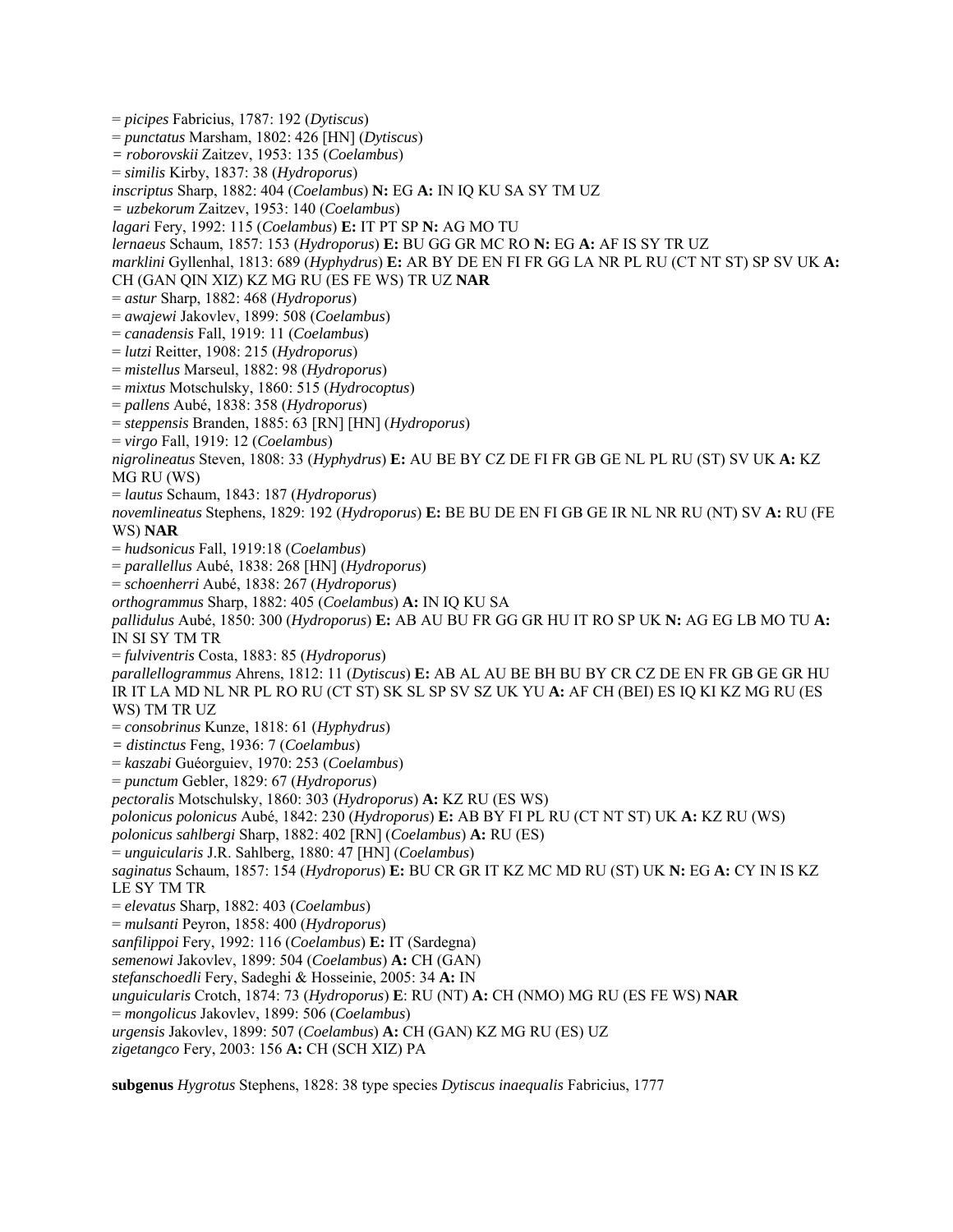= *picipes* Fabricius, 1787: 192 (*Dytiscus*)
= *punctatus* Marsham, 1802: 426 [HN] (*Dytiscus*)
= *roborovskii* Zaitzev, 1953: 135 (*Coelambus*)
= *similis* Kirby, 1837: 38 (*Hydroporus*)
*inscriptus* Sharp, 1882: 404 (*Coelambus*) **N:** EG **A:** IN IQ KU SA SY TM UZ
= *uzbekorum* Zaitzev, 1953: 140 (*Coelambus*)
*lagari* Fery, 1992: 115 (*Coelambus*) **E:** IT PT SP **N:** AG MO TU
*lernaeus* Schaum, 1857: 153 (*Hydroporus*) **E:** BU GG GR MC RO **N:** EG **A:** AF IS SY TR UZ
*marklini* Gyllenhal, 1813: 689 (*Hyphydrus*) **E:** AR BY DE EN FI FR GG LA NR PL RU (CT NT ST) SP SV UK **A:** CH (GAN QIN XIZ) KZ MG RU (ES FE WS) TR UZ **NAR**
= *astur* Sharp, 1882: 468 (*Hydroporus*)
= *awajewi* Jakovlev, 1899: 508 (*Coelambus*)
= *canadensis* Fall, 1919: 11 (*Coelambus*)
= *lutzi* Reitter, 1908: 215 (*Hydroporus*)
= *mistellus* Marseul, 1882: 98 (*Hydroporus*)
= *mixtus* Motschulsky, 1860: 515 (*Hydrocoptus*)
= *pallens* Aubé, 1838: 358 (*Hydroporus*)
= *steppensis* Branden, 1885: 63 [RN] [HN] (*Hydroporus*)
= *virgo* Fall, 1919: 12 (*Coelambus*)
*nigrolineatus* Steven, 1808: 33 (*Hyphydrus*) **E:** AU BE BY CZ DE FI FR GB GE NL PL RU (ST) SV UK **A:** KZ MG RU (WS)
= *lautus* Schaum, 1843: 187 (*Hydroporus*)
*novemlineatus* Stephens, 1829: 192 (*Hydroporus*) **E:** BE BU DE EN FI GB GE IR NL NR RU (NT) SV **A:** RU (FE WS) **NAR**
= *hudsonicus* Fall, 1919:18 (*Coelambus*)
= *parallellus* Aubé, 1838: 268 [HN] (*Hydroporus*)
= *schoenherri* Aubé, 1838: 267 (*Hydroporus*)
*orthogrammus* Sharp, 1882: 405 (*Coelambus*) **A:** IN IQ KU SA
*pallidulus* Aubé, 1850: 300 (*Hydroporus*) **E:** AB AU BU FR GG GR HU IT RO SP UK **N:** AG EG LB MO TU **A:** IN SI SY TM TR
= *fulviventris* Costa, 1883: 85 (*Hydroporus*)
*parallellogrammus* Ahrens, 1812: 11 (*Dytiscus*) **E:** AB AL AU BE BH BU BY CR CZ DE EN FR GB GE GR HU IR IT LA MD NL NR PL RO RU (CT ST) SK SL SP SV SZ UK YU **A:** AF CH (BEI) ES IQ KI KZ MG RU (ES WS) TM TR UZ
= *consobrinus* Kunze, 1818: 61 (*Hyphydrus*)
= *distinctus* Feng, 1936: 7 (*Coelambus*)
= *kaszabi* Guéorguiev, 1970: 253 (*Coelambus*)
= *punctum* Gebler, 1829: 67 (*Hydroporus*)
*pectoralis* Motschulsky, 1860: 303 (*Hydroporus*) **A:** KZ RU (ES WS)
*polonicus polonicus* Aubé, 1842: 230 (*Hydroporus*) **E:** AB BY FI PL RU (CT NT ST) UK **A:** KZ RU (WS)
*polonicus sahlbergi* Sharp, 1882: 402 [RN] (*Coelambus*) **A:** RU (ES)
= *unguicularis* J.R. Sahlberg, 1880: 47 [HN] (*Coelambus*)
*saginatus* Schaum, 1857: 154 (*Hydroporus*) **E:** BU CR GR IT KZ MC MD RU (ST) UK **N:** EG **A:** CY IN IS KZ LE SY TM TR
= *elevatus* Sharp, 1882: 403 (*Coelambus*)
= *mulsanti* Peyron, 1858: 400 (*Hydroporus*)
*sanfilippoi* Fery, 1992: 116 (*Coelambus*) **E:** IT (Sardegna)
*semenowi* Jakovlev, 1899: 504 (*Coelambus*) **A:** CH (GAN)
*stefanschoedli* Fery, Sadeghi & Hosseinie, 2005: 34 **A:** IN
*unguicularis* Crotch, 1874: 73 (*Hydroporus*) **E**: RU (NT) **A:** CH (NMO) MG RU (ES FE WS) **NAR**
= *mongolicus* Jakovlev, 1899: 506 (*Coelambus*)
*urgensis* Jakovlev, 1899: 507 (*Coelambus*) **A:** CH (GAN) KZ MG RU (ES) UZ
*zigetangco* Fery, 2003: 156 **A:** CH (SCH XIZ) PA

**subgenus** *Hygrotus* Stephens, 1828: 38 type species *Dytiscus inaequalis* Fabricius, 1777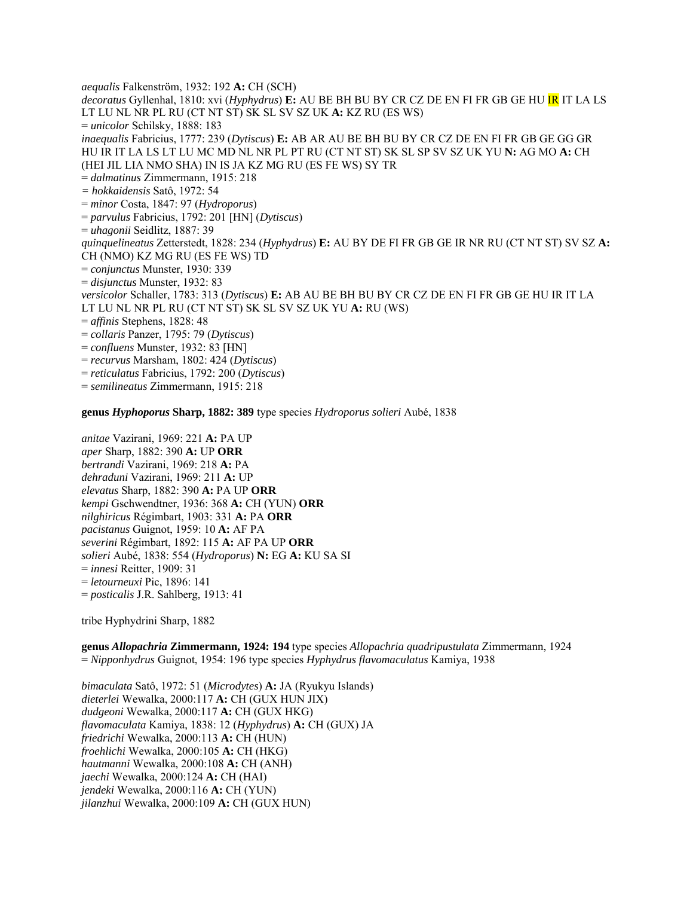*aequalis* Falkenström, 1932: 192 **A:** CH (SCH)
*decoratus* Gyllenhal, 1810: xvi (*Hyphydrus*) **E:** AU BE BH BU BY CR CZ DE EN FI FR GB GE HU IR IT LA LS LT LU NL NR PL RU (CT NT ST) SK SL SV SZ UK **A:** KZ RU (ES WS)
= *unicolor* Schilsky, 1888: 183
*inaequalis* Fabricius, 1777: 239 (*Dytiscus*) **E:** AB AR AU BE BH BU BY CR CZ DE EN FI FR GB GE GG GR HU IR IT LA LS LT LU MC MD NL NR PL PT RU (CT NT ST) SK SL SP SV SZ UK YU **N:** AG MO **A:** CH (HEI JIL LIA NMO SHA) IN IS JA KZ MG RU (ES FE WS) SY TR
= *dalmatinus* Zimmermann, 1915: 218
= *hokkaidensis* Satô, 1972: 54
= *minor* Costa, 1847: 97 (*Hydroporus*)
= *parvulus* Fabricius, 1792: 201 [HN] (*Dytiscus*)
= *uhagonii* Seidlitz, 1887: 39
*quinquelineatus* Zetterstedt, 1828: 234 (*Hyphydrus*) **E:** AU BY DE FI FR GB GE IR NR RU (CT NT ST) SV SZ **A:** CH (NMO) KZ MG RU (ES FE WS) TD
= *conjunctus* Munster, 1930: 339
= *disjunctus* Munster, 1932: 83
*versicolor* Schaller, 1783: 313 (*Dytiscus*) **E:** AB AU BE BH BU BY CR CZ DE EN FI FR GB GE HU IR IT LA LT LU NL NR PL RU (CT NT ST) SK SL SV SZ UK YU **A:** RU (WS)
= *affinis* Stephens, 1828: 48
= *collaris* Panzer, 1795: 79 (*Dytiscus*)
= *confluens* Munster, 1932: 83 [HN]
= *recurvus* Marsham, 1802: 424 (*Dytiscus*)
= *reticulatus* Fabricius, 1792: 200 (*Dytiscus*)
= *semilineatus* Zimmermann, 1915: 218

**genus *Hyphoporus* Sharp, 1882: 389** type species *Hydroporus solieri* Aubé, 1838

*anitae* Vazirani, 1969: 221 **A:** PA UP
*aper* Sharp, 1882: 390 **A:** UP **ORR**
*bertrandi* Vazirani, 1969: 218 **A:** PA
*dehraduni* Vazirani, 1969: 211 **A:** UP
*elevatus* Sharp, 1882: 390 **A:** PA UP **ORR**
*kempi* Gschwendtner, 1936: 368 **A:** CH (YUN) **ORR**
*nilghiricus* Régimbart, 1903: 331 **A:** PA **ORR**
*pacistanus* Guignot, 1959: 10 **A:** AF PA
*severini* Régimbart, 1892: 115 **A:** AF PA UP **ORR**
*solieri* Aubé, 1838: 554 (*Hydroporus*) **N:** EG **A:** KU SA SI
= *innesi* Reitter, 1909: 31
= *letourneuxi* Pic, 1896: 141
= *posticalis* J.R. Sahlberg, 1913: 41

tribe Hyphydrini Sharp, 1882

**genus *Allopachria* Zimmermann, 1924: 194** type species *Allopachria quadripustulata* Zimmermann, 1924
= *Nipponhydrus* Guignot, 1954: 196 type species *Hyphydrus flavomaculatus* Kamiya, 1938

*bimaculata* Satô, 1972: 51 (*Microdytes*) **A:** JA (Ryukyu Islands)
*dieterlei* Wewalka, 2000:117 **A:** CH (GUX HUN JIX)
*dudgeoni* Wewalka, 2000:117 **A:** CH (GUX HKG)
*flavomaculata* Kamiya, 1838: 12 (*Hyphydrus*) **A:** CH (GUX) JA
*friedrichi* Wewalka, 2000:113 **A:** CH (HUN)
*froehlichi* Wewalka, 2000:105 **A:** CH (HKG)
*hautmanni* Wewalka, 2000:108 **A:** CH (ANH)
*jaechi* Wewalka, 2000:124 **A:** CH (HAI)
*jendeki* Wewalka, 2000:116 **A:** CH (YUN)
*jilanzhui* Wewalka, 2000:109 **A:** CH (GUX HUN)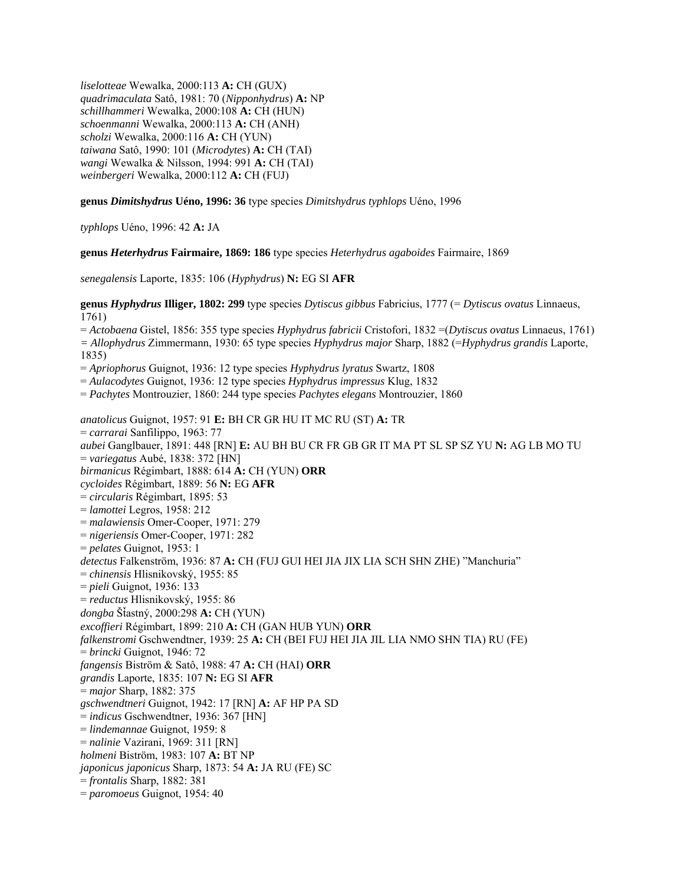*liselotteae* Wewalka, 2000:113 **A:** CH (GUX)
*quadrimaculata* Satô, 1981: 70 (*Nipponhydrus*) **A:** NP
*schillhammeri* Wewalka, 2000:108 **A:** CH (HUN)
*schoenmanni* Wewalka, 2000:113 **A:** CH (ANH)
*scholzi* Wewalka, 2000:116 **A:** CH (YUN)
*taiwana* Satô, 1990: 101 (*Microdytes*) **A:** CH (TAI)
*wangi* Wewalka & Nilsson, 1994: 991 **A:** CH (TAI)
*weinbergeri* Wewalka, 2000:112 **A:** CH (FUJ)

**genus *Dimitshydrus* Uéno, 1996: 36** type species *Dimitshydrus typhlops* Uéno, 1996

*typhlops* Uéno, 1996: 42 **A:** JA

**genus *Heterhydrus* Fairmaire, 1869: 186** type species *Heterhydrus agaboides* Fairmaire, 1869

*senegalensis* Laporte, 1835: 106 (*Hyphydrus*) **N:** EG SI **AFR**

**genus *Hyphydrus* Illiger, 1802: 299** type species *Dytiscus gibbus* Fabricius, 1777 (= *Dytiscus ovatus* Linnaeus, 1761)
= *Actobaena* Gistel, 1856: 355 type species *Hyphydrus fabricii* Cristofori, 1832 =(*Dytiscus ovatus* Linnaeus, 1761)
= *Allophydrus* Zimmermann, 1930: 65 type species *Hyphydrus major* Sharp, 1882 (=*Hyphydrus grandis* Laporte, 1835)
= *Apriophorus* Guignot, 1936: 12 type species *Hyphydrus lyratus* Swartz, 1808
= *Aulacodytes* Guignot, 1936: 12 type species *Hyphydrus impressus* Klug, 1832
= *Pachytes* Montrouzier, 1860: 244 type species *Pachytes elegans* Montrouzier, 1860

*anatolicus* Guignot, 1957: 91 **E:** BH CR GR HU IT MC RU (ST) **A:** TR
= *carrarai* Sanfilippo, 1963: 77
*aubei* Ganglbauer, 1891: 448 [RN] **E:** AU BH BU CR FR GB GR IT MA PT SL SP SZ YU **N:** AG LB MO TU
= *variegatus* Aubé, 1838: 372 [HN]
*birmanicus* Régimbart, 1888: 614 **A:** CH (YUN) **ORR**
*cycloides* Régimbart, 1889: 56 **N:** EG **AFR**
= *circularis* Régimbart, 1895: 53
= *lamottei* Legros, 1958: 212
= *malawiensis* Omer-Cooper, 1971: 279
= *nigeriensis* Omer-Cooper, 1971: 282
= *pelates* Guignot, 1953: 1
*detectus* Falkenström, 1936: 87 **A:** CH (FUJ GUI HEI JIA JIX LIA SCH SHN ZHE) "Manchuria"
= *chinensis* Hlisnikovský, 1955: 85
= *pieli* Guignot, 1936: 133
= *reductus* Hlisnikovský, 1955: 86
*dongba* Šťastný, 2000:298 **A:** CH (YUN)
*excoffieri* Régimbart, 1899: 210 **A:** CH (GAN HUB YUN) **ORR**
*falkenstromi* Gschwendtner, 1939: 25 **A:** CH (BEI FUJ HEI JIA JIL LIA NMO SHN TIA) RU (FE)
= *brincki* Guignot, 1946: 72
*fangensis* Biström & Satô, 1988: 47 **A:** CH (HAI) **ORR**
*grandis* Laporte, 1835: 107 **N:** EG SI **AFR**
= *major* Sharp, 1882: 375
*gschwendtneri* Guignot, 1942: 17 [RN] **A:** AF HP PA SD
= *indicus* Gschwendtner, 1936: 367 [HN]
= *lindemannae* Guignot, 1959: 8
= *nalinie* Vazirani, 1969: 311 [RN]
*holmeni* Biström, 1983: 107 **A:** BT NP
*japonicus japonicus* Sharp, 1873: 54 **A:** JA RU (FE) SC
= *frontalis* Sharp, 1882: 381
= *paromoeus* Guignot, 1954: 40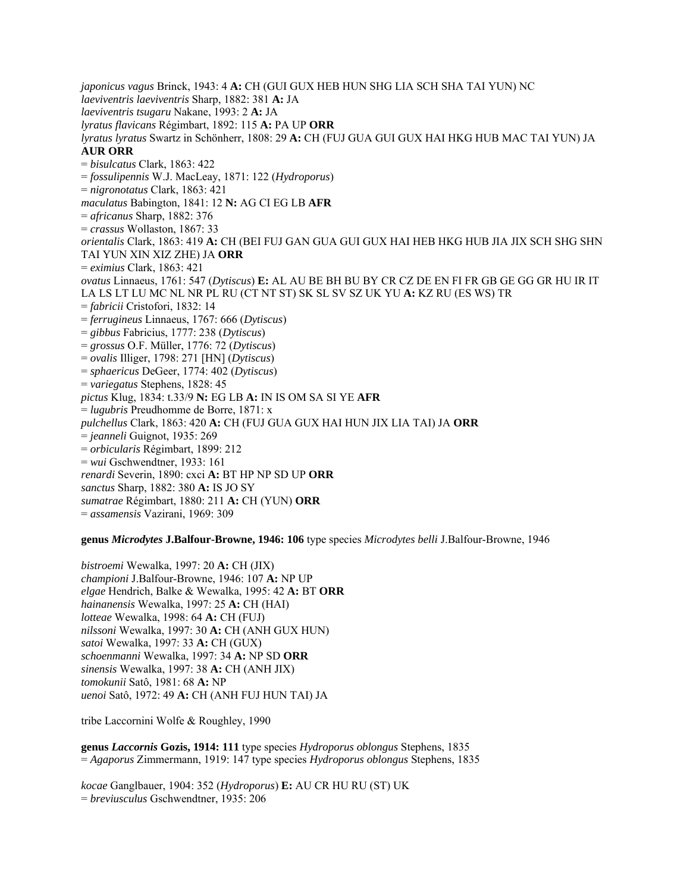*japonicus vagus* Brinck, 1943: 4 **A:** CH (GUI GUX HEB HUN SHG LIA SCH SHA TAI YUN) NC
*laeviventris laeviventris* Sharp, 1882: 381 **A:** JA
*laeviventris tsugaru* Nakane, 1993: 2 **A:** JA
*lyratus flavicans* Régimbart, 1892: 115 **A:** PA UP **ORR**
*lyratus lyratus* Swartz in Schönherr, 1808: 29 **A:** CH (FUJ GUA GUI GUX HAI HKG HUB MAC TAI YUN) JA **AUR ORR**
= *bisulcatus* Clark, 1863: 422
= *fossulipennis* W.J. MacLeay, 1871: 122 (*Hydroporus*)
= *nigronotatus* Clark, 1863: 421
*maculatus* Babington, 1841: 12 **N:** AG CI EG LB **AFR**
= *africanus* Sharp, 1882: 376
= *crassus* Wollaston, 1867: 33
*orientalis* Clark, 1863: 419 **A:** CH (BEI FUJ GAN GUA GUI GUX HAI HEB HKG HUB JIA JIX SCH SHG SHN TAI YUN XIN XIZ ZHE) JA **ORR**
= *eximius* Clark, 1863: 421
*ovatus* Linnaeus, 1761: 547 (*Dytiscus*) **E:** AL AU BE BH BU BY CR CZ DE EN FI FR GB GE GG GR HU IR IT LA LS LT LU MC NL NR PL RU (CT NT ST) SK SL SV SZ UK YU **A:** KZ RU (ES WS) TR
= *fabricii* Cristofori, 1832: 14
= *ferrugineus* Linnaeus, 1767: 666 (*Dytiscus*)
= *gibbus* Fabricius, 1777: 238 (*Dytiscus*)
= *grossus* O.F. Müller, 1776: 72 (*Dytiscus*)
= *ovalis* Illiger, 1798: 271 [HN] (*Dytiscus*)
= *sphaericus* DeGeer, 1774: 402 (*Dytiscus*)
= *variegatus* Stephens, 1828: 45
*pictus* Klug, 1834: t.33/9 **N:** EG LB **A:** IN IS OM SA SI YE **AFR**
= *lugubris* Preudhomme de Borre, 1871: x
*pulchellus* Clark, 1863: 420 **A:** CH (FUJ GUA GUX HAI HUN JIX LIA TAI) JA **ORR**
= *jeanneli* Guignot, 1935: 269
= *orbicularis* Régimbart, 1899: 212
= *wui* Gschwendtner, 1933: 161
*renardi* Severin, 1890: cxci **A:** BT HP NP SD UP **ORR**
*sanctus* Sharp, 1882: 380 **A:** IS JO SY
*sumatrae* Régimbart, 1880: 211 **A:** CH (YUN) **ORR**
= *assamensis* Vazirani, 1969: 309

**genus *Microdytes* J.Balfour-Browne, 1946: 106** type species *Microdytes belli* J.Balfour-Browne, 1946

*bistroemi* Wewalka, 1997: 20 **A:** CH (JIX)
*championi* J.Balfour-Browne, 1946: 107 **A:** NP UP
*elgae* Hendrich, Balke & Wewalka, 1995: 42 **A:** BT **ORR**
*hainanensis* Wewalka, 1997: 25 **A:** CH (HAI)
*lotteae* Wewalka, 1998: 64 **A:** CH (FUJ)
*nilssoni* Wewalka, 1997: 30 **A:** CH (ANH GUX HUN)
*satoi* Wewalka, 1997: 33 **A:** CH (GUX)
*schoenmanni* Wewalka, 1997: 34 **A:** NP SD **ORR**
*sinensis* Wewalka, 1997: 38 **A:** CH (ANH JIX)
*tomokunii* Satô, 1981: 68 **A:** NP
*uenoi* Satô, 1972: 49 **A:** CH (ANH FUJ HUN TAI) JA

tribe Laccornini Wolfe & Roughley, 1990

**genus *Laccornis* Gozis, 1914: 111** type species *Hydroporus oblongus* Stephens, 1835
= *Agaporus* Zimmermann, 1919: 147 type species *Hydroporus oblongus* Stephens, 1835

*kocae* Ganglbauer, 1904: 352 (*Hydroporus*) **E:** AU CR HU RU (ST) UK
= *breviusculus* Gschwendtner, 1935: 206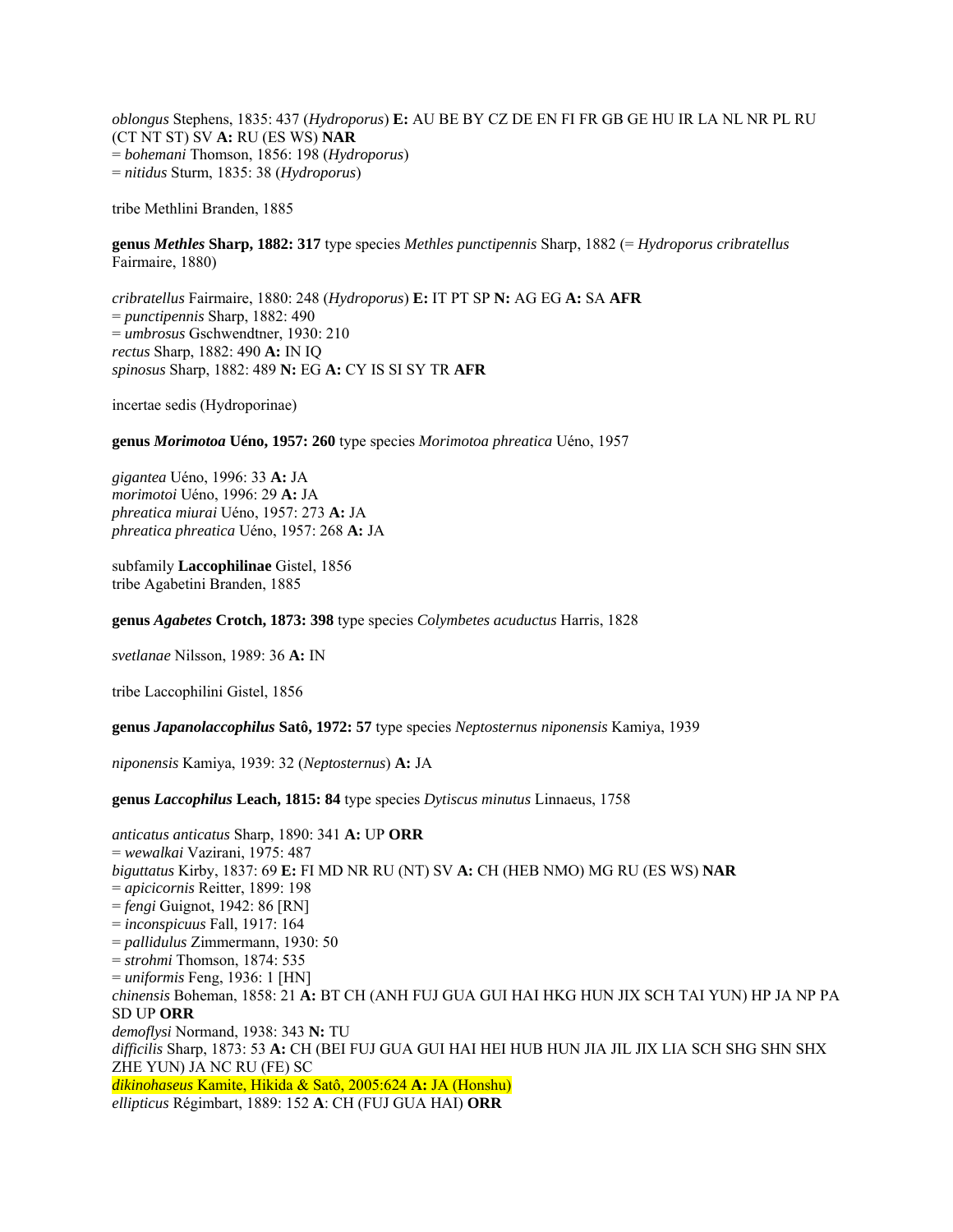*oblongus* Stephens, 1835: 437 (*Hydroporus*) **E:** AU BE BY CZ DE EN FI FR GB GE HU IR LA NL NR PL RU (CT NT ST) SV **A:** RU (ES WS) **NAR**
= *bohemani* Thomson, 1856: 198 (*Hydroporus*)
= *nitidus* Sturm, 1835: 38 (*Hydroporus*)

tribe Methlini Branden, 1885

**genus *Methles* Sharp, 1882: 317** type species *Methles punctipennis* Sharp, 1882 (= *Hydroporus cribratellus* Fairmaire, 1880)

*cribratellus* Fairmaire, 1880: 248 (*Hydroporus*) **E:** IT PT SP **N:** AG EG **A:** SA **AFR**
= *punctipennis* Sharp, 1882: 490
= *umbrosus* Gschwendtner, 1930: 210
*rectus* Sharp, 1882: 490 **A:** IN IQ
*spinosus* Sharp, 1882: 489 **N:** EG **A:** CY IS SI SY TR **AFR**

incertae sedis (Hydroporinae)

**genus *Morimotoa* Uéno, 1957: 260** type species *Morimotoa phreatica* Uéno, 1957

*gigantea* Uéno, 1996: 33 **A:** JA
*morimotoi* Uéno, 1996: 29 **A:** JA
*phreatica miurai* Uéno, 1957: 273 **A:** JA
*phreatica phreatica* Uéno, 1957: 268 **A:** JA

subfamily **Laccophilinae** Gistel, 1856
tribe Agabetini Branden, 1885

**genus *Agabetes* Crotch, 1873: 398** type species *Colymbetes acuductus* Harris, 1828

*svetlanae* Nilsson, 1989: 36 **A:** IN

tribe Laccophilini Gistel, 1856

**genus *Japanolaccophilus* Satô, 1972: 57** type species *Neptosternus niponensis* Kamiya, 1939

*niponensis* Kamiya, 1939: 32 (*Neptosternus*) **A:** JA

**genus *Laccophilus* Leach, 1815: 84** type species *Dytiscus minutus* Linnaeus, 1758

*anticatus anticatus* Sharp, 1890: 341 **A:** UP **ORR**
= *wewalkai* Vazirani, 1975: 487
*biguttatus* Kirby, 1837: 69 **E:** FI MD NR RU (NT) SV **A:** CH (HEB NMO) MG RU (ES WS) **NAR**
= *apicicornis* Reitter, 1899: 198
= *fengi* Guignot, 1942: 86 [RN]
= *inconspicuus* Fall, 1917: 164
= *pallidulus* Zimmermann, 1930: 50
= *strohmi* Thomson, 1874: 535
= *uniformis* Feng, 1936: 1 [HN]
*chinensis* Boheman, 1858: 21 **A:** BT CH (ANH FUJ GUA GUI HAI HKG HUN JIX SCH TAI YUN) HP JA NP PA SD UP **ORR**
*demoflysi* Normand, 1938: 343 **N:** TU
*difficilis* Sharp, 1873: 53 **A:** CH (BEI FUJ GUA GUI HAI HEI HUB HUN JIA JIL JIX LIA SCH SHG SHN SHX ZHE YUN) JA NC RU (FE) SC
*dikinohaseus* Kamite, Hikida & Satô, 2005:624 **A:** JA (Honshu)
*ellipticus* Régimbart, 1889: 152 **A**: CH (FUJ GUA HAI) **ORR**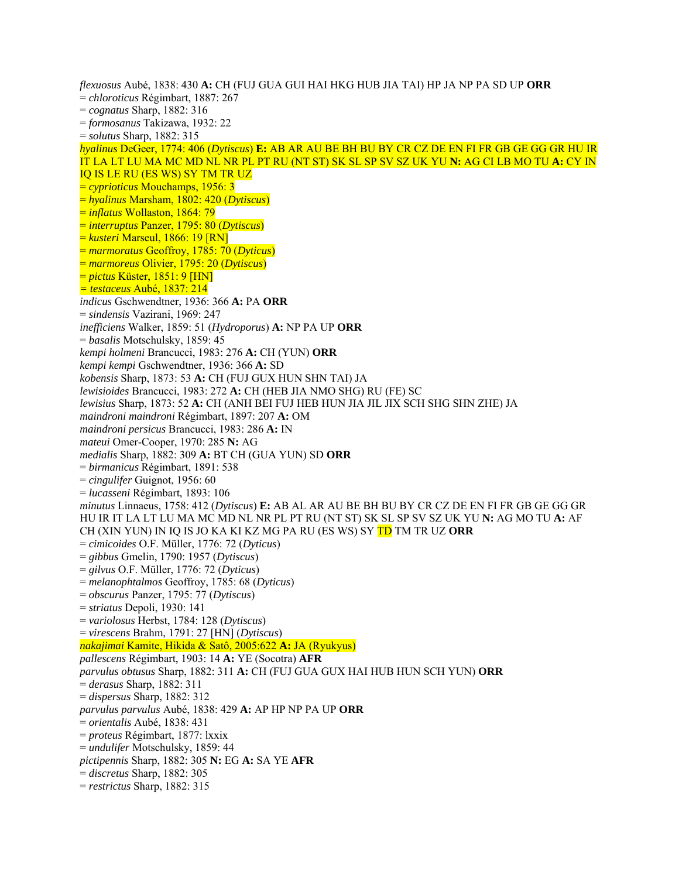*flexuosus* Aubé, 1838: 430 **A:** CH (FUJ GUA GUI HAI HKG HUB JIA TAI) HP JA NP PA SD UP **ORR**
= *chloroticus* Régimbart, 1887: 267
= *cognatus* Sharp, 1882: 316
= *formosanus* Takizawa, 1932: 22
= *solutus* Sharp, 1882: 315
*hyalinus* DeGeer, 1774: 406 (*Dytiscus*) **E:** AB AR AU BE BH BU BY CR CZ DE EN FI FR GB GE GG GR HU IR IT LA LT LU MA MC MD NL NR PL PT RU (NT ST) SK SL SP SV SZ UK YU **N:** AG CI LB MO TU **A:** CY IN IQ IS LE RU (ES WS) SY TM TR UZ
= *cyprioticus* Mouchamps, 1956: 3
= *hyalinus* Marsham, 1802: 420 (*Dytiscus*)
= *inflatus* Wollaston, 1864: 79
= *interruptus* Panzer, 1795: 80 (*Dytiscus*)
= *kusteri* Marseul, 1866: 19 [RN]
= *marmoratus* Geoffroy, 1785: 70 (*Dyticus*)
= *marmoreus* Olivier, 1795: 20 (*Dytiscus*)
= *pictus* Küster, 1851: 9 [HN]
= *testaceus* Aubé, 1837: 214
*indicus* Gschwendtner, 1936: 366 **A:** PA **ORR**
= *sindensis* Vazirani, 1969: 247
*inefficiens* Walker, 1859: 51 (*Hydroporus*) **A:** NP PA UP **ORR**
= *basalis* Motschulsky, 1859: 45
*kempi holmeni* Brancucci, 1983: 276 **A:** CH (YUN) **ORR**
*kempi kempi* Gschwendtner, 1936: 366 **A:** SD
*kobensis* Sharp, 1873: 53 **A:** CH (FUJ GUX HUN SHN TAI) JA
*lewisioides* Brancucci, 1983: 272 **A:** CH (HEB JIA NMO SHG) RU (FE) SC
*lewisius* Sharp, 1873: 52 **A:** CH (ANH BEI FUJ HEB HUN JIA JIL JIX SCH SHG SHN ZHE) JA
*maindroni maindroni* Régimbart, 1897: 207 **A:** OM
*maindroni persicus* Brancucci, 1983: 286 **A:** IN
*mateui* Omer-Cooper, 1970: 285 **N:** AG
*medialis* Sharp, 1882: 309 **A:** BT CH (GUA YUN) SD **ORR**
= *birmanicus* Régimbart, 1891: 538
= *cingulifer* Guignot, 1956: 60
= *lucasseni* Régimbart, 1893: 106
*minutus* Linnaeus, 1758: 412 (*Dytiscus*) **E:** AB AL AR AU BE BH BU BY CR CZ DE EN FI FR GB GE GG GR HU IR IT LA LT LU MA MC MD NL NR PL PT RU (NT ST) SK SL SP SV SZ UK YU **N:** AG MO TU **A:** AF CH (XIN YUN) IN IQ IS JO KA KI KZ MG PA RU (ES WS) SY TD TM TR UZ **ORR**
= *cimicoides* O.F. Müller, 1776: 72 (*Dyticus*)
= *gibbus* Gmelin, 1790: 1957 (*Dytiscus*)
= *gilvus* O.F. Müller, 1776: 72 (*Dyticus*)
= *melanophtalmos* Geoffroy, 1785: 68 (*Dyticus*)
= *obscurus* Panzer, 1795: 77 (*Dytiscus*)
= *striatus* Depoli, 1930: 141
= *variolosus* Herbst, 1784: 128 (*Dytiscus*)
= *virescens* Brahm, 1791: 27 [HN] (*Dytiscus*)
*nakajimai* Kamite, Hikida & Satô, 2005:622 **A:** JA (Ryukyus)
*pallescens* Régimbart, 1903: 14 **A:** YE (Socotra) **AFR**
*parvulus obtusus* Sharp, 1882: 311 **A:** CH (FUJ GUA GUX HAI HUB HUN SCH YUN) **ORR**
= *derasus* Sharp, 1882: 311
= *dispersus* Sharp, 1882: 312
*parvulus parvulus* Aubé, 1838: 429 **A:** AP HP NP PA UP **ORR**
= *orientalis* Aubé, 1838: 431
= *proteus* Régimbart, 1877: lxxix
= *undulifer* Motschulsky, 1859: 44
*pictipennis* Sharp, 1882: 305 **N:** EG **A:** SA YE **AFR**
= *discretus* Sharp, 1882: 305
= *restrictus* Sharp, 1882: 315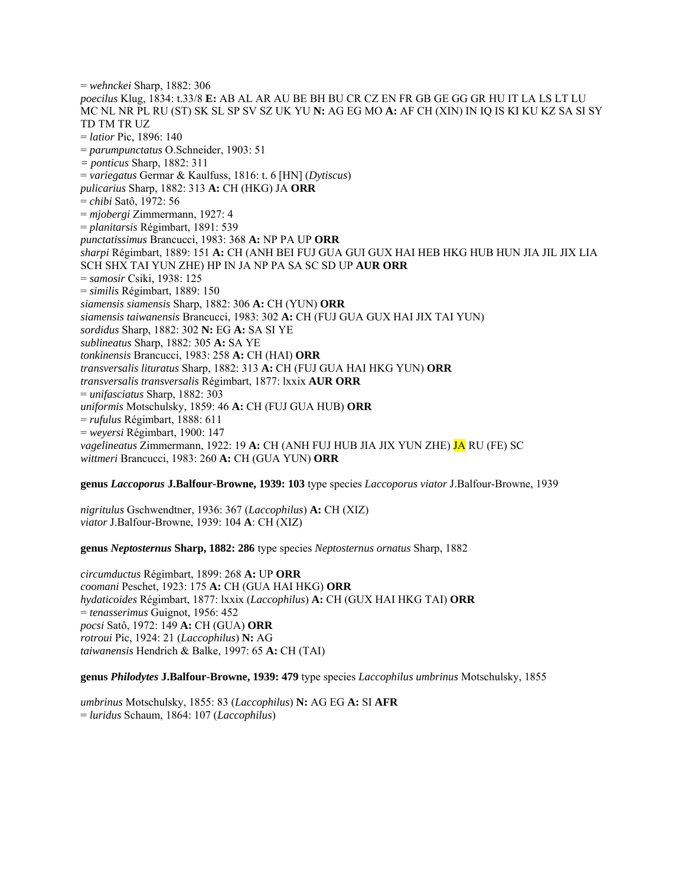= *wehnckei* Sharp, 1882: 306
*poecilus* Klug, 1834: t.33/8 **E:** AB AL AR AU BE BH BU CR CZ EN FR GB GE GG GR HU IT LA LS LT LU MC NL NR PL RU (ST) SK SL SP SV SZ UK YU **N:** AG EG MO **A:** AF CH (XIN) IN IQ IS KI KU KZ SA SI SY TD TM TR UZ
= *latior* Pic, 1896: 140
= *parumpunctatus* O.Schneider, 1903: 51
= *ponticus* Sharp, 1882: 311
= *variegatus* Germar & Kaulfuss, 1816: t. 6 [HN] (*Dytiscus*)
*pulicarius* Sharp, 1882: 313 **A:** CH (HKG) JA **ORR**
= *chibi* Satô, 1972: 56
= *mjobergi* Zimmermann, 1927: 4
= *planitarsis* Régimbart, 1891: 539
*punctatissimus* Brancucci, 1983: 368 **A:** NP PA UP **ORR**
*sharpi* Régimbart, 1889: 151 **A:** CH (ANH BEI FUJ GUA GUI GUX HAI HEB HKG HUB HUN JIA JIL JIX LIA SCH SHX TAI YUN ZHE) HP IN JA NP PA SA SC SD UP **AUR ORR**
= *samosir* Csiki, 1938: 125
= *similis* Régimbart, 1889: 150
*siamensis siamensis* Sharp, 1882: 306 **A:** CH (YUN) **ORR**
*siamensis taiwanensis* Brancucci, 1983: 302 **A:** CH (FUJ GUA GUX HAI JIX TAI YUN)
*sordidus* Sharp, 1882: 302 **N:** EG **A:** SA SI YE
*sublineatus* Sharp, 1882: 305 **A:** SA YE
*tonkinensis* Brancucci, 1983: 258 **A:** CH (HAI) **ORR**
*transversalis lituratus* Sharp, 1882: 313 **A:** CH (FUJ GUA HAI HKG YUN) **ORR**
*transversalis transversalis* Régimbart, 1877: lxxix **AUR ORR**
= *unifasciatus* Sharp, 1882: 303
*uniformis* Motschulsky, 1859: 46 **A:** CH (FUJ GUA HUB) **ORR**
= *rufulus* Régimbart, 1888: 611
= *weyersi* Régimbart, 1900: 147
*vagelineatus* Zimmermann, 1922: 19 **A:** CH (ANH FUJ HUB JIA JIX YUN ZHE) JA RU (FE) SC
*wittmeri* Brancucci, 1983: 260 **A:** CH (GUA YUN) **ORR**

**genus *Laccoporus* J.Balfour-Browne, 1939: 103** type species *Laccoporus viator* J.Balfour-Browne, 1939

*nigritulus* Gschwendtner, 1936: 367 (*Laccophilus*) **A:** CH (XIZ)
*viator* J.Balfour-Browne, 1939: 104 **A**: CH (XIZ)

**genus *Neptosternus* Sharp, 1882: 286** type species *Neptosternus ornatus* Sharp, 1882

*circumductus* Régimbart, 1899: 268 **A:** UP **ORR**
*coomani* Peschet, 1923: 175 **A:** CH (GUA HAI HKG) **ORR**
*hydaticoides* Régimbart, 1877: lxxix (*Laccophilus*) **A:** CH (GUX HAI HKG TAI) **ORR**
= *tenasserimus* Guignot, 1956: 452
*pocsi* Satô, 1972: 149 **A:** CH (GUA) **ORR**
*rotroui* Pic, 1924: 21 (*Laccophilus*) **N:** AG
*taiwanensis* Hendrich & Balke, 1997: 65 **A:** CH (TAI)

**genus *Philodytes* J.Balfour-Browne, 1939: 479** type species *Laccophilus umbrinus* Motschulsky, 1855

*umbrinus* Motschulsky, 1855: 83 (*Laccophilus*) **N:** AG EG **A:** SI **AFR**
= *luridus* Schaum, 1864: 107 (*Laccophilus*)